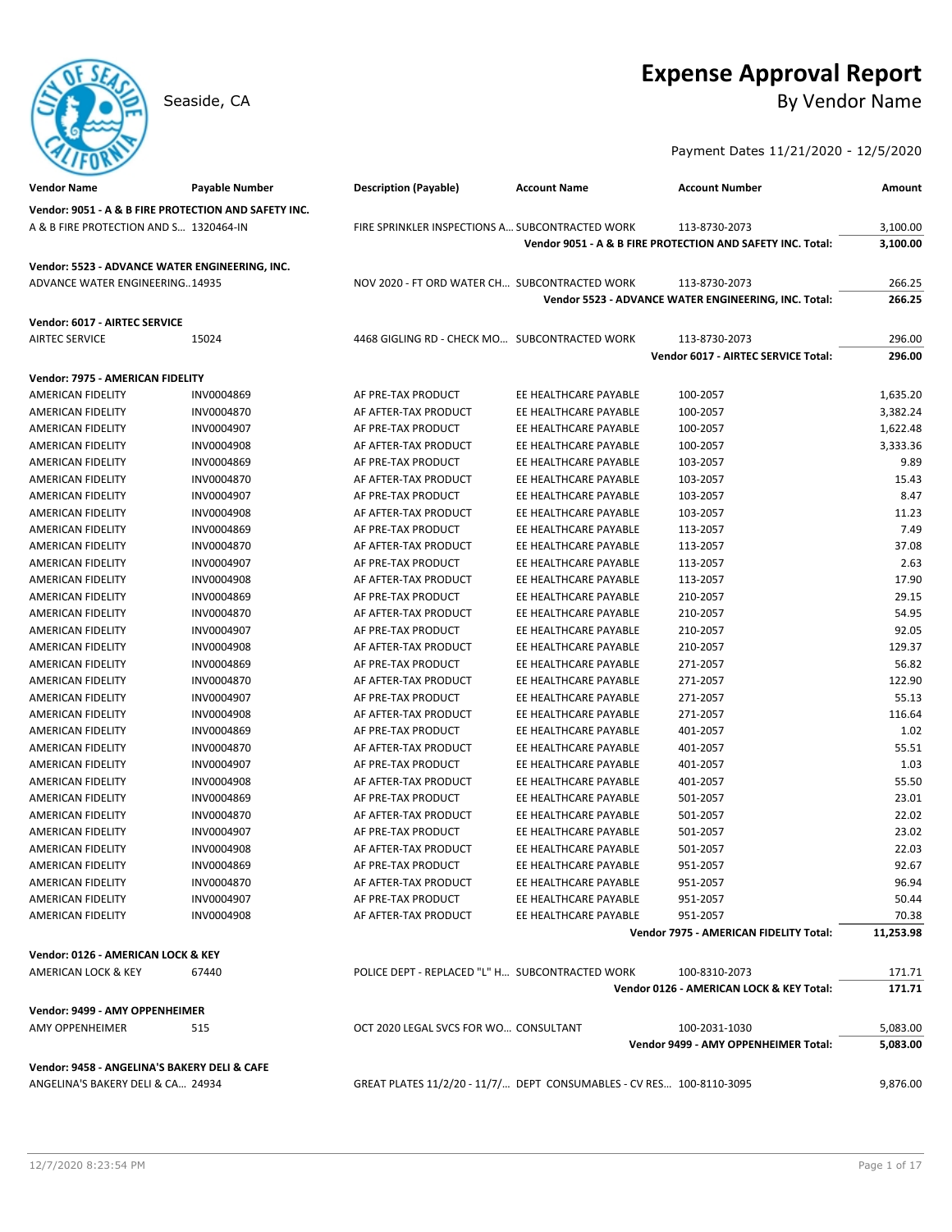# Expense Approval Report

Seaside, CA

## By Vendor Name

Payment Dates 11/21/2020 - 12/5/2020

| Vendor Name | Payable Number | Description (Payable) | Account Name | Account Number | Amount |
|---|---|---|---|---|---|
| **Vendor: 9051 - A & B FIRE PROTECTION AND SAFETY INC.** | | | | | |
| A & B FIRE PROTECTION AND S... | 1320464-IN | FIRE SPRINKLER INSPECTIONS A... | SUBCONTRACTED WORK | 113-8730-2073 | 3,100.00 |
| | | | | **Vendor 9051 - A & B FIRE PROTECTION AND SAFETY INC. Total:** | **3,100.00** |
| **Vendor: 5523 - ADVANCE WATER ENGINEERING, INC.** | | | | | |
| ADVANCE WATER ENGINEERING... | 14935 | NOV 2020 - FT ORD WATER CH... | SUBCONTRACTED WORK | 113-8730-2073 | 266.25 |
| | | | | **Vendor 5523 - ADVANCE WATER ENGINEERING, INC. Total:** | **266.25** |
| **Vendor: 6017 - AIRTEC SERVICE** | | | | | |
| AIRTEC SERVICE | 15024 | 4468 GIGLING RD - CHECK MO... | SUBCONTRACTED WORK | 113-8730-2073 | 296.00 |
| | | | | **Vendor 6017 - AIRTEC SERVICE Total:** | **296.00** |
| **Vendor: 7975 - AMERICAN FIDELITY** | | | | | |
| AMERICAN FIDELITY | INV0004869 | AF PRE-TAX PRODUCT | EE HEALTHCARE PAYABLE | 100-2057 | 1,635.20 |
| AMERICAN FIDELITY | INV0004870 | AF AFTER-TAX PRODUCT | EE HEALTHCARE PAYABLE | 100-2057 | 3,382.24 |
| AMERICAN FIDELITY | INV0004907 | AF PRE-TAX PRODUCT | EE HEALTHCARE PAYABLE | 100-2057 | 1,622.48 |
| AMERICAN FIDELITY | INV0004908 | AF AFTER-TAX PRODUCT | EE HEALTHCARE PAYABLE | 100-2057 | 3,333.36 |
| AMERICAN FIDELITY | INV0004869 | AF PRE-TAX PRODUCT | EE HEALTHCARE PAYABLE | 103-2057 | 9.89 |
| AMERICAN FIDELITY | INV0004870 | AF AFTER-TAX PRODUCT | EE HEALTHCARE PAYABLE | 103-2057 | 15.43 |
| AMERICAN FIDELITY | INV0004907 | AF PRE-TAX PRODUCT | EE HEALTHCARE PAYABLE | 103-2057 | 8.47 |
| AMERICAN FIDELITY | INV0004908 | AF AFTER-TAX PRODUCT | EE HEALTHCARE PAYABLE | 103-2057 | 11.23 |
| AMERICAN FIDELITY | INV0004869 | AF PRE-TAX PRODUCT | EE HEALTHCARE PAYABLE | 113-2057 | 7.49 |
| AMERICAN FIDELITY | INV0004870 | AF AFTER-TAX PRODUCT | EE HEALTHCARE PAYABLE | 113-2057 | 37.08 |
| AMERICAN FIDELITY | INV0004907 | AF PRE-TAX PRODUCT | EE HEALTHCARE PAYABLE | 113-2057 | 2.63 |
| AMERICAN FIDELITY | INV0004908 | AF AFTER-TAX PRODUCT | EE HEALTHCARE PAYABLE | 113-2057 | 17.90 |
| AMERICAN FIDELITY | INV0004869 | AF PRE-TAX PRODUCT | EE HEALTHCARE PAYABLE | 210-2057 | 29.15 |
| AMERICAN FIDELITY | INV0004870 | AF AFTER-TAX PRODUCT | EE HEALTHCARE PAYABLE | 210-2057 | 54.95 |
| AMERICAN FIDELITY | INV0004907 | AF PRE-TAX PRODUCT | EE HEALTHCARE PAYABLE | 210-2057 | 92.05 |
| AMERICAN FIDELITY | INV0004908 | AF AFTER-TAX PRODUCT | EE HEALTHCARE PAYABLE | 210-2057 | 129.37 |
| AMERICAN FIDELITY | INV0004869 | AF PRE-TAX PRODUCT | EE HEALTHCARE PAYABLE | 271-2057 | 56.82 |
| AMERICAN FIDELITY | INV0004870 | AF AFTER-TAX PRODUCT | EE HEALTHCARE PAYABLE | 271-2057 | 122.90 |
| AMERICAN FIDELITY | INV0004907 | AF PRE-TAX PRODUCT | EE HEALTHCARE PAYABLE | 271-2057 | 55.13 |
| AMERICAN FIDELITY | INV0004908 | AF AFTER-TAX PRODUCT | EE HEALTHCARE PAYABLE | 271-2057 | 116.64 |
| AMERICAN FIDELITY | INV0004869 | AF PRE-TAX PRODUCT | EE HEALTHCARE PAYABLE | 401-2057 | 1.02 |
| AMERICAN FIDELITY | INV0004870 | AF AFTER-TAX PRODUCT | EE HEALTHCARE PAYABLE | 401-2057 | 55.51 |
| AMERICAN FIDELITY | INV0004907 | AF PRE-TAX PRODUCT | EE HEALTHCARE PAYABLE | 401-2057 | 1.03 |
| AMERICAN FIDELITY | INV0004908 | AF AFTER-TAX PRODUCT | EE HEALTHCARE PAYABLE | 401-2057 | 55.50 |
| AMERICAN FIDELITY | INV0004869 | AF PRE-TAX PRODUCT | EE HEALTHCARE PAYABLE | 501-2057 | 23.01 |
| AMERICAN FIDELITY | INV0004870 | AF AFTER-TAX PRODUCT | EE HEALTHCARE PAYABLE | 501-2057 | 22.02 |
| AMERICAN FIDELITY | INV0004907 | AF PRE-TAX PRODUCT | EE HEALTHCARE PAYABLE | 501-2057 | 23.02 |
| AMERICAN FIDELITY | INV0004908 | AF AFTER-TAX PRODUCT | EE HEALTHCARE PAYABLE | 501-2057 | 22.03 |
| AMERICAN FIDELITY | INV0004869 | AF PRE-TAX PRODUCT | EE HEALTHCARE PAYABLE | 951-2057 | 92.67 |
| AMERICAN FIDELITY | INV0004870 | AF AFTER-TAX PRODUCT | EE HEALTHCARE PAYABLE | 951-2057 | 96.94 |
| AMERICAN FIDELITY | INV0004907 | AF PRE-TAX PRODUCT | EE HEALTHCARE PAYABLE | 951-2057 | 50.44 |
| AMERICAN FIDELITY | INV0004908 | AF AFTER-TAX PRODUCT | EE HEALTHCARE PAYABLE | 951-2057 | 70.38 |
| | | | | **Vendor 7975 - AMERICAN FIDELITY Total:** | **11,253.98** |
| **Vendor: 0126 - AMERICAN LOCK & KEY** | | | | | |
| AMERICAN LOCK & KEY | 67440 | POLICE DEPT - REPLACED "L" H... | SUBCONTRACTED WORK | 100-8310-2073 | 171.71 |
| | | | | **Vendor 0126 - AMERICAN LOCK & KEY Total:** | **171.71** |
| **Vendor: 9499 - AMY OPPENHEIMER** | | | | | |
| AMY OPPENHEIMER | 515 | OCT 2020 LEGAL SVCS FOR WO... | CONSULTANT | 100-2031-1030 | 5,083.00 |
| | | | | **Vendor 9499 - AMY OPPENHEIMER Total:** | **5,083.00** |
| **Vendor: 9458 - ANGELINA'S BAKERY DELI & CAFE** | | | | | |
| ANGELINA'S BAKERY DELI & CA... | 24934 | GREAT PLATES 11/2/20 - 11/7/... | DEPT CONSUMABLES - CV RES... | 100-8110-3095 | 9,876.00 |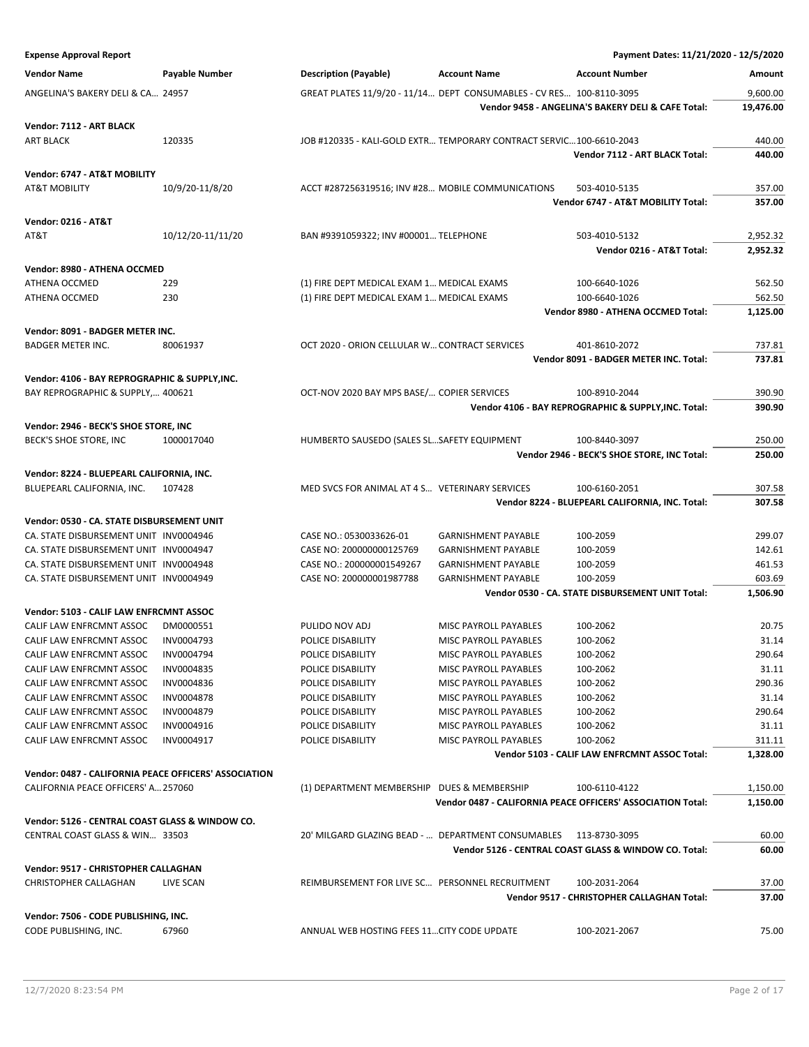**Expense Approval Report** — Payment Dates: 11/21/2020 - 12/5/2020

| Vendor Name | Payable Number | Description (Payable) | Account Name | Account Number | Amount |
|---|---|---|---|---|---|
| ANGELINA'S BAKERY DELI & CA... | 24957 | GREAT PLATES 11/9/20 - 11/14... | DEPT CONSUMABLES - CV RES... | 100-8110-3095 | 9,600.00 |
| | | | | **Vendor 9458 - ANGELINA'S BAKERY DELI & CAFE Total:** | **19,476.00** |
| **Vendor: 7112 - ART BLACK** | | | | | |
| ART BLACK | 120335 | JOB #120335 - KALI-GOLD EXTR... | TEMPORARY CONTRACT SERVIC... | 100-6610-2043 | 440.00 |
| | | | | **Vendor 7112 - ART BLACK Total:** | **440.00** |
| **Vendor: 6747 - AT&T MOBILITY** | | | | | |
| AT&T MOBILITY | 10/9/20-11/8/20 | ACCT #287256319516; INV #28... | MOBILE COMMUNICATIONS | 503-4010-5135 | 357.00 |
| | | | | **Vendor 6747 - AT&T MOBILITY Total:** | **357.00** |
| **Vendor: 0216 - AT&T** | | | | | |
| AT&T | 10/12/20-11/11/20 | BAN #9391059322; INV #00001... | TELEPHONE | 503-4010-5132 | 2,952.32 |
| | | | | **Vendor 0216 - AT&T Total:** | **2,952.32** |
| **Vendor: 8980 - ATHENA OCCMED** | | | | | |
| ATHENA OCCMED | 229 | (1) FIRE DEPT MEDICAL EXAM 1... | MEDICAL EXAMS | 100-6640-1026 | 562.50 |
| ATHENA OCCMED | 230 | (1) FIRE DEPT MEDICAL EXAM 1... | MEDICAL EXAMS | 100-6640-1026 | 562.50 |
| | | | | **Vendor 8980 - ATHENA OCCMED Total:** | **1,125.00** |
| **Vendor: 8091 - BADGER METER INC.** | | | | | |
| BADGER METER INC. | 80061937 | OCT 2020 - ORION CELLULAR W... | CONTRACT SERVICES | 401-8610-2072 | 737.81 |
| | | | | **Vendor 8091 - BADGER METER INC. Total:** | **737.81** |
| **Vendor: 4106 - BAY REPROGRAPHIC & SUPPLY,INC.** | | | | | |
| BAY REPROGRAPHIC & SUPPLY,... | 400621 | OCT-NOV 2020 BAY MPS BASE/... | COPIER SERVICES | 100-8910-2044 | 390.90 |
| | | | | **Vendor 4106 - BAY REPROGRAPHIC & SUPPLY,INC. Total:** | **390.90** |
| **Vendor: 2946 - BECK'S SHOE STORE, INC** | | | | | |
| BECK'S SHOE STORE, INC | 1000017040 | HUMBERTO SAUSEDO (SALES SL... | SAFETY EQUIPMENT | 100-8440-3097 | 250.00 |
| | | | | **Vendor 2946 - BECK'S SHOE STORE, INC Total:** | **250.00** |
| **Vendor: 8224 - BLUEPEARL CALIFORNIA, INC.** | | | | | |
| BLUEPEARL CALIFORNIA, INC. | 107428 | MED SVCS FOR ANIMAL AT 4 S... | VETERINARY SERVICES | 100-6160-2051 | 307.58 |
| | | | | **Vendor 8224 - BLUEPEARL CALIFORNIA, INC. Total:** | **307.58** |
| **Vendor: 0530 - CA. STATE DISBURSEMENT UNIT** | | | | | |
| CA. STATE DISBURSEMENT UNIT | INV0004946 | CASE NO.: 0530033626-01 | GARNISHMENT PAYABLE | 100-2059 | 299.07 |
| CA. STATE DISBURSEMENT UNIT | INV0004947 | CASE NO.: 200000000125769 | GARNISHMENT PAYABLE | 100-2059 | 142.61 |
| CA. STATE DISBURSEMENT UNIT | INV0004948 | CASE NO.: 200000001549267 | GARNISHMENT PAYABLE | 100-2059 | 461.53 |
| CA. STATE DISBURSEMENT UNIT | INV0004949 | CASE NO: 200000001987788 | GARNISHMENT PAYABLE | 100-2059 | 603.69 |
| | | | | **Vendor 0530 - CA. STATE DISBURSEMENT UNIT Total:** | **1,506.90** |
| **Vendor: 5103 - CALIF LAW ENFRCMNT ASSOC** | | | | | |
| CALIF LAW ENFRCMNT ASSOC | DM0000551 | PULIDO NOV ADJ | MISC PAYROLL PAYABLES | 100-2062 | 20.75 |
| CALIF LAW ENFRCMNT ASSOC | INV0004793 | POLICE DISABILITY | MISC PAYROLL PAYABLES | 100-2062 | 31.14 |
| CALIF LAW ENFRCMNT ASSOC | INV0004794 | POLICE DISABILITY | MISC PAYROLL PAYABLES | 100-2062 | 290.64 |
| CALIF LAW ENFRCMNT ASSOC | INV0004835 | POLICE DISABILITY | MISC PAYROLL PAYABLES | 100-2062 | 31.11 |
| CALIF LAW ENFRCMNT ASSOC | INV0004836 | POLICE DISABILITY | MISC PAYROLL PAYABLES | 100-2062 | 290.36 |
| CALIF LAW ENFRCMNT ASSOC | INV0004878 | POLICE DISABILITY | MISC PAYROLL PAYABLES | 100-2062 | 31.14 |
| CALIF LAW ENFRCMNT ASSOC | INV0004879 | POLICE DISABILITY | MISC PAYROLL PAYABLES | 100-2062 | 290.64 |
| CALIF LAW ENFRCMNT ASSOC | INV0004916 | POLICE DISABILITY | MISC PAYROLL PAYABLES | 100-2062 | 31.11 |
| CALIF LAW ENFRCMNT ASSOC | INV0004917 | POLICE DISABILITY | MISC PAYROLL PAYABLES | 100-2062 | 311.11 |
| | | | | **Vendor 5103 - CALIF LAW ENFRCMNT ASSOC Total:** | **1,328.00** |
| **Vendor: 0487 - CALIFORNIA PEACE OFFICERS' ASSOCIATION** | | | | | |
| CALIFORNIA PEACE OFFICERS' A... | 257060 | (1) DEPARTMENT MEMBERSHIP | DUES & MEMBERSHIP | 100-6110-4122 | 1,150.00 |
| | | | | **Vendor 0487 - CALIFORNIA PEACE OFFICERS' ASSOCIATION Total:** | **1,150.00** |
| **Vendor: 5126 - CENTRAL COAST GLASS & WINDOW CO.** | | | | | |
| CENTRAL COAST GLASS & WIN... | 33503 | 20' MILGARD GLAZING BEAD - ... | DEPARTMENT CONSUMABLES | 113-8730-3095 | 60.00 |
| | | | | **Vendor 5126 - CENTRAL COAST GLASS & WINDOW CO. Total:** | **60.00** |
| **Vendor: 9517 - CHRISTOPHER CALLAGHAN** | | | | | |
| CHRISTOPHER CALLAGHAN | LIVE SCAN | REIMBURSEMENT FOR LIVE SC... | PERSONNEL RECRUITMENT | 100-2031-2064 | 37.00 |
| | | | | **Vendor 9517 - CHRISTOPHER CALLAGHAN Total:** | **37.00** |
| **Vendor: 7506 - CODE PUBLISHING, INC.** | | | | | |
| CODE PUBLISHING, INC. | 67960 | ANNUAL WEB HOSTING FEES 11... | CITY CODE UPDATE | 100-2021-2067 | 75.00 |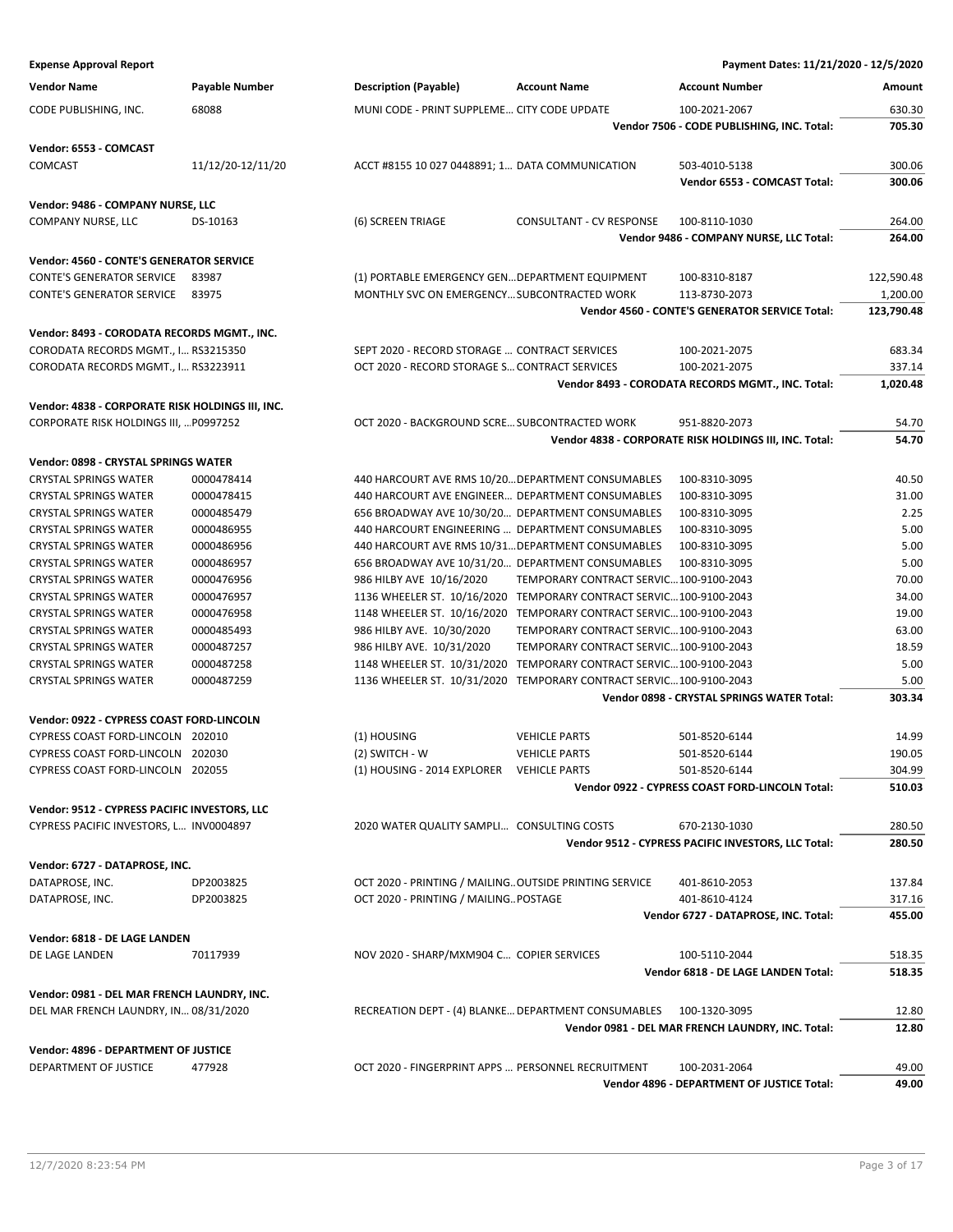**Expense Approval Report** — Payment Dates: 11/21/2020 - 12/5/2020

| Vendor Name | Payable Number | Description (Payable) | Account Name | Account Number | Amount |
|---|---|---|---|---|---|
| CODE PUBLISHING, INC. | 68088 | MUNI CODE - PRINT SUPPLEME... | CITY CODE UPDATE | 100-2021-2067 | 630.30 |
| | | | | **Vendor 7506 - CODE PUBLISHING, INC. Total:** | **705.30** |
| **Vendor: 6553 - COMCAST** | | | | | |
| COMCAST | 11/12/20-12/11/20 | ACCT #8155 10 027 0448891; 1... | DATA COMMUNICATION | 503-4010-5138 | 300.06 |
| | | | | **Vendor 6553 - COMCAST Total:** | **300.06** |
| **Vendor: 9486 - COMPANY NURSE, LLC** | | | | | |
| COMPANY NURSE, LLC | DS-10163 | (6) SCREEN TRIAGE | CONSULTANT - CV RESPONSE | 100-8110-1030 | 264.00 |
| | | | | **Vendor 9486 - COMPANY NURSE, LLC Total:** | **264.00** |
| **Vendor: 4560 - CONTE'S GENERATOR SERVICE** | | | | | |
| CONTE'S GENERATOR SERVICE | 83987 | (1) PORTABLE EMERGENCY GEN... | DEPARTMENT EQUIPMENT | 100-8310-8187 | 122,590.48 |
| CONTE'S GENERATOR SERVICE | 83975 | MONTHLY SVC ON EMERGENCY... | SUBCONTRACTED WORK | 113-8730-2073 | 1,200.00 |
| | | | | **Vendor 4560 - CONTE'S GENERATOR SERVICE Total:** | **123,790.48** |
| **Vendor: 8493 - CORODATA RECORDS MGMT., INC.** | | | | | |
| CORODATA RECORDS MGMT., I... | RS3215350 | SEPT 2020 - RECORD STORAGE ... | CONTRACT SERVICES | 100-2021-2075 | 683.34 |
| CORODATA RECORDS MGMT., I... | RS3223911 | OCT 2020 - RECORD STORAGE S... | CONTRACT SERVICES | 100-2021-2075 | 337.14 |
| | | | | **Vendor 8493 - CORODATA RECORDS MGMT., INC. Total:** | **1,020.48** |
| **Vendor: 4838 - CORPORATE RISK HOLDINGS III, INC.** | | | | | |
| CORPORATE RISK HOLDINGS III, ... | P0997252 | OCT 2020 - BACKGROUND SCRE... | SUBCONTRACTED WORK | 951-8820-2073 | 54.70 |
| | | | | **Vendor 4838 - CORPORATE RISK HOLDINGS III, INC. Total:** | **54.70** |
| **Vendor: 0898 - CRYSTAL SPRINGS WATER** | | | | | |
| CRYSTAL SPRINGS WATER | 0000478414 | 440 HARCOURT AVE RMS 10/20... | DEPARTMENT CONSUMABLES | 100-8310-3095 | 40.50 |
| CRYSTAL SPRINGS WATER | 0000478415 | 440 HARCOURT AVE ENGINEER... | DEPARTMENT CONSUMABLES | 100-8310-3095 | 31.00 |
| CRYSTAL SPRINGS WATER | 0000485479 | 656 BROADWAY AVE 10/30/20... | DEPARTMENT CONSUMABLES | 100-8310-3095 | 2.25 |
| CRYSTAL SPRINGS WATER | 0000486955 | 440 HARCOURT ENGINEERING ... | DEPARTMENT CONSUMABLES | 100-8310-3095 | 5.00 |
| CRYSTAL SPRINGS WATER | 0000486956 | 440 HARCOURT AVE RMS 10/31... | DEPARTMENT CONSUMABLES | 100-8310-3095 | 5.00 |
| CRYSTAL SPRINGS WATER | 0000486957 | 656 BROADWAY AVE 10/31/20... | DEPARTMENT CONSUMABLES | 100-8310-3095 | 5.00 |
| CRYSTAL SPRINGS WATER | 0000476956 | 986 HILBY AVE 10/16/2020 | TEMPORARY CONTRACT SERVIC... | 100-9100-2043 | 70.00 |
| CRYSTAL SPRINGS WATER | 0000476957 | 1136 WHEELER ST. 10/16/2020 | TEMPORARY CONTRACT SERVIC... | 100-9100-2043 | 34.00 |
| CRYSTAL SPRINGS WATER | 0000476958 | 1148 WHEELER ST. 10/16/2020 | TEMPORARY CONTRACT SERVIC... | 100-9100-2043 | 19.00 |
| CRYSTAL SPRINGS WATER | 0000485493 | 986 HILBY AVE. 10/30/2020 | TEMPORARY CONTRACT SERVIC... | 100-9100-2043 | 63.00 |
| CRYSTAL SPRINGS WATER | 0000487257 | 986 HILBY AVE. 10/31/2020 | TEMPORARY CONTRACT SERVIC... | 100-9100-2043 | 18.59 |
| CRYSTAL SPRINGS WATER | 0000487258 | 1148 WHEELER ST. 10/31/2020 | TEMPORARY CONTRACT SERVIC... | 100-9100-2043 | 5.00 |
| CRYSTAL SPRINGS WATER | 0000487259 | 1136 WHEELER ST. 10/31/2020 | TEMPORARY CONTRACT SERVIC... | 100-9100-2043 | 5.00 |
| | | | | **Vendor 0898 - CRYSTAL SPRINGS WATER Total:** | **303.34** |
| **Vendor: 0922 - CYPRESS COAST FORD-LINCOLN** | | | | | |
| CYPRESS COAST FORD-LINCOLN | 202010 | (1) HOUSING | VEHICLE PARTS | 501-8520-6144 | 14.99 |
| CYPRESS COAST FORD-LINCOLN | 202030 | (2) SWITCH - W | VEHICLE PARTS | 501-8520-6144 | 190.05 |
| CYPRESS COAST FORD-LINCOLN | 202055 | (1) HOUSING - 2014 EXPLORER | VEHICLE PARTS | 501-8520-6144 | 304.99 |
| | | | | **Vendor 0922 - CYPRESS COAST FORD-LINCOLN Total:** | **510.03** |
| **Vendor: 9512 - CYPRESS PACIFIC INVESTORS, LLC** | | | | | |
| CYPRESS PACIFIC INVESTORS, L... | INV0004897 | 2020 WATER QUALITY SAMPLI... | CONSULTING COSTS | 670-2130-1030 | 280.50 |
| | | | | **Vendor 9512 - CYPRESS PACIFIC INVESTORS, LLC Total:** | **280.50** |
| **Vendor: 6727 - DATAPROSE, INC.** | | | | | |
| DATAPROSE, INC. | DP2003825 | OCT 2020 - PRINTING / MAILING... | OUTSIDE PRINTING SERVICE | 401-8610-2053 | 137.84 |
| DATAPROSE, INC. | DP2003825 | OCT 2020 - PRINTING / MAILING... | POSTAGE | 401-8610-4124 | 317.16 |
| | | | | **Vendor 6727 - DATAPROSE, INC. Total:** | **455.00** |
| **Vendor: 6818 - DE LAGE LANDEN** | | | | | |
| DE LAGE LANDEN | 70117939 | NOV 2020 - SHARP/MXM904 C... | COPIER SERVICES | 100-5110-2044 | 518.35 |
| | | | | **Vendor 6818 - DE LAGE LANDEN Total:** | **518.35** |
| **Vendor: 0981 - DEL MAR FRENCH LAUNDRY, INC.** | | | | | |
| DEL MAR FRENCH LAUNDRY, IN... | 08/31/2020 | RECREATION DEPT - (4) BLANKE... | DEPARTMENT CONSUMABLES | 100-1320-3095 | 12.80 |
| | | | | **Vendor 0981 - DEL MAR FRENCH LAUNDRY, INC. Total:** | **12.80** |
| **Vendor: 4896 - DEPARTMENT OF JUSTICE** | | | | | |
| DEPARTMENT OF JUSTICE | 477928 | OCT 2020 - FINGERPRINT APPS ... | PERSONNEL RECRUITMENT | 100-2031-2064 | 49.00 |
| | | | | **Vendor 4896 - DEPARTMENT OF JUSTICE Total:** | **49.00** |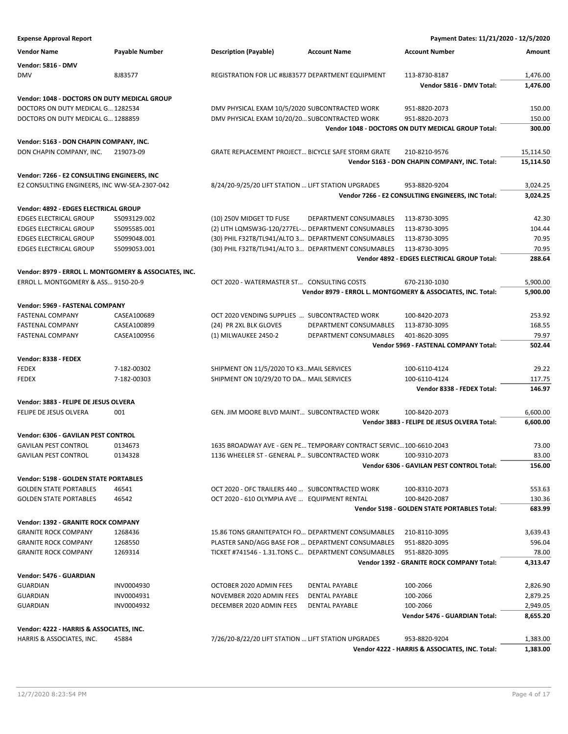**Expense Approval Report** — Payment Dates: 11/21/2020 - 12/5/2020

| Vendor Name | Payable Number | Description (Payable) | Account Name | Account Number | Amount |
|---|---|---|---|---|---|
| **Vendor: 5816 - DMV** | | | | | |
| DMV | 8J83577 | REGISTRATION FOR LIC #8J83577 | DEPARTMENT EQUIPMENT | 113-8730-8187 | 1,476.00 |
| | | | | **Vendor 5816 - DMV Total:** | **1,476.00** |
| **Vendor: 1048 - DOCTORS ON DUTY MEDICAL GROUP** | | | | | |
| DOCTORS ON DUTY MEDICAL G... | 1282534 | DMV PHYSICAL EXAM 10/5/2020 | SUBCONTRACTED WORK | 951-8820-2073 | 150.00 |
| DOCTORS ON DUTY MEDICAL G... | 1288859 | DMV PHYSICAL EXAM 10/20/20... | SUBCONTRACTED WORK | 951-8820-2073 | 150.00 |
| | | | | **Vendor 1048 - DOCTORS ON DUTY MEDICAL GROUP Total:** | **300.00** |
| **Vendor: 5163 - DON CHAPIN COMPANY, INC.** | | | | | |
| DON CHAPIN COMPANY, INC. | 219073-09 | GRATE REPLACEMENT PROJECT... | BICYCLE SAFE STORM GRATE | 210-8210-9576 | 15,114.50 |
| | | | | **Vendor 5163 - DON CHAPIN COMPANY, INC. Total:** | **15,114.50** |
| **Vendor: 7266 - E2 CONSULTING ENGINEERS, INC** | | | | | |
| E2 CONSULTING ENGINEERS, INC | WW-SEA-2307-042 | 8/24/20-9/25/20 LIFT STATION ... | LIFT STATION UPGRADES | 953-8820-9204 | 3,024.25 |
| | | | | **Vendor 7266 - E2 CONSULTING ENGINEERS, INC Total:** | **3,024.25** |
| **Vendor: 4892 - EDGES ELECTRICAL GROUP** | | | | | |
| EDGES ELECTRICAL GROUP | S5093129.002 | (10) 250V MIDGET TD FUSE | DEPARTMENT CONSUMABLES | 113-8730-3095 | 42.30 |
| EDGES ELECTRICAL GROUP | S5095585.001 | (2) LITH LQMSW3G-120/277EL-... | DEPARTMENT CONSUMABLES | 113-8730-3095 | 104.44 |
| EDGES ELECTRICAL GROUP | S5099048.001 | (30) PHIL F32T8/TL941/ALTO 3... | DEPARTMENT CONSUMABLES | 113-8730-3095 | 70.95 |
| EDGES ELECTRICAL GROUP | S5099053.001 | (30) PHIL F32T8/TL941/ALTO 3... | DEPARTMENT CONSUMABLES | 113-8730-3095 | 70.95 |
| | | | | **Vendor 4892 - EDGES ELECTRICAL GROUP Total:** | **288.64** |
| **Vendor: 8979 - ERROL L. MONTGOMERY & ASSOCIATES, INC.** | | | | | |
| ERROL L. MONTGOMERY & ASS... | 9150-20-9 | OCT 2020 - WATERMASTER ST... | CONSULTING COSTS | 670-2130-1030 | 5,900.00 |
| | | | | **Vendor 8979 - ERROL L. MONTGOMERY & ASSOCIATES, INC. Total:** | **5,900.00** |
| **Vendor: 5969 - FASTENAL COMPANY** | | | | | |
| FASTENAL COMPANY | CASEA100689 | OCT 2020 VENDING SUPPLIES ... | SUBCONTRACTED WORK | 100-8420-2073 | 253.92 |
| FASTENAL COMPANY | CASEA100899 | (24) PR 2XL BLK GLOVES | DEPARTMENT CONSUMABLES | 113-8730-3095 | 168.55 |
| FASTENAL COMPANY | CASEA100956 | (1) MILWAUKEE 2450-2 | DEPARTMENT CONSUMABLES | 401-8620-3095 | 79.97 |
| | | | | **Vendor 5969 - FASTENAL COMPANY Total:** | **502.44** |
| **Vendor: 8338 - FEDEX** | | | | | |
| FEDEX | 7-182-00302 | SHIPMENT ON 11/5/2020 TO K3... | MAIL SERVICES | 100-6110-4124 | 29.22 |
| FEDEX | 7-182-00303 | SHIPMENT ON 10/29/20 TO DA... | MAIL SERVICES | 100-6110-4124 | 117.75 |
| | | | | **Vendor 8338 - FEDEX Total:** | **146.97** |
| **Vendor: 3883 - FELIPE DE JESUS OLVERA** | | | | | |
| FELIPE DE JESUS OLVERA | 001 | GEN. JIM MOORE BLVD MAINT... | SUBCONTRACTED WORK | 100-8420-2073 | 6,600.00 |
| | | | | **Vendor 3883 - FELIPE DE JESUS OLVERA Total:** | **6,600.00** |
| **Vendor: 6306 - GAVILAN PEST CONTROL** | | | | | |
| GAVILAN PEST CONTROL | 0134673 | 1635 BROADWAY AVE - GEN PE... | TEMPORARY CONTRACT SERVIC... | 100-6610-2043 | 73.00 |
| GAVILAN PEST CONTROL | 0134328 | 1136 WHEELER ST - GENERAL P... | SUBCONTRACTED WORK | 100-9310-2073 | 83.00 |
| | | | | **Vendor 6306 - GAVILAN PEST CONTROL Total:** | **156.00** |
| **Vendor: 5198 - GOLDEN STATE PORTABLES** | | | | | |
| GOLDEN STATE PORTABLES | 46541 | OCT 2020 - OFC TRAILERS 440 ... | SUBCONTRACTED WORK | 100-8310-2073 | 553.63 |
| GOLDEN STATE PORTABLES | 46542 | OCT 2020 - 610 OLYMPIA AVE ... | EQUIPMENT RENTAL | 100-8420-2087 | 130.36 |
| | | | | **Vendor 5198 - GOLDEN STATE PORTABLES Total:** | **683.99** |
| **Vendor: 1392 - GRANITE ROCK COMPANY** | | | | | |
| GRANITE ROCK COMPANY | 1268436 | 15.86 TONS GRANITEPATCH FO... | DEPARTMENT CONSUMABLES | 210-8110-3095 | 3,639.43 |
| GRANITE ROCK COMPANY | 1268550 | PLASTER SAND/AGG BASE FOR ... | DEPARTMENT CONSUMABLES | 951-8820-3095 | 596.04 |
| GRANITE ROCK COMPANY | 1269314 | TICKET #741546 - 1.31.TONS C... | DEPARTMENT CONSUMABLES | 951-8820-3095 | 78.00 |
| | | | | **Vendor 1392 - GRANITE ROCK COMPANY Total:** | **4,313.47** |
| **Vendor: 5476 - GUARDIAN** | | | | | |
| GUARDIAN | INV0004930 | OCTOBER 2020 ADMIN FEES | DENTAL PAYABLE | 100-2066 | 2,826.90 |
| GUARDIAN | INV0004931 | NOVEMBER 2020 ADMIN FEES | DENTAL PAYABLE | 100-2066 | 2,879.25 |
| GUARDIAN | INV0004932 | DECEMBER 2020 ADMIN FEES | DENTAL PAYABLE | 100-2066 | 2,949.05 |
| | | | | **Vendor 5476 - GUARDIAN Total:** | **8,655.20** |
| **Vendor: 4222 - HARRIS & ASSOCIATES, INC.** | | | | | |
| HARRIS & ASSOCIATES, INC. | 45884 | 7/26/20-8/22/20 LIFT STATION ... | LIFT STATION UPGRADES | 953-8820-9204 | 1,383.00 |
| | | | | **Vendor 4222 - HARRIS & ASSOCIATES, INC. Total:** | **1,383.00** |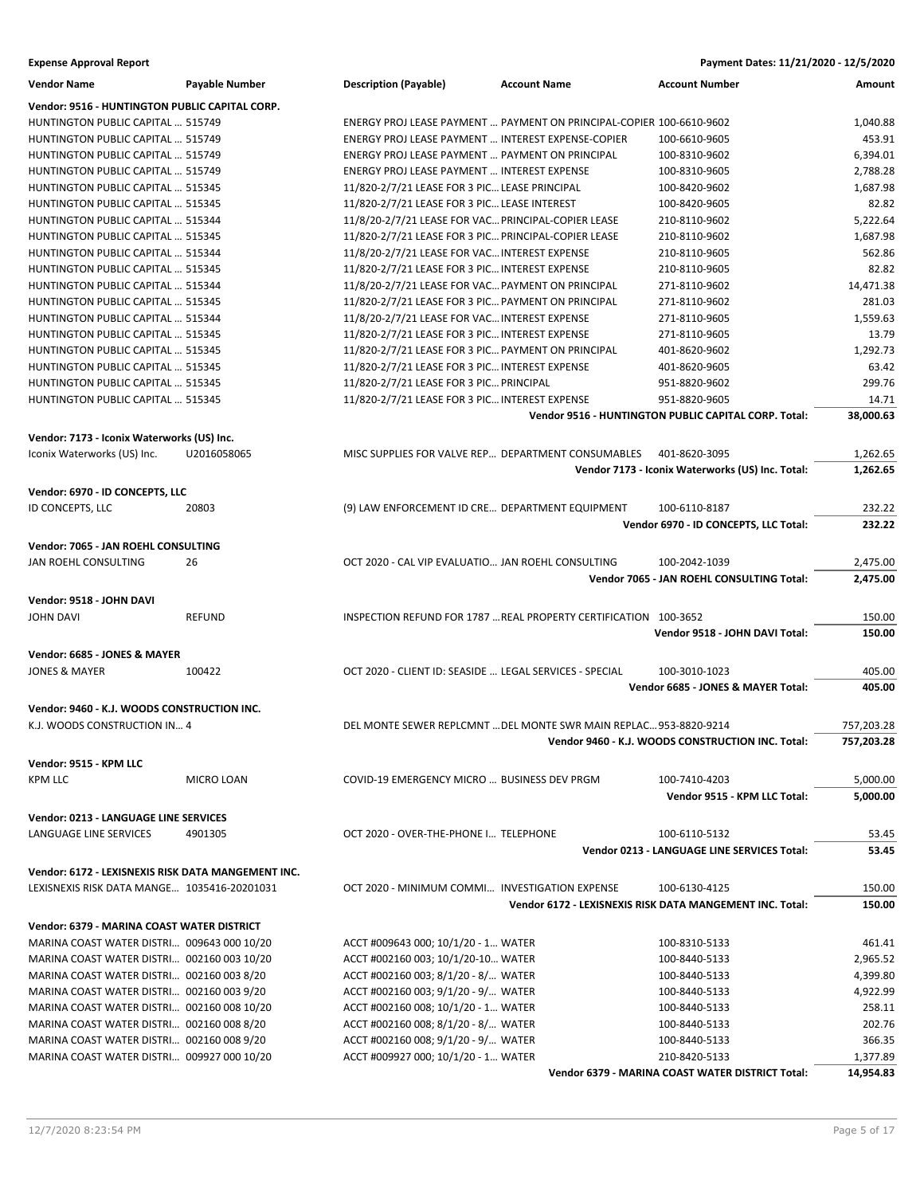**Expense Approval Report** — Payment Dates: 11/21/2020 - 12/5/2020

| Vendor Name | Payable Number | Description (Payable) | Account Name | Account Number | Amount |
|---|---|---|---|---|---|
| **Vendor: 9516 - HUNTINGTON PUBLIC CAPITAL CORP.** | | | | | |
| HUNTINGTON PUBLIC CAPITAL ... | 515749 | ENERGY PROJ LEASE PAYMENT ... | PAYMENT ON PRINCIPAL-COPIER | 100-6610-9602 | 1,040.88 |
| HUNTINGTON PUBLIC CAPITAL ... | 515749 | ENERGY PROJ LEASE PAYMENT ... | INTEREST EXPENSE-COPIER | 100-6610-9605 | 453.91 |
| HUNTINGTON PUBLIC CAPITAL ... | 515749 | ENERGY PROJ LEASE PAYMENT ... | PAYMENT ON PRINCIPAL | 100-8310-9602 | 6,394.01 |
| HUNTINGTON PUBLIC CAPITAL ... | 515749 | ENERGY PROJ LEASE PAYMENT ... | INTEREST EXPENSE | 100-8310-9605 | 2,788.28 |
| HUNTINGTON PUBLIC CAPITAL ... | 515345 | 11/820-2/7/21 LEASE FOR 3 PIC... | LEASE PRINCIPAL | 100-8420-9602 | 1,687.98 |
| HUNTINGTON PUBLIC CAPITAL ... | 515345 | 11/820-2/7/21 LEASE FOR 3 PIC... | LEASE INTEREST | 100-8420-9605 | 82.82 |
| HUNTINGTON PUBLIC CAPITAL ... | 515344 | 11/8/20-2/7/21 LEASE FOR VAC... | PRINCIPAL-COPIER LEASE | 210-8110-9602 | 5,222.64 |
| HUNTINGTON PUBLIC CAPITAL ... | 515345 | 11/820-2/7/21 LEASE FOR 3 PIC... | PRINCIPAL-COPIER LEASE | 210-8110-9602 | 1,687.98 |
| HUNTINGTON PUBLIC CAPITAL ... | 515344 | 11/8/20-2/7/21 LEASE FOR VAC... | INTEREST EXPENSE | 210-8110-9605 | 562.86 |
| HUNTINGTON PUBLIC CAPITAL ... | 515345 | 11/820-2/7/21 LEASE FOR 3 PIC... | INTEREST EXPENSE | 210-8110-9605 | 82.82 |
| HUNTINGTON PUBLIC CAPITAL ... | 515344 | 11/8/20-2/7/21 LEASE FOR VAC... | PAYMENT ON PRINCIPAL | 271-8110-9602 | 14,471.38 |
| HUNTINGTON PUBLIC CAPITAL ... | 515345 | 11/820-2/7/21 LEASE FOR 3 PIC... | PAYMENT ON PRINCIPAL | 271-8110-9602 | 281.03 |
| HUNTINGTON PUBLIC CAPITAL ... | 515344 | 11/8/20-2/7/21 LEASE FOR VAC... | INTEREST EXPENSE | 271-8110-9605 | 1,559.63 |
| HUNTINGTON PUBLIC CAPITAL ... | 515345 | 11/820-2/7/21 LEASE FOR 3 PIC... | INTEREST EXPENSE | 271-8110-9605 | 13.79 |
| HUNTINGTON PUBLIC CAPITAL ... | 515345 | 11/820-2/7/21 LEASE FOR 3 PIC... | PAYMENT ON PRINCIPAL | 401-8620-9602 | 1,292.73 |
| HUNTINGTON PUBLIC CAPITAL ... | 515345 | 11/820-2/7/21 LEASE FOR 3 PIC... | INTEREST EXPENSE | 401-8620-9605 | 63.42 |
| HUNTINGTON PUBLIC CAPITAL ... | 515345 | 11/820-2/7/21 LEASE FOR 3 PIC... | PRINCIPAL | 951-8820-9602 | 299.76 |
| HUNTINGTON PUBLIC CAPITAL ... | 515345 | 11/820-2/7/21 LEASE FOR 3 PIC... | INTEREST EXPENSE | 951-8820-9605 | 14.71 |
| | | | | **Vendor 9516 - HUNTINGTON PUBLIC CAPITAL CORP. Total:** | **38,000.63** |
| **Vendor: 7173 - Iconix Waterworks (US) Inc.** | | | | | |
| Iconix Waterworks (US) Inc. | U2016058065 | MISC SUPPLIES FOR VALVE REP... | DEPARTMENT CONSUMABLES | 401-8620-3095 | 1,262.65 |
| | | | | **Vendor 7173 - Iconix Waterworks (US) Inc. Total:** | **1,262.65** |
| **Vendor: 6970 - ID CONCEPTS, LLC** | | | | | |
| ID CONCEPTS, LLC | 20803 | (9) LAW ENFORCEMENT ID CRE... | DEPARTMENT EQUIPMENT | 100-6110-8187 | 232.22 |
| | | | | **Vendor 6970 - ID CONCEPTS, LLC Total:** | **232.22** |
| **Vendor: 7065 - JAN ROEHL CONSULTING** | | | | | |
| JAN ROEHL CONSULTING | 26 | OCT 2020 - CAL VIP EVALUATIO... | JAN ROEHL CONSULTING | 100-2042-1039 | 2,475.00 |
| | | | | **Vendor 7065 - JAN ROEHL CONSULTING Total:** | **2,475.00** |
| **Vendor: 9518 - JOHN DAVI** | | | | | |
| JOHN DAVI | REFUND | INSPECTION REFUND FOR 1787 ... | REAL PROPERTY CERTIFICATION | 100-3652 | 150.00 |
| | | | | **Vendor 9518 - JOHN DAVI Total:** | **150.00** |
| **Vendor: 6685 - JONES & MAYER** | | | | | |
| JONES & MAYER | 100422 | OCT 2020 - CLIENT ID: SEASIDE ... | LEGAL SERVICES - SPECIAL | 100-3010-1023 | 405.00 |
| | | | | **Vendor 6685 - JONES & MAYER Total:** | **405.00** |
| **Vendor: 9460 - K.J. WOODS CONSTRUCTION INC.** | | | | | |
| K.J. WOODS CONSTRUCTION IN... | 4 | DEL MONTE SEWER REPLCMNT ... | DEL MONTE SWR MAIN REPLAC... | 953-8820-9214 | 757,203.28 |
| | | | | **Vendor 9460 - K.J. WOODS CONSTRUCTION INC. Total:** | **757,203.28** |
| **Vendor: 9515 - KPM LLC** | | | | | |
| KPM LLC | MICRO LOAN | COVID-19 EMERGENCY MICRO ... | BUSINESS DEV PRGM | 100-7410-4203 | 5,000.00 |
| | | | | **Vendor 9515 - KPM LLC Total:** | **5,000.00** |
| **Vendor: 0213 - LANGUAGE LINE SERVICES** | | | | | |
| LANGUAGE LINE SERVICES | 4901305 | OCT 2020 - OVER-THE-PHONE I... | TELEPHONE | 100-6110-5132 | 53.45 |
| | | | | **Vendor 0213 - LANGUAGE LINE SERVICES Total:** | **53.45** |
| **Vendor: 6172 - LEXISNEXIS RISK DATA MANGEMENT INC.** | | | | | |
| LEXISNEXIS RISK DATA MANGE... | 1035416-20201031 | OCT 2020 - MINIMUM COMMI... | INVESTIGATION EXPENSE | 100-6130-4125 | 150.00 |
| | | | | **Vendor 6172 - LEXISNEXIS RISK DATA MANGEMENT INC. Total:** | **150.00** |
| **Vendor: 6379 - MARINA COAST WATER DISTRICT** | | | | | |
| MARINA COAST WATER DISTRI... | 009643 000 10/20 | ACCT #009643 000; 10/1/20 - 1... | WATER | 100-8310-5133 | 461.41 |
| MARINA COAST WATER DISTRI... | 002160 003 10/20 | ACCT #002160 003; 10/1/20-10... | WATER | 100-8440-5133 | 2,965.52 |
| MARINA COAST WATER DISTRI... | 002160 003 8/20 | ACCT #002160 003; 8/1/20 - 8/... | WATER | 100-8440-5133 | 4,399.80 |
| MARINA COAST WATER DISTRI... | 002160 003 9/20 | ACCT #002160 003; 9/1/20 - 9/... | WATER | 100-8440-5133 | 4,922.99 |
| MARINA COAST WATER DISTRI... | 002160 008 10/20 | ACCT #002160 008; 10/1/20 - 1... | WATER | 100-8440-5133 | 258.11 |
| MARINA COAST WATER DISTRI... | 002160 008 8/20 | ACCT #002160 008; 8/1/20 - 8/... | WATER | 100-8440-5133 | 202.76 |
| MARINA COAST WATER DISTRI... | 002160 008 9/20 | ACCT #002160 008; 9/1/20 - 9/... | WATER | 100-8440-5133 | 366.35 |
| MARINA COAST WATER DISTRI... | 009927 000 10/20 | ACCT #009927 000; 10/1/20 - 1... | WATER | 210-8420-5133 | 1,377.89 |
| | | | | **Vendor 6379 - MARINA COAST WATER DISTRICT Total:** | **14,954.83** |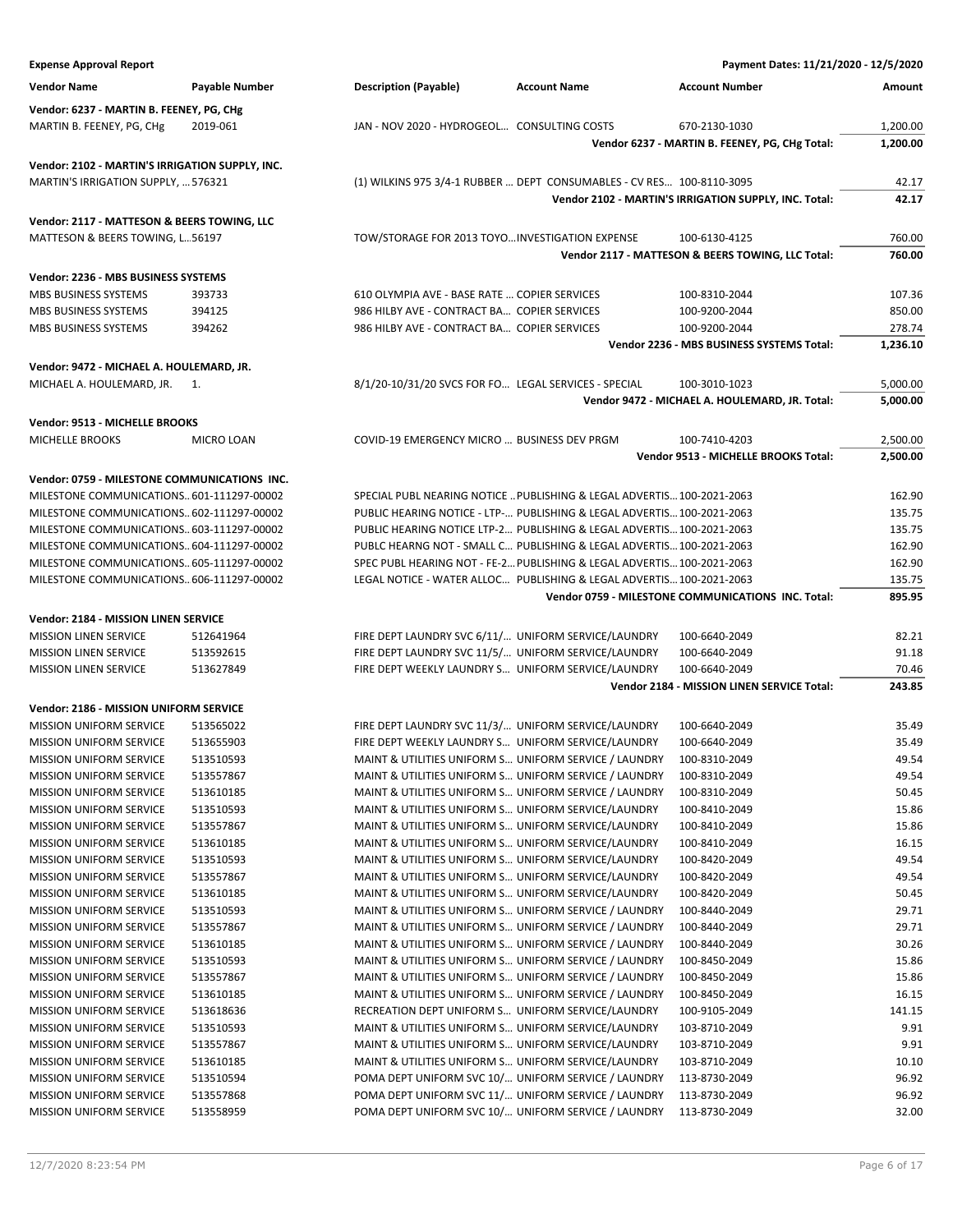**Expense Approval Report** — Payment Dates: 11/21/2020 - 12/5/2020

| Vendor Name | Payable Number | Description (Payable) | Account Name | Account Number | Amount |
|---|---|---|---|---|---|
| **Vendor: 6237 - MARTIN B. FEENEY, PG, CHg** | | | | | |
| MARTIN B. FEENEY, PG, CHg | 2019-061 | JAN - NOV 2020 - HYDROGEOL... | CONSULTING COSTS | 670-2130-1030 | 1,200.00 |
| | | | | **Vendor 6237 - MARTIN B. FEENEY, PG, CHg Total:** | **1,200.00** |
| **Vendor: 2102 - MARTIN'S IRRIGATION SUPPLY, INC.** | | | | | |
| MARTIN'S IRRIGATION SUPPLY, ... | 576321 | (1) WILKINS 975 3/4-1 RUBBER ... | DEPT CONSUMABLES - CV RES... | 100-8110-3095 | 42.17 |
| | | | | **Vendor 2102 - MARTIN'S IRRIGATION SUPPLY, INC. Total:** | **42.17** |
| **Vendor: 2117 - MATTESON & BEERS TOWING, LLC** | | | | | |
| MATTESON & BEERS TOWING, L... | 56197 | TOW/STORAGE FOR 2013 TOYO... | INVESTIGATION EXPENSE | 100-6130-4125 | 760.00 |
| | | | | **Vendor 2117 - MATTESON & BEERS TOWING, LLC Total:** | **760.00** |
| **Vendor: 2236 - MBS BUSINESS SYSTEMS** | | | | | |
| MBS BUSINESS SYSTEMS | 393733 | 610 OLYMPIA AVE - BASE RATE ... | COPIER SERVICES | 100-8310-2044 | 107.36 |
| MBS BUSINESS SYSTEMS | 394125 | 986 HILBY AVE - CONTRACT BA... | COPIER SERVICES | 100-9200-2044 | 850.00 |
| MBS BUSINESS SYSTEMS | 394262 | 986 HILBY AVE - CONTRACT BA... | COPIER SERVICES | 100-9200-2044 | 278.74 |
| | | | | **Vendor 2236 - MBS BUSINESS SYSTEMS Total:** | **1,236.10** |
| **Vendor: 9472 - MICHAEL A. HOULEMARD, JR.** | | | | | |
| MICHAEL A. HOULEMARD, JR. | 1. | 8/1/20-10/31/20 SVCS FOR FO... | LEGAL SERVICES - SPECIAL | 100-3010-1023 | 5,000.00 |
| | | | | **Vendor 9472 - MICHAEL A. HOULEMARD, JR. Total:** | **5,000.00** |
| **Vendor: 9513 - MICHELLE BROOKS** | | | | | |
| MICHELLE BROOKS | MICRO LOAN | COVID-19 EMERGENCY MICRO ... | BUSINESS DEV PRGM | 100-7410-4203 | 2,500.00 |
| | | | | **Vendor 9513 - MICHELLE BROOKS Total:** | **2,500.00** |
| **Vendor: 0759 - MILESTONE COMMUNICATIONS INC.** | | | | | |
| MILESTONE COMMUNICATIONS... | 601-111297-00002 | SPECIAL PUBL NEARING NOTICE ... | PUBLISHING & LEGAL ADVERTIS... | 100-2021-2063 | 162.90 |
| MILESTONE COMMUNICATIONS... | 602-111297-00002 | PUBLIC HEARING NOTICE - LTP-... | PUBLISHING & LEGAL ADVERTIS... | 100-2021-2063 | 135.75 |
| MILESTONE COMMUNICATIONS... | 603-111297-00002 | PUBLIC HEARING NOTICE LTP-2... | PUBLISHING & LEGAL ADVERTIS... | 100-2021-2063 | 135.75 |
| MILESTONE COMMUNICATIONS... | 604-111297-00002 | PUBLC HEARNG NOT - SMALL C... | PUBLISHING & LEGAL ADVERTIS... | 100-2021-2063 | 162.90 |
| MILESTONE COMMUNICATIONS... | 605-111297-00002 | SPEC PUBL HEARING NOT - FE-2... | PUBLISHING & LEGAL ADVERTIS... | 100-2021-2063 | 162.90 |
| MILESTONE COMMUNICATIONS... | 606-111297-00002 | LEGAL NOTICE - WATER ALLOC... | PUBLISHING & LEGAL ADVERTIS... | 100-2021-2063 | 135.75 |
| | | | | **Vendor 0759 - MILESTONE COMMUNICATIONS INC. Total:** | **895.95** |
| **Vendor: 2184 - MISSION LINEN SERVICE** | | | | | |
| MISSION LINEN SERVICE | 512641964 | FIRE DEPT LAUNDRY SVC 6/11/... | UNIFORM SERVICE/LAUNDRY | 100-6640-2049 | 82.21 |
| MISSION LINEN SERVICE | 513592615 | FIRE DEPT LAUNDRY SVC 11/5/... | UNIFORM SERVICE/LAUNDRY | 100-6640-2049 | 91.18 |
| MISSION LINEN SERVICE | 513627849 | FIRE DEPT WEEKLY LAUNDRY S... | UNIFORM SERVICE/LAUNDRY | 100-6640-2049 | 70.46 |
| | | | | **Vendor 2184 - MISSION LINEN SERVICE Total:** | **243.85** |
| **Vendor: 2186 - MISSION UNIFORM SERVICE** | | | | | |
| MISSION UNIFORM SERVICE | 513565022 | FIRE DEPT LAUNDRY SVC 11/3/... | UNIFORM SERVICE/LAUNDRY | 100-6640-2049 | 35.49 |
| MISSION UNIFORM SERVICE | 513655903 | FIRE DEPT WEEKLY LAUNDRY S... | UNIFORM SERVICE/LAUNDRY | 100-6640-2049 | 35.49 |
| MISSION UNIFORM SERVICE | 513510593 | MAINT & UTILITIES UNIFORM S... | UNIFORM SERVICE / LAUNDRY | 100-8310-2049 | 49.54 |
| MISSION UNIFORM SERVICE | 513557867 | MAINT & UTILITIES UNIFORM S... | UNIFORM SERVICE / LAUNDRY | 100-8310-2049 | 49.54 |
| MISSION UNIFORM SERVICE | 513610185 | MAINT & UTILITIES UNIFORM S... | UNIFORM SERVICE / LAUNDRY | 100-8310-2049 | 50.45 |
| MISSION UNIFORM SERVICE | 513510593 | MAINT & UTILITIES UNIFORM S... | UNIFORM SERVICE/LAUNDRY | 100-8410-2049 | 15.86 |
| MISSION UNIFORM SERVICE | 513557867 | MAINT & UTILITIES UNIFORM S... | UNIFORM SERVICE/LAUNDRY | 100-8410-2049 | 15.86 |
| MISSION UNIFORM SERVICE | 513610185 | MAINT & UTILITIES UNIFORM S... | UNIFORM SERVICE/LAUNDRY | 100-8410-2049 | 16.15 |
| MISSION UNIFORM SERVICE | 513510593 | MAINT & UTILITIES UNIFORM S... | UNIFORM SERVICE/LAUNDRY | 100-8420-2049 | 49.54 |
| MISSION UNIFORM SERVICE | 513557867 | MAINT & UTILITIES UNIFORM S... | UNIFORM SERVICE/LAUNDRY | 100-8420-2049 | 49.54 |
| MISSION UNIFORM SERVICE | 513610185 | MAINT & UTILITIES UNIFORM S... | UNIFORM SERVICE/LAUNDRY | 100-8420-2049 | 50.45 |
| MISSION UNIFORM SERVICE | 513510593 | MAINT & UTILITIES UNIFORM S... | UNIFORM SERVICE / LAUNDRY | 100-8440-2049 | 29.71 |
| MISSION UNIFORM SERVICE | 513557867 | MAINT & UTILITIES UNIFORM S... | UNIFORM SERVICE / LAUNDRY | 100-8440-2049 | 29.71 |
| MISSION UNIFORM SERVICE | 513610185 | MAINT & UTILITIES UNIFORM S... | UNIFORM SERVICE / LAUNDRY | 100-8440-2049 | 30.26 |
| MISSION UNIFORM SERVICE | 513510593 | MAINT & UTILITIES UNIFORM S... | UNIFORM SERVICE / LAUNDRY | 100-8450-2049 | 15.86 |
| MISSION UNIFORM SERVICE | 513557867 | MAINT & UTILITIES UNIFORM S... | UNIFORM SERVICE / LAUNDRY | 100-8450-2049 | 15.86 |
| MISSION UNIFORM SERVICE | 513610185 | MAINT & UTILITIES UNIFORM S... | UNIFORM SERVICE / LAUNDRY | 100-8450-2049 | 16.15 |
| MISSION UNIFORM SERVICE | 513618636 | RECREATION DEPT UNIFORM S... | UNIFORM SERVICE/LAUNDRY | 100-9105-2049 | 141.15 |
| MISSION UNIFORM SERVICE | 513510593 | MAINT & UTILITIES UNIFORM S... | UNIFORM SERVICE/LAUNDRY | 103-8710-2049 | 9.91 |
| MISSION UNIFORM SERVICE | 513557867 | MAINT & UTILITIES UNIFORM S... | UNIFORM SERVICE/LAUNDRY | 103-8710-2049 | 9.91 |
| MISSION UNIFORM SERVICE | 513610185 | MAINT & UTILITIES UNIFORM S... | UNIFORM SERVICE/LAUNDRY | 103-8710-2049 | 10.10 |
| MISSION UNIFORM SERVICE | 513510594 | POMA DEPT UNIFORM SVC 10/... | UNIFORM SERVICE / LAUNDRY | 113-8730-2049 | 96.92 |
| MISSION UNIFORM SERVICE | 513557868 | POMA DEPT UNIFORM SVC 11/... | UNIFORM SERVICE / LAUNDRY | 113-8730-2049 | 96.92 |
| MISSION UNIFORM SERVICE | 513558959 | POMA DEPT UNIFORM SVC 10/... | UNIFORM SERVICE / LAUNDRY | 113-8730-2049 | 32.00 |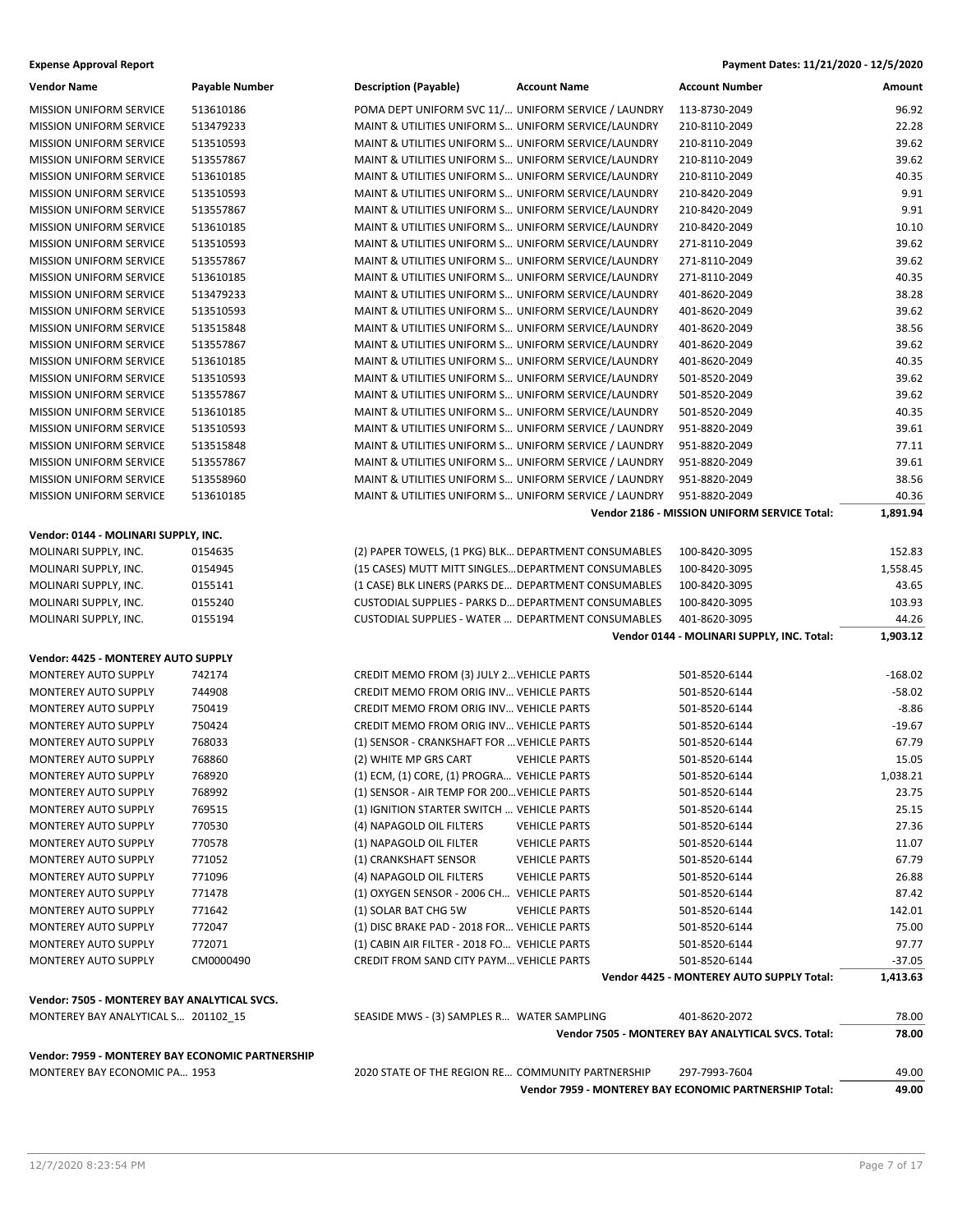**Expense Approval Report** — Payment Dates: 11/21/2020 - 12/5/2020

| Vendor Name | Payable Number | Description (Payable) | Account Name | Account Number | Amount |
|---|---|---|---|---|---|
| MISSION UNIFORM SERVICE | 513610186 | POMA DEPT UNIFORM SVC 11/... | UNIFORM SERVICE / LAUNDRY | 113-8730-2049 | 96.92 |
| MISSION UNIFORM SERVICE | 513479233 | MAINT & UTILITIES UNIFORM S... | UNIFORM SERVICE/LAUNDRY | 210-8110-2049 | 22.28 |
| MISSION UNIFORM SERVICE | 513510593 | MAINT & UTILITIES UNIFORM S... | UNIFORM SERVICE/LAUNDRY | 210-8110-2049 | 39.62 |
| MISSION UNIFORM SERVICE | 513557867 | MAINT & UTILITIES UNIFORM S... | UNIFORM SERVICE/LAUNDRY | 210-8110-2049 | 39.62 |
| MISSION UNIFORM SERVICE | 513610185 | MAINT & UTILITIES UNIFORM S... | UNIFORM SERVICE/LAUNDRY | 210-8110-2049 | 40.35 |
| MISSION UNIFORM SERVICE | 513510593 | MAINT & UTILITIES UNIFORM S... | UNIFORM SERVICE/LAUNDRY | 210-8420-2049 | 9.91 |
| MISSION UNIFORM SERVICE | 513557867 | MAINT & UTILITIES UNIFORM S... | UNIFORM SERVICE/LAUNDRY | 210-8420-2049 | 9.91 |
| MISSION UNIFORM SERVICE | 513610185 | MAINT & UTILITIES UNIFORM S... | UNIFORM SERVICE/LAUNDRY | 210-8420-2049 | 10.10 |
| MISSION UNIFORM SERVICE | 513510593 | MAINT & UTILITIES UNIFORM S... | UNIFORM SERVICE/LAUNDRY | 271-8110-2049 | 39.62 |
| MISSION UNIFORM SERVICE | 513557867 | MAINT & UTILITIES UNIFORM S... | UNIFORM SERVICE/LAUNDRY | 271-8110-2049 | 39.62 |
| MISSION UNIFORM SERVICE | 513610185 | MAINT & UTILITIES UNIFORM S... | UNIFORM SERVICE/LAUNDRY | 271-8110-2049 | 40.35 |
| MISSION UNIFORM SERVICE | 513479233 | MAINT & UTILITIES UNIFORM S... | UNIFORM SERVICE/LAUNDRY | 401-8620-2049 | 38.28 |
| MISSION UNIFORM SERVICE | 513510593 | MAINT & UTILITIES UNIFORM S... | UNIFORM SERVICE/LAUNDRY | 401-8620-2049 | 39.62 |
| MISSION UNIFORM SERVICE | 513515848 | MAINT & UTILITIES UNIFORM S... | UNIFORM SERVICE/LAUNDRY | 401-8620-2049 | 38.56 |
| MISSION UNIFORM SERVICE | 513557867 | MAINT & UTILITIES UNIFORM S... | UNIFORM SERVICE/LAUNDRY | 401-8620-2049 | 39.62 |
| MISSION UNIFORM SERVICE | 513610185 | MAINT & UTILITIES UNIFORM S... | UNIFORM SERVICE/LAUNDRY | 401-8620-2049 | 40.35 |
| MISSION UNIFORM SERVICE | 513510593 | MAINT & UTILITIES UNIFORM S... | UNIFORM SERVICE/LAUNDRY | 501-8520-2049 | 39.62 |
| MISSION UNIFORM SERVICE | 513557867 | MAINT & UTILITIES UNIFORM S... | UNIFORM SERVICE/LAUNDRY | 501-8520-2049 | 39.62 |
| MISSION UNIFORM SERVICE | 513610185 | MAINT & UTILITIES UNIFORM S... | UNIFORM SERVICE/LAUNDRY | 501-8520-2049 | 40.35 |
| MISSION UNIFORM SERVICE | 513510593 | MAINT & UTILITIES UNIFORM S... | UNIFORM SERVICE / LAUNDRY | 951-8820-2049 | 39.61 |
| MISSION UNIFORM SERVICE | 513515848 | MAINT & UTILITIES UNIFORM S... | UNIFORM SERVICE / LAUNDRY | 951-8820-2049 | 77.11 |
| MISSION UNIFORM SERVICE | 513557867 | MAINT & UTILITIES UNIFORM S... | UNIFORM SERVICE / LAUNDRY | 951-8820-2049 | 39.61 |
| MISSION UNIFORM SERVICE | 513558960 | MAINT & UTILITIES UNIFORM S... | UNIFORM SERVICE / LAUNDRY | 951-8820-2049 | 38.56 |
| MISSION UNIFORM SERVICE | 513610185 | MAINT & UTILITIES UNIFORM S... | UNIFORM SERVICE / LAUNDRY | 951-8820-2049 | 40.36 |
| | | | | **Vendor 2186 - MISSION UNIFORM SERVICE Total:** | **1,891.94** |
| **Vendor: 0144 - MOLINARI SUPPLY, INC.** | | | | | |
| MOLINARI SUPPLY, INC. | 0154635 | (2) PAPER TOWELS, (1 PKG) BLK... | DEPARTMENT CONSUMABLES | 100-8420-3095 | 152.83 |
| MOLINARI SUPPLY, INC. | 0154945 | (15 CASES) MUTT MITT SINGLES... | DEPARTMENT CONSUMABLES | 100-8420-3095 | 1,558.45 |
| MOLINARI SUPPLY, INC. | 0155141 | (1 CASE) BLK LINERS (PARKS DE... | DEPARTMENT CONSUMABLES | 100-8420-3095 | 43.65 |
| MOLINARI SUPPLY, INC. | 0155240 | CUSTODIAL SUPPLIES - PARKS D... | DEPARTMENT CONSUMABLES | 100-8420-3095 | 103.93 |
| MOLINARI SUPPLY, INC. | 0155194 | CUSTODIAL SUPPLIES - WATER ... | DEPARTMENT CONSUMABLES | 401-8620-3095 | 44.26 |
| | | | | **Vendor 0144 - MOLINARI SUPPLY, INC. Total:** | **1,903.12** |
| **Vendor: 4425 - MONTEREY AUTO SUPPLY** | | | | | |
| MONTEREY AUTO SUPPLY | 742174 | CREDIT MEMO FROM (3) JULY 2... | VEHICLE PARTS | 501-8520-6144 | -168.02 |
| MONTEREY AUTO SUPPLY | 744908 | CREDIT MEMO FROM ORIG INV... | VEHICLE PARTS | 501-8520-6144 | -58.02 |
| MONTEREY AUTO SUPPLY | 750419 | CREDIT MEMO FROM ORIG INV... | VEHICLE PARTS | 501-8520-6144 | -8.86 |
| MONTEREY AUTO SUPPLY | 750424 | CREDIT MEMO FROM ORIG INV... | VEHICLE PARTS | 501-8520-6144 | -19.67 |
| MONTEREY AUTO SUPPLY | 768033 | (1) SENSOR - CRANKSHAFT FOR ... | VEHICLE PARTS | 501-8520-6144 | 67.79 |
| MONTEREY AUTO SUPPLY | 768860 | (2) WHITE MP GRS CART | VEHICLE PARTS | 501-8520-6144 | 15.05 |
| MONTEREY AUTO SUPPLY | 768920 | (1) ECM, (1) CORE, (1) PROGRA... | VEHICLE PARTS | 501-8520-6144 | 1,038.21 |
| MONTEREY AUTO SUPPLY | 768992 | (1) SENSOR - AIR TEMP FOR 200... | VEHICLE PARTS | 501-8520-6144 | 23.75 |
| MONTEREY AUTO SUPPLY | 769515 | (1) IGNITION STARTER SWITCH ... | VEHICLE PARTS | 501-8520-6144 | 25.15 |
| MONTEREY AUTO SUPPLY | 770530 | (4) NAPAGOLD OIL FILTERS | VEHICLE PARTS | 501-8520-6144 | 27.36 |
| MONTEREY AUTO SUPPLY | 770578 | (1) NAPAGOLD OIL FILTER | VEHICLE PARTS | 501-8520-6144 | 11.07 |
| MONTEREY AUTO SUPPLY | 771052 | (1) CRANKSHAFT SENSOR | VEHICLE PARTS | 501-8520-6144 | 67.79 |
| MONTEREY AUTO SUPPLY | 771096 | (4) NAPAGOLD OIL FILTERS | VEHICLE PARTS | 501-8520-6144 | 26.88 |
| MONTEREY AUTO SUPPLY | 771478 | (1) OXYGEN SENSOR - 2006 CH... | VEHICLE PARTS | 501-8520-6144 | 87.42 |
| MONTEREY AUTO SUPPLY | 771642 | (1) SOLAR BAT CHG 5W | VEHICLE PARTS | 501-8520-6144 | 142.01 |
| MONTEREY AUTO SUPPLY | 772047 | (1) DISC BRAKE PAD - 2018 FOR... | VEHICLE PARTS | 501-8520-6144 | 75.00 |
| MONTEREY AUTO SUPPLY | 772071 | (1) CABIN AIR FILTER - 2018 FO... | VEHICLE PARTS | 501-8520-6144 | 97.77 |
| MONTEREY AUTO SUPPLY | CM0000490 | CREDIT FROM SAND CITY PAYM... | VEHICLE PARTS | 501-8520-6144 | -37.05 |
| | | | | **Vendor 4425 - MONTEREY AUTO SUPPLY Total:** | **1,413.63** |
| **Vendor: 7505 - MONTEREY BAY ANALYTICAL SVCS.** | | | | | |
| MONTEREY BAY ANALYTICAL S... | 201102_15 | SEASIDE MWS - (3) SAMPLES R... | WATER SAMPLING | 401-8620-2072 | 78.00 |
| | | | | **Vendor 7505 - MONTEREY BAY ANALYTICAL SVCS. Total:** | **78.00** |
| **Vendor: 7959 - MONTEREY BAY ECONOMIC PARTNERSHIP** | | | | | |
| MONTEREY BAY ECONOMIC PA... | 1953 | 2020 STATE OF THE REGION RE... | COMMUNITY PARTNERSHIP | 297-7993-7604 | 49.00 |
| | | | | **Vendor 7959 - MONTEREY BAY ECONOMIC PARTNERSHIP Total:** | **49.00** |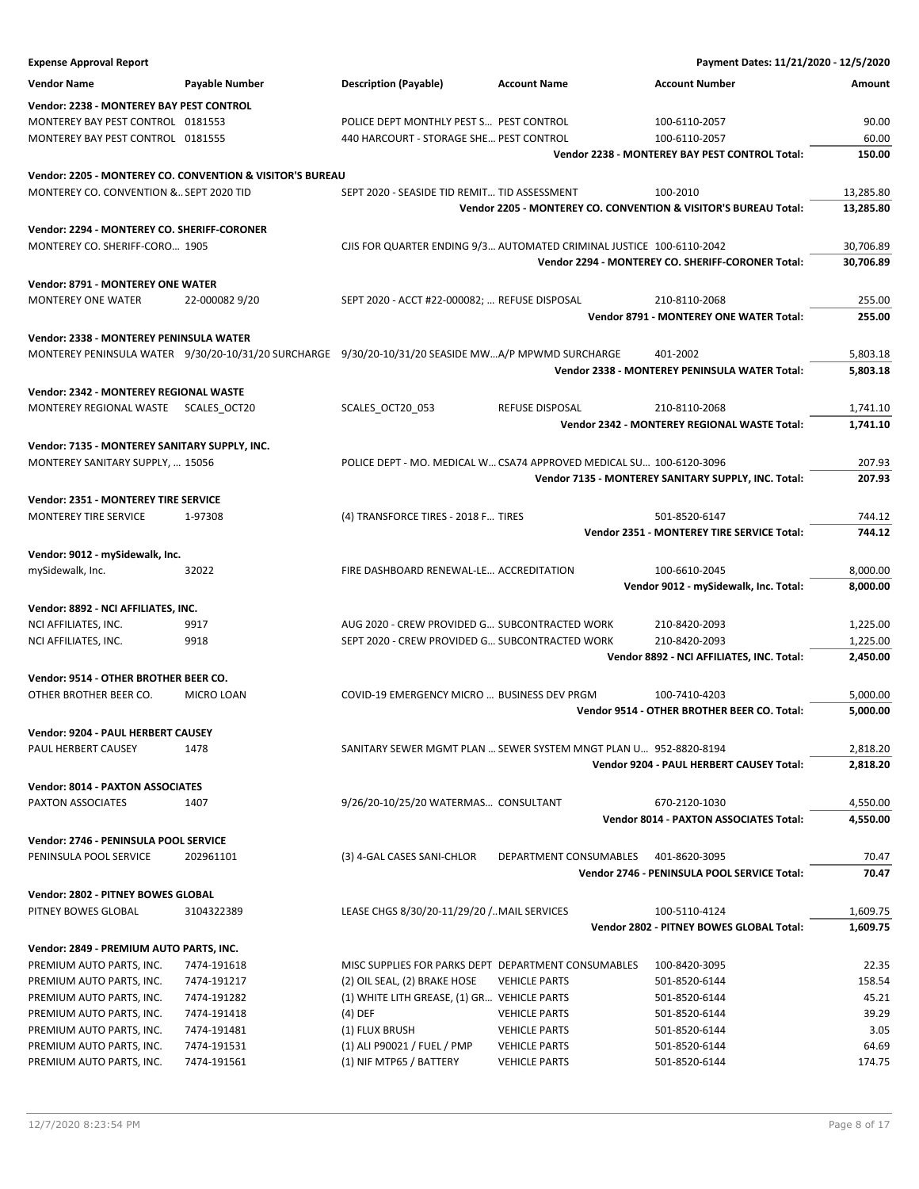**Expense Approval Report** — Payment Dates: 11/21/2020 - 12/5/2020

| Vendor Name | Payable Number | Description (Payable) | Account Name | Account Number | Amount |
|---|---|---|---|---|---|
| **Vendor: 2238 - MONTEREY BAY PEST CONTROL** | | | | | |
| MONTEREY BAY PEST CONTROL | 0181553 | POLICE DEPT MONTHLY PEST S... | PEST CONTROL | 100-6110-2057 | 90.00 |
| MONTEREY BAY PEST CONTROL | 0181555 | 440 HARCOURT - STORAGE SHE... | PEST CONTROL | 100-6110-2057 | 60.00 |
| | | | | **Vendor 2238 - MONTEREY BAY PEST CONTROL Total:** | **150.00** |
| **Vendor: 2205 - MONTEREY CO. CONVENTION & VISITOR'S BUREAU** | | | | | |
| MONTEREY CO. CONVENTION &... | SEPT 2020 TID | SEPT 2020 - SEASIDE TID REMIT... | TID ASSESSMENT | 100-2010 | 13,285.80 |
| | | | | **Vendor 2205 - MONTEREY CO. CONVENTION & VISITOR'S BUREAU Total:** | **13,285.80** |
| **Vendor: 2294 - MONTEREY CO. SHERIFF-CORONER** | | | | | |
| MONTEREY CO. SHERIFF-CORO... | 1905 | CJIS FOR QUARTER ENDING 9/3... | AUTOMATED CRIMINAL JUSTICE | 100-6110-2042 | 30,706.89 |
| | | | | **Vendor 2294 - MONTEREY CO. SHERIFF-CORONER Total:** | **30,706.89** |
| **Vendor: 8791 - MONTEREY ONE WATER** | | | | | |
| MONTEREY ONE WATER | 22-000082 9/20 | SEPT 2020 - ACCT #22-000082; ... | REFUSE DISPOSAL | 210-8110-2068 | 255.00 |
| | | | | **Vendor 8791 - MONTEREY ONE WATER Total:** | **255.00** |
| **Vendor: 2338 - MONTEREY PENINSULA WATER** | | | | | |
| MONTEREY PENINSULA WATER | 9/30/20-10/31/20 SURCHARGE | 9/30/20-10/31/20 SEASIDE MW... | A/P MPWMD SURCHARGE | 401-2002 | 5,803.18 |
| | | | | **Vendor 2338 - MONTEREY PENINSULA WATER Total:** | **5,803.18** |
| **Vendor: 2342 - MONTEREY REGIONAL WASTE** | | | | | |
| MONTEREY REGIONAL WASTE | SCALES_OCT20 | SCALES_OCT20_053 | REFUSE DISPOSAL | 210-8110-2068 | 1,741.10 |
| | | | | **Vendor 2342 - MONTEREY REGIONAL WASTE Total:** | **1,741.10** |
| **Vendor: 7135 - MONTEREY SANITARY SUPPLY, INC.** | | | | | |
| MONTEREY SANITARY SUPPLY, ... | 15056 | POLICE DEPT - MO. MEDICAL W... | CSA74 APPROVED MEDICAL SU... | 100-6120-3096 | 207.93 |
| | | | | **Vendor 7135 - MONTEREY SANITARY SUPPLY, INC. Total:** | **207.93** |
| **Vendor: 2351 - MONTEREY TIRE SERVICE** | | | | | |
| MONTEREY TIRE SERVICE | 1-97308 | (4) TRANSFORCE TIRES - 2018 F... | TIRES | 501-8520-6147 | 744.12 |
| | | | | **Vendor 2351 - MONTEREY TIRE SERVICE Total:** | **744.12** |
| **Vendor: 9012 - mySidewalk, Inc.** | | | | | |
| mySidewalk, Inc. | 32022 | FIRE DASHBOARD RENEWAL-LE... | ACCREDITATION | 100-6610-2045 | 8,000.00 |
| | | | | **Vendor 9012 - mySidewalk, Inc. Total:** | **8,000.00** |
| **Vendor: 8892 - NCI AFFILIATES, INC.** | | | | | |
| NCI AFFILIATES, INC. | 9917 | AUG 2020 - CREW PROVIDED G... | SUBCONTRACTED WORK | 210-8420-2093 | 1,225.00 |
| NCI AFFILIATES, INC. | 9918 | SEPT 2020 - CREW PROVIDED G... | SUBCONTRACTED WORK | 210-8420-2093 | 1,225.00 |
| | | | | **Vendor 8892 - NCI AFFILIATES, INC. Total:** | **2,450.00** |
| **Vendor: 9514 - OTHER BROTHER BEER CO.** | | | | | |
| OTHER BROTHER BEER CO. | MICRO LOAN | COVID-19 EMERGENCY MICRO ... | BUSINESS DEV PRGM | 100-7410-4203 | 5,000.00 |
| | | | | **Vendor 9514 - OTHER BROTHER BEER CO. Total:** | **5,000.00** |
| **Vendor: 9204 - PAUL HERBERT CAUSEY** | | | | | |
| PAUL HERBERT CAUSEY | 1478 | SANITARY SEWER MGMT PLAN ... | SEWER SYSTEM MNGT PLAN U... | 952-8820-8194 | 2,818.20 |
| | | | | **Vendor 9204 - PAUL HERBERT CAUSEY Total:** | **2,818.20** |
| **Vendor: 8014 - PAXTON ASSOCIATES** | | | | | |
| PAXTON ASSOCIATES | 1407 | 9/26/20-10/25/20 WATERMAS... | CONSULTANT | 670-2120-1030 | 4,550.00 |
| | | | | **Vendor 8014 - PAXTON ASSOCIATES Total:** | **4,550.00** |
| **Vendor: 2746 - PENINSULA POOL SERVICE** | | | | | |
| PENINSULA POOL SERVICE | 202961101 | (3) 4-GAL CASES SANI-CHLOR | DEPARTMENT CONSUMABLES | 401-8620-3095 | 70.47 |
| | | | | **Vendor 2746 - PENINSULA POOL SERVICE Total:** | **70.47** |
| **Vendor: 2802 - PITNEY BOWES GLOBAL** | | | | | |
| PITNEY BOWES GLOBAL | 3104322389 | LEASE CHGS 8/30/20-11/29/20 /... | MAIL SERVICES | 100-5110-4124 | 1,609.75 |
| | | | | **Vendor 2802 - PITNEY BOWES GLOBAL Total:** | **1,609.75** |
| **Vendor: 2849 - PREMIUM AUTO PARTS, INC.** | | | | | |
| PREMIUM AUTO PARTS, INC. | 7474-191618 | MISC SUPPLIES FOR PARKS DEPT | DEPARTMENT CONSUMABLES | 100-8420-3095 | 22.35 |
| PREMIUM AUTO PARTS, INC. | 7474-191217 | (2) OIL SEAL, (2) BRAKE HOSE | VEHICLE PARTS | 501-8520-6144 | 158.54 |
| PREMIUM AUTO PARTS, INC. | 7474-191282 | (1) WHITE LITH GREASE, (1) GR... | VEHICLE PARTS | 501-8520-6144 | 45.21 |
| PREMIUM AUTO PARTS, INC. | 7474-191418 | (4) DEF | VEHICLE PARTS | 501-8520-6144 | 39.29 |
| PREMIUM AUTO PARTS, INC. | 7474-191481 | (1) FLUX BRUSH | VEHICLE PARTS | 501-8520-6144 | 3.05 |
| PREMIUM AUTO PARTS, INC. | 7474-191531 | (1) ALI P90021 / FUEL / PMP | VEHICLE PARTS | 501-8520-6144 | 64.69 |
| PREMIUM AUTO PARTS, INC. | 7474-191561 | (1) NIF MTP65 / BATTERY | VEHICLE PARTS | 501-8520-6144 | 174.75 |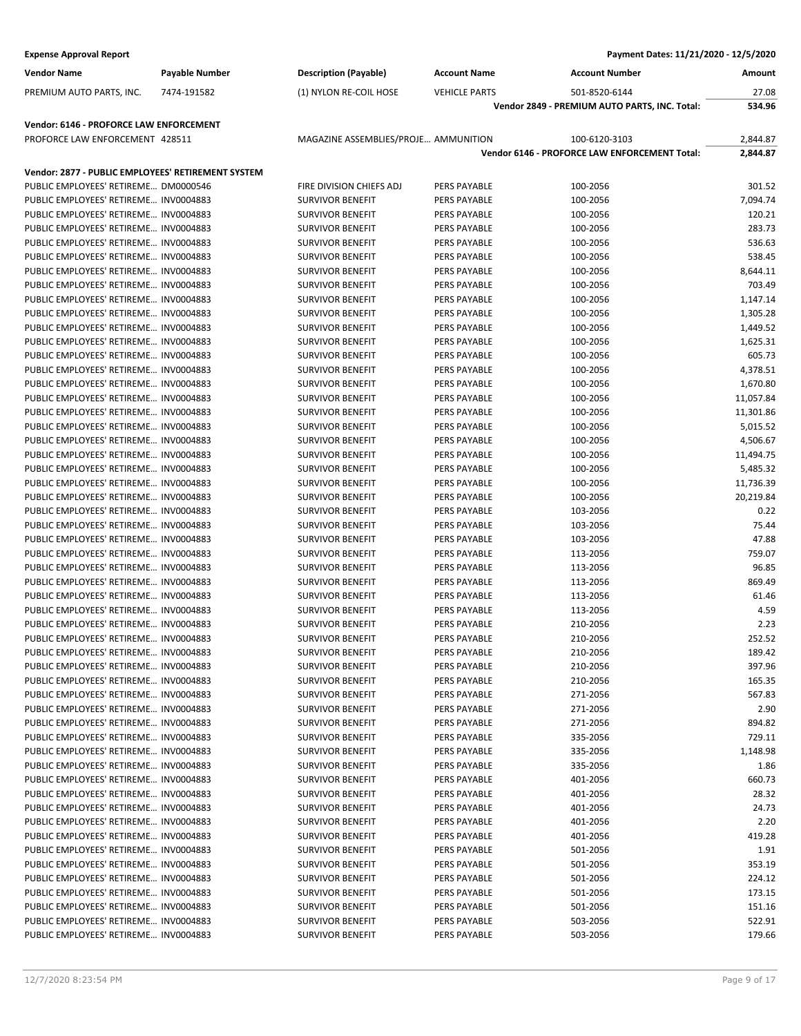**Expense Approval Report** — Payment Dates: 11/21/2020 - 12/5/2020

| Vendor Name | Payable Number | Description (Payable) | Account Name | Account Number | Amount |
|---|---|---|---|---|---|
| PREMIUM AUTO PARTS, INC. | 7474-191582 | (1) NYLON RE-COIL HOSE | VEHICLE PARTS | 501-8520-6144 | 27.08 |
| | | | | **Vendor 2849 - PREMIUM AUTO PARTS, INC. Total:** | **534.96** |
| **Vendor: 6146 - PROFORCE LAW ENFORCEMENT** | | | | | |
| PROFORCE LAW ENFORCEMENT | 428511 | MAGAZINE ASSEMBLIES/PROJE… | AMMUNITION | 100-6120-3103 | 2,844.87 |
| | | | | **Vendor 6146 - PROFORCE LAW ENFORCEMENT Total:** | **2,844.87** |
| **Vendor: 2877 - PUBLIC EMPLOYEES' RETIREMENT SYSTEM** | | | | | |
| PUBLIC EMPLOYEES' RETIREME… | DM0000546 | FIRE DIVISION CHIEFS ADJ | PERS PAYABLE | 100-2056 | 301.52 |
| PUBLIC EMPLOYEES' RETIREME… | INV0004883 | SURVIVOR BENEFIT | PERS PAYABLE | 100-2056 | 7,094.74 |
| PUBLIC EMPLOYEES' RETIREME… | INV0004883 | SURVIVOR BENEFIT | PERS PAYABLE | 100-2056 | 120.21 |
| PUBLIC EMPLOYEES' RETIREME… | INV0004883 | SURVIVOR BENEFIT | PERS PAYABLE | 100-2056 | 283.73 |
| PUBLIC EMPLOYEES' RETIREME… | INV0004883 | SURVIVOR BENEFIT | PERS PAYABLE | 100-2056 | 536.63 |
| PUBLIC EMPLOYEES' RETIREME… | INV0004883 | SURVIVOR BENEFIT | PERS PAYABLE | 100-2056 | 538.45 |
| PUBLIC EMPLOYEES' RETIREME… | INV0004883 | SURVIVOR BENEFIT | PERS PAYABLE | 100-2056 | 8,644.11 |
| PUBLIC EMPLOYEES' RETIREME… | INV0004883 | SURVIVOR BENEFIT | PERS PAYABLE | 100-2056 | 703.49 |
| PUBLIC EMPLOYEES' RETIREME… | INV0004883 | SURVIVOR BENEFIT | PERS PAYABLE | 100-2056 | 1,147.14 |
| PUBLIC EMPLOYEES' RETIREME… | INV0004883 | SURVIVOR BENEFIT | PERS PAYABLE | 100-2056 | 1,305.28 |
| PUBLIC EMPLOYEES' RETIREME… | INV0004883 | SURVIVOR BENEFIT | PERS PAYABLE | 100-2056 | 1,449.52 |
| PUBLIC EMPLOYEES' RETIREME… | INV0004883 | SURVIVOR BENEFIT | PERS PAYABLE | 100-2056 | 1,625.31 |
| PUBLIC EMPLOYEES' RETIREME… | INV0004883 | SURVIVOR BENEFIT | PERS PAYABLE | 100-2056 | 605.73 |
| PUBLIC EMPLOYEES' RETIREME… | INV0004883 | SURVIVOR BENEFIT | PERS PAYABLE | 100-2056 | 4,378.51 |
| PUBLIC EMPLOYEES' RETIREME… | INV0004883 | SURVIVOR BENEFIT | PERS PAYABLE | 100-2056 | 1,670.80 |
| PUBLIC EMPLOYEES' RETIREME… | INV0004883 | SURVIVOR BENEFIT | PERS PAYABLE | 100-2056 | 11,057.84 |
| PUBLIC EMPLOYEES' RETIREME… | INV0004883 | SURVIVOR BENEFIT | PERS PAYABLE | 100-2056 | 11,301.86 |
| PUBLIC EMPLOYEES' RETIREME… | INV0004883 | SURVIVOR BENEFIT | PERS PAYABLE | 100-2056 | 5,015.52 |
| PUBLIC EMPLOYEES' RETIREME… | INV0004883 | SURVIVOR BENEFIT | PERS PAYABLE | 100-2056 | 4,506.67 |
| PUBLIC EMPLOYEES' RETIREME… | INV0004883 | SURVIVOR BENEFIT | PERS PAYABLE | 100-2056 | 11,494.75 |
| PUBLIC EMPLOYEES' RETIREME… | INV0004883 | SURVIVOR BENEFIT | PERS PAYABLE | 100-2056 | 5,485.32 |
| PUBLIC EMPLOYEES' RETIREME… | INV0004883 | SURVIVOR BENEFIT | PERS PAYABLE | 100-2056 | 11,736.39 |
| PUBLIC EMPLOYEES' RETIREME… | INV0004883 | SURVIVOR BENEFIT | PERS PAYABLE | 100-2056 | 20,219.84 |
| PUBLIC EMPLOYEES' RETIREME… | INV0004883 | SURVIVOR BENEFIT | PERS PAYABLE | 103-2056 | 0.22 |
| PUBLIC EMPLOYEES' RETIREME… | INV0004883 | SURVIVOR BENEFIT | PERS PAYABLE | 103-2056 | 75.44 |
| PUBLIC EMPLOYEES' RETIREME… | INV0004883 | SURVIVOR BENEFIT | PERS PAYABLE | 103-2056 | 47.88 |
| PUBLIC EMPLOYEES' RETIREME… | INV0004883 | SURVIVOR BENEFIT | PERS PAYABLE | 113-2056 | 759.07 |
| PUBLIC EMPLOYEES' RETIREME… | INV0004883 | SURVIVOR BENEFIT | PERS PAYABLE | 113-2056 | 96.85 |
| PUBLIC EMPLOYEES' RETIREME… | INV0004883 | SURVIVOR BENEFIT | PERS PAYABLE | 113-2056 | 869.49 |
| PUBLIC EMPLOYEES' RETIREME… | INV0004883 | SURVIVOR BENEFIT | PERS PAYABLE | 113-2056 | 61.46 |
| PUBLIC EMPLOYEES' RETIREME… | INV0004883 | SURVIVOR BENEFIT | PERS PAYABLE | 113-2056 | 4.59 |
| PUBLIC EMPLOYEES' RETIREME… | INV0004883 | SURVIVOR BENEFIT | PERS PAYABLE | 210-2056 | 2.23 |
| PUBLIC EMPLOYEES' RETIREME… | INV0004883 | SURVIVOR BENEFIT | PERS PAYABLE | 210-2056 | 252.52 |
| PUBLIC EMPLOYEES' RETIREME… | INV0004883 | SURVIVOR BENEFIT | PERS PAYABLE | 210-2056 | 189.42 |
| PUBLIC EMPLOYEES' RETIREME… | INV0004883 | SURVIVOR BENEFIT | PERS PAYABLE | 210-2056 | 397.96 |
| PUBLIC EMPLOYEES' RETIREME… | INV0004883 | SURVIVOR BENEFIT | PERS PAYABLE | 210-2056 | 165.35 |
| PUBLIC EMPLOYEES' RETIREME… | INV0004883 | SURVIVOR BENEFIT | PERS PAYABLE | 271-2056 | 567.83 |
| PUBLIC EMPLOYEES' RETIREME… | INV0004883 | SURVIVOR BENEFIT | PERS PAYABLE | 271-2056 | 2.90 |
| PUBLIC EMPLOYEES' RETIREME… | INV0004883 | SURVIVOR BENEFIT | PERS PAYABLE | 271-2056 | 894.82 |
| PUBLIC EMPLOYEES' RETIREME… | INV0004883 | SURVIVOR BENEFIT | PERS PAYABLE | 335-2056 | 729.11 |
| PUBLIC EMPLOYEES' RETIREME… | INV0004883 | SURVIVOR BENEFIT | PERS PAYABLE | 335-2056 | 1,148.98 |
| PUBLIC EMPLOYEES' RETIREME… | INV0004883 | SURVIVOR BENEFIT | PERS PAYABLE | 335-2056 | 1.86 |
| PUBLIC EMPLOYEES' RETIREME… | INV0004883 | SURVIVOR BENEFIT | PERS PAYABLE | 401-2056 | 660.73 |
| PUBLIC EMPLOYEES' RETIREME… | INV0004883 | SURVIVOR BENEFIT | PERS PAYABLE | 401-2056 | 28.32 |
| PUBLIC EMPLOYEES' RETIREME… | INV0004883 | SURVIVOR BENEFIT | PERS PAYABLE | 401-2056 | 24.73 |
| PUBLIC EMPLOYEES' RETIREME… | INV0004883 | SURVIVOR BENEFIT | PERS PAYABLE | 401-2056 | 2.20 |
| PUBLIC EMPLOYEES' RETIREME… | INV0004883 | SURVIVOR BENEFIT | PERS PAYABLE | 401-2056 | 419.28 |
| PUBLIC EMPLOYEES' RETIREME… | INV0004883 | SURVIVOR BENEFIT | PERS PAYABLE | 501-2056 | 1.91 |
| PUBLIC EMPLOYEES' RETIREME… | INV0004883 | SURVIVOR BENEFIT | PERS PAYABLE | 501-2056 | 353.19 |
| PUBLIC EMPLOYEES' RETIREME… | INV0004883 | SURVIVOR BENEFIT | PERS PAYABLE | 501-2056 | 224.12 |
| PUBLIC EMPLOYEES' RETIREME… | INV0004883 | SURVIVOR BENEFIT | PERS PAYABLE | 501-2056 | 173.15 |
| PUBLIC EMPLOYEES' RETIREME… | INV0004883 | SURVIVOR BENEFIT | PERS PAYABLE | 501-2056 | 151.16 |
| PUBLIC EMPLOYEES' RETIREME… | INV0004883 | SURVIVOR BENEFIT | PERS PAYABLE | 503-2056 | 522.91 |
| PUBLIC EMPLOYEES' RETIREME… | INV0004883 | SURVIVOR BENEFIT | PERS PAYABLE | 503-2056 | 179.66 |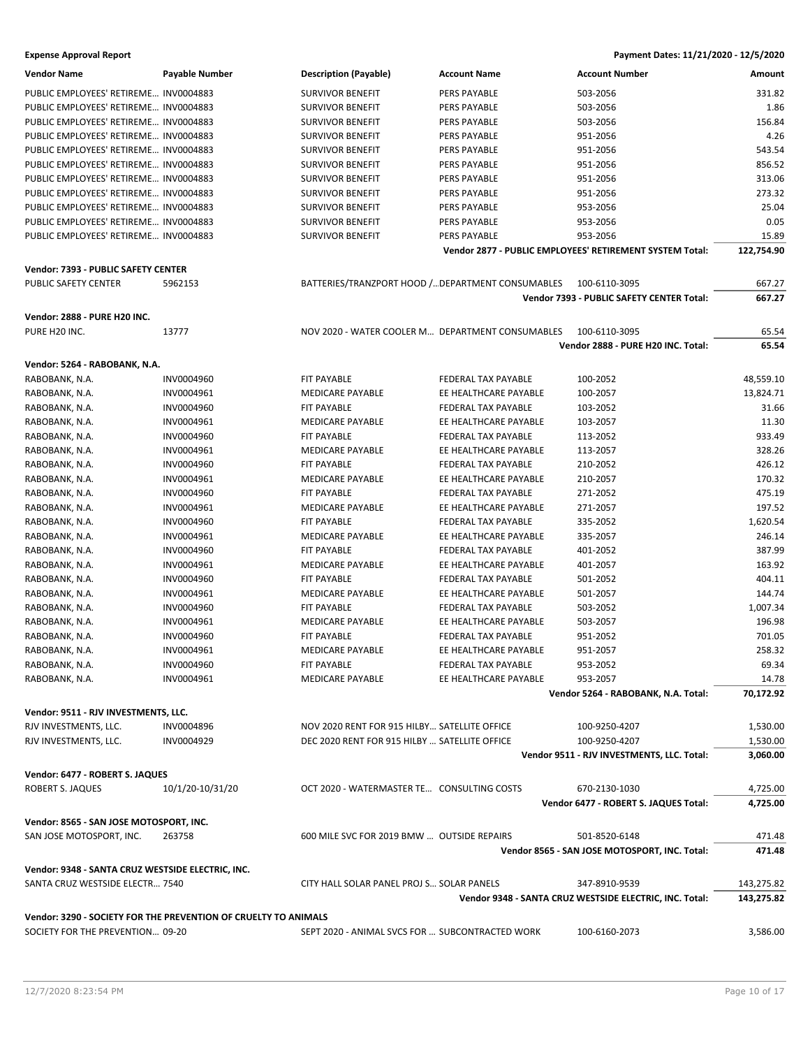**Expense Approval Report** — Payment Dates: 11/21/2020 - 12/5/2020

| Vendor Name | Payable Number | Description (Payable) | Account Name | Account Number | Amount |
|---|---|---|---|---|---|
| PUBLIC EMPLOYEES' RETIREME… | INV0004883 | SURVIVOR BENEFIT | PERS PAYABLE | 503-2056 | 331.82 |
| PUBLIC EMPLOYEES' RETIREME… | INV0004883 | SURVIVOR BENEFIT | PERS PAYABLE | 503-2056 | 1.86 |
| PUBLIC EMPLOYEES' RETIREME… | INV0004883 | SURVIVOR BENEFIT | PERS PAYABLE | 503-2056 | 156.84 |
| PUBLIC EMPLOYEES' RETIREME… | INV0004883 | SURVIVOR BENEFIT | PERS PAYABLE | 951-2056 | 4.26 |
| PUBLIC EMPLOYEES' RETIREME… | INV0004883 | SURVIVOR BENEFIT | PERS PAYABLE | 951-2056 | 543.54 |
| PUBLIC EMPLOYEES' RETIREME… | INV0004883 | SURVIVOR BENEFIT | PERS PAYABLE | 951-2056 | 856.52 |
| PUBLIC EMPLOYEES' RETIREME… | INV0004883 | SURVIVOR BENEFIT | PERS PAYABLE | 951-2056 | 313.06 |
| PUBLIC EMPLOYEES' RETIREME… | INV0004883 | SURVIVOR BENEFIT | PERS PAYABLE | 951-2056 | 273.32 |
| PUBLIC EMPLOYEES' RETIREME… | INV0004883 | SURVIVOR BENEFIT | PERS PAYABLE | 953-2056 | 25.04 |
| PUBLIC EMPLOYEES' RETIREME… | INV0004883 | SURVIVOR BENEFIT | PERS PAYABLE | 953-2056 | 0.05 |
| PUBLIC EMPLOYEES' RETIREME… | INV0004883 | SURVIVOR BENEFIT | PERS PAYABLE | 953-2056 | 15.89 |
| | | | | **Vendor 2877 - PUBLIC EMPLOYEES' RETIREMENT SYSTEM Total:** | **122,754.90** |
| **Vendor: 7393 - PUBLIC SAFETY CENTER** | | | | | |
| PUBLIC SAFETY CENTER | 5962153 | BATTERIES/TRANZPORT HOOD /… | DEPARTMENT CONSUMABLES | 100-6110-3095 | 667.27 |
| | | | | **Vendor 7393 - PUBLIC SAFETY CENTER Total:** | **667.27** |
| **Vendor: 2888 - PURE H20 INC.** | | | | | |
| PURE H20 INC. | 13777 | NOV 2020 - WATER COOLER M… | DEPARTMENT CONSUMABLES | 100-6110-3095 | 65.54 |
| | | | | **Vendor 2888 - PURE H20 INC. Total:** | **65.54** |
| **Vendor: 5264 - RABOBANK, N.A.** | | | | | |
| RABOBANK, N.A. | INV0004960 | FIT PAYABLE | FEDERAL TAX PAYABLE | 100-2052 | 48,559.10 |
| RABOBANK, N.A. | INV0004961 | MEDICARE PAYABLE | EE HEALTHCARE PAYABLE | 100-2057 | 13,824.71 |
| RABOBANK, N.A. | INV0004960 | FIT PAYABLE | FEDERAL TAX PAYABLE | 103-2052 | 31.66 |
| RABOBANK, N.A. | INV0004961 | MEDICARE PAYABLE | EE HEALTHCARE PAYABLE | 103-2057 | 11.30 |
| RABOBANK, N.A. | INV0004960 | FIT PAYABLE | FEDERAL TAX PAYABLE | 113-2052 | 933.49 |
| RABOBANK, N.A. | INV0004961 | MEDICARE PAYABLE | EE HEALTHCARE PAYABLE | 113-2057 | 328.26 |
| RABOBANK, N.A. | INV0004960 | FIT PAYABLE | FEDERAL TAX PAYABLE | 210-2052 | 426.12 |
| RABOBANK, N.A. | INV0004961 | MEDICARE PAYABLE | EE HEALTHCARE PAYABLE | 210-2057 | 170.32 |
| RABOBANK, N.A. | INV0004960 | FIT PAYABLE | FEDERAL TAX PAYABLE | 271-2052 | 475.19 |
| RABOBANK, N.A. | INV0004961 | MEDICARE PAYABLE | EE HEALTHCARE PAYABLE | 271-2057 | 197.52 |
| RABOBANK, N.A. | INV0004960 | FIT PAYABLE | FEDERAL TAX PAYABLE | 335-2052 | 1,620.54 |
| RABOBANK, N.A. | INV0004961 | MEDICARE PAYABLE | EE HEALTHCARE PAYABLE | 335-2057 | 246.14 |
| RABOBANK, N.A. | INV0004960 | FIT PAYABLE | FEDERAL TAX PAYABLE | 401-2052 | 387.99 |
| RABOBANK, N.A. | INV0004961 | MEDICARE PAYABLE | EE HEALTHCARE PAYABLE | 401-2057 | 163.92 |
| RABOBANK, N.A. | INV0004960 | FIT PAYABLE | FEDERAL TAX PAYABLE | 501-2052 | 404.11 |
| RABOBANK, N.A. | INV0004961 | MEDICARE PAYABLE | EE HEALTHCARE PAYABLE | 501-2057 | 144.74 |
| RABOBANK, N.A. | INV0004960 | FIT PAYABLE | FEDERAL TAX PAYABLE | 503-2052 | 1,007.34 |
| RABOBANK, N.A. | INV0004961 | MEDICARE PAYABLE | EE HEALTHCARE PAYABLE | 503-2057 | 196.98 |
| RABOBANK, N.A. | INV0004960 | FIT PAYABLE | FEDERAL TAX PAYABLE | 951-2052 | 701.05 |
| RABOBANK, N.A. | INV0004961 | MEDICARE PAYABLE | EE HEALTHCARE PAYABLE | 951-2057 | 258.32 |
| RABOBANK, N.A. | INV0004960 | FIT PAYABLE | FEDERAL TAX PAYABLE | 953-2052 | 69.34 |
| RABOBANK, N.A. | INV0004961 | MEDICARE PAYABLE | EE HEALTHCARE PAYABLE | 953-2057 | 14.78 |
| | | | | **Vendor 5264 - RABOBANK, N.A. Total:** | **70,172.92** |
| **Vendor: 9511 - RJV INVESTMENTS, LLC.** | | | | | |
| RJV INVESTMENTS, LLC. | INV0004896 | NOV 2020 RENT FOR 915 HILBY… | SATELLITE OFFICE | 100-9250-4207 | 1,530.00 |
| RJV INVESTMENTS, LLC. | INV0004929 | DEC 2020 RENT FOR 915 HILBY … | SATELLITE OFFICE | 100-9250-4207 | 1,530.00 |
| | | | | **Vendor 9511 - RJV INVESTMENTS, LLC. Total:** | **3,060.00** |
| **Vendor: 6477 - ROBERT S. JAQUES** | | | | | |
| ROBERT S. JAQUES | 10/1/20-10/31/20 | OCT 2020 - WATERMASTER TE… | CONSULTING COSTS | 670-2130-1030 | 4,725.00 |
| | | | | **Vendor 6477 - ROBERT S. JAQUES Total:** | **4,725.00** |
| **Vendor: 8565 - SAN JOSE MOTOSPORT, INC.** | | | | | |
| SAN JOSE MOTOSPORT, INC. | 263758 | 600 MILE SVC FOR 2019 BMW … | OUTSIDE REPAIRS | 501-8520-6148 | 471.48 |
| | | | | **Vendor 8565 - SAN JOSE MOTOSPORT, INC. Total:** | **471.48** |
| **Vendor: 9348 - SANTA CRUZ WESTSIDE ELECTRIC, INC.** | | | | | |
| SANTA CRUZ WESTSIDE ELECTR… | 7540 | CITY HALL SOLAR PANEL PROJ S… | SOLAR PANELS | 347-8910-9539 | 143,275.82 |
| | | | | **Vendor 9348 - SANTA CRUZ WESTSIDE ELECTRIC, INC. Total:** | **143,275.82** |
| **Vendor: 3290 - SOCIETY FOR THE PREVENTION OF CRUELTY TO ANIMALS** | | | | | |
| SOCIETY FOR THE PREVENTION… | 09-20 | SEPT 2020 - ANIMAL SVCS FOR … | SUBCONTRACTED WORK | 100-6160-2073 | 3,586.00 |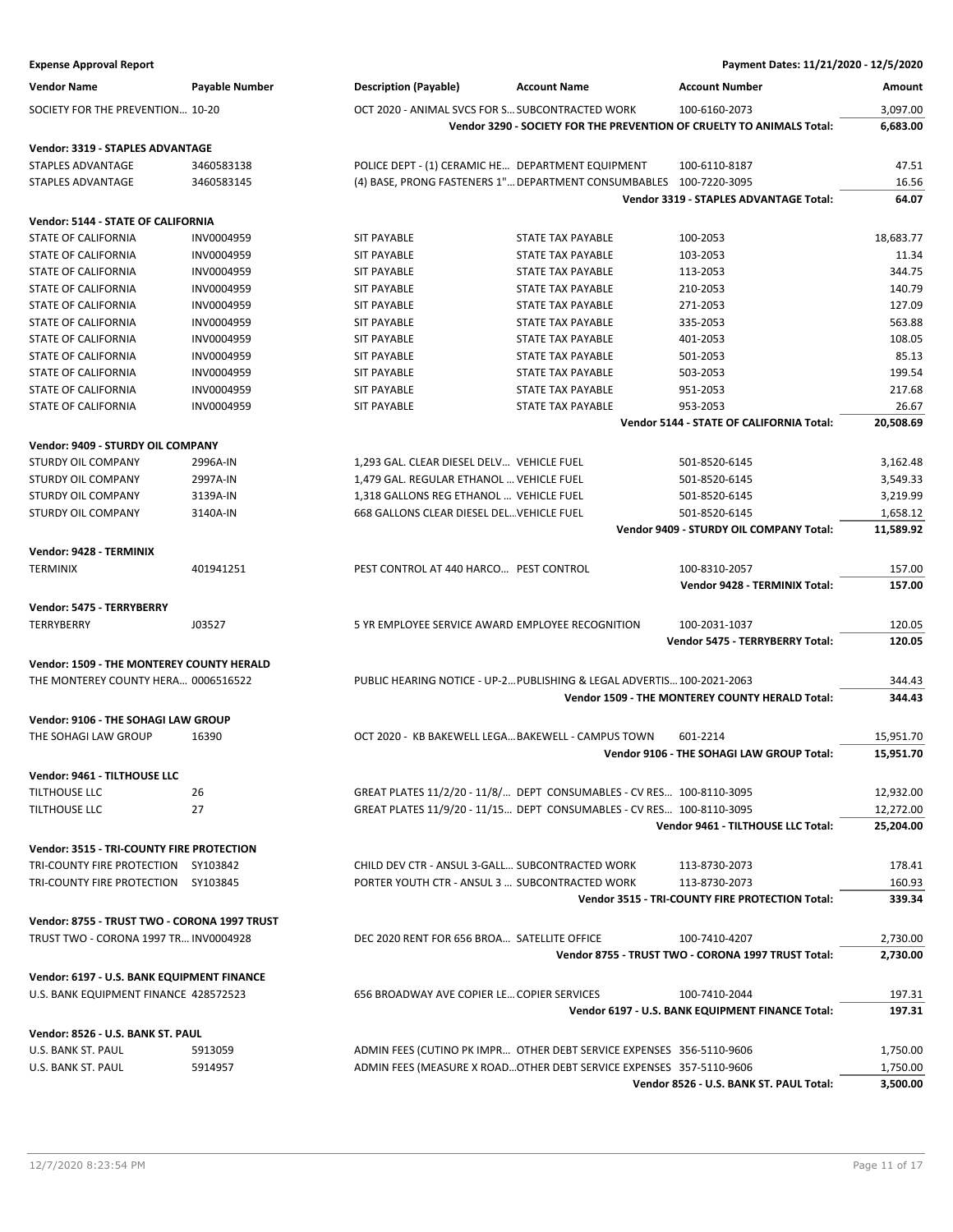**Expense Approval Report** | **Payment Dates: 11/21/2020 - 12/5/2020**

| Vendor Name | Payable Number | Description (Payable) | Account Name | Account Number | Amount |
|---|---|---|---|---|---|
| SOCIETY FOR THE PREVENTION… | 10-20 | OCT 2020 - ANIMAL SVCS FOR S… | SUBCONTRACTED WORK | 100-6160-2073 | 3,097.00 |
| | | | | **Vendor 3290 - SOCIETY FOR THE PREVENTION OF CRUELTY TO ANIMALS Total:** | **6,683.00** |
| **Vendor: 3319 - STAPLES ADVANTAGE** | | | | | |
| STAPLES ADVANTAGE | 3460583138 | POLICE DEPT - (1) CERAMIC HE… | DEPARTMENT EQUIPMENT | 100-6110-8187 | 47.51 |
| STAPLES ADVANTAGE | 3460583145 | (4) BASE, PRONG FASTENERS 1"… | DEPARTMENT CONSUMABLES | 100-7220-3095 | 16.56 |
| | | | | **Vendor 3319 - STAPLES ADVANTAGE Total:** | **64.07** |
| **Vendor: 5144 - STATE OF CALIFORNIA** | | | | | |
| STATE OF CALIFORNIA | INV0004959 | SIT PAYABLE | STATE TAX PAYABLE | 100-2053 | 18,683.77 |
| STATE OF CALIFORNIA | INV0004959 | SIT PAYABLE | STATE TAX PAYABLE | 103-2053 | 11.34 |
| STATE OF CALIFORNIA | INV0004959 | SIT PAYABLE | STATE TAX PAYABLE | 113-2053 | 344.75 |
| STATE OF CALIFORNIA | INV0004959 | SIT PAYABLE | STATE TAX PAYABLE | 210-2053 | 140.79 |
| STATE OF CALIFORNIA | INV0004959 | SIT PAYABLE | STATE TAX PAYABLE | 271-2053 | 127.09 |
| STATE OF CALIFORNIA | INV0004959 | SIT PAYABLE | STATE TAX PAYABLE | 335-2053 | 563.88 |
| STATE OF CALIFORNIA | INV0004959 | SIT PAYABLE | STATE TAX PAYABLE | 401-2053 | 108.05 |
| STATE OF CALIFORNIA | INV0004959 | SIT PAYABLE | STATE TAX PAYABLE | 501-2053 | 85.13 |
| STATE OF CALIFORNIA | INV0004959 | SIT PAYABLE | STATE TAX PAYABLE | 503-2053 | 199.54 |
| STATE OF CALIFORNIA | INV0004959 | SIT PAYABLE | STATE TAX PAYABLE | 951-2053 | 217.68 |
| STATE OF CALIFORNIA | INV0004959 | SIT PAYABLE | STATE TAX PAYABLE | 953-2053 | 26.67 |
| | | | | **Vendor 5144 - STATE OF CALIFORNIA Total:** | **20,508.69** |
| **Vendor: 9409 - STURDY OIL COMPANY** | | | | | |
| STURDY OIL COMPANY | 2996A-IN | 1,293 GAL. CLEAR DIESEL DELV… | VEHICLE FUEL | 501-8520-6145 | 3,162.48 |
| STURDY OIL COMPANY | 2997A-IN | 1,479 GAL. REGULAR ETHANOL … | VEHICLE FUEL | 501-8520-6145 | 3,549.33 |
| STURDY OIL COMPANY | 3139A-IN | 1,318 GALLONS REG ETHANOL … | VEHICLE FUEL | 501-8520-6145 | 3,219.99 |
| STURDY OIL COMPANY | 3140A-IN | 668 GALLONS CLEAR DIESEL DEL… | VEHICLE FUEL | 501-8520-6145 | 1,658.12 |
| | | | | **Vendor 9409 - STURDY OIL COMPANY Total:** | **11,589.92** |
| **Vendor: 9428 - TERMINIX** | | | | | |
| TERMINIX | 401941251 | PEST CONTROL AT 440 HARCO… | PEST CONTROL | 100-8310-2057 | 157.00 |
| | | | | **Vendor 9428 - TERMINIX Total:** | **157.00** |
| **Vendor: 5475 - TERRYBERRY** | | | | | |
| TERRYBERRY | J03527 | 5 YR EMPLOYEE SERVICE AWARD | EMPLOYEE RECOGNITION | 100-2031-1037 | 120.05 |
| | | | | **Vendor 5475 - TERRYBERRY Total:** | **120.05** |
| **Vendor: 1509 - THE MONTEREY COUNTY HERALD** | | | | | |
| THE MONTEREY COUNTY HERA… | 0006516522 | PUBLIC HEARING NOTICE - UP-2… | PUBLISHING & LEGAL ADVERTIS… | 100-2021-2063 | 344.43 |
| | | | | **Vendor 1509 - THE MONTEREY COUNTY HERALD Total:** | **344.43** |
| **Vendor: 9106 - THE SOHAGI LAW GROUP** | | | | | |
| THE SOHAGI LAW GROUP | 16390 | OCT 2020 - KB BAKEWELL LEGA… | BAKEWELL - CAMPUS TOWN | 601-2214 | 15,951.70 |
| | | | | **Vendor 9106 - THE SOHAGI LAW GROUP Total:** | **15,951.70** |
| **Vendor: 9461 - TILTHOUSE LLC** | | | | | |
| TILTHOUSE LLC | 26 | GREAT PLATES 11/2/20 - 11/8/… | DEPT CONSUMABLES - CV RES… | 100-8110-3095 | 12,932.00 |
| TILTHOUSE LLC | 27 | GREAT PLATES 11/9/20 - 11/15… | DEPT CONSUMABLES - CV RES… | 100-8110-3095 | 12,272.00 |
| | | | | **Vendor 9461 - TILTHOUSE LLC Total:** | **25,204.00** |
| **Vendor: 3515 - TRI-COUNTY FIRE PROTECTION** | | | | | |
| TRI-COUNTY FIRE PROTECTION | SY103842 | CHILD DEV CTR - ANSUL 3-GALL… | SUBCONTRACTED WORK | 113-8730-2073 | 178.41 |
| TRI-COUNTY FIRE PROTECTION | SY103845 | PORTER YOUTH CTR - ANSUL 3 … | SUBCONTRACTED WORK | 113-8730-2073 | 160.93 |
| | | | | **Vendor 3515 - TRI-COUNTY FIRE PROTECTION Total:** | **339.34** |
| **Vendor: 8755 - TRUST TWO - CORONA 1997 TRUST** | | | | | |
| TRUST TWO - CORONA 1997 TR… | INV0004928 | DEC 2020 RENT FOR 656 BROA… | SATELLITE OFFICE | 100-7410-4207 | 2,730.00 |
| | | | | **Vendor 8755 - TRUST TWO - CORONA 1997 TRUST Total:** | **2,730.00** |
| **Vendor: 6197 - U.S. BANK EQUIPMENT FINANCE** | | | | | |
| U.S. BANK EQUIPMENT FINANCE | 428572523 | 656 BROADWAY AVE COPIER LE… | COPIER SERVICES | 100-7410-2044 | 197.31 |
| | | | | **Vendor 6197 - U.S. BANK EQUIPMENT FINANCE Total:** | **197.31** |
| **Vendor: 8526 - U.S. BANK ST. PAUL** | | | | | |
| U.S. BANK ST. PAUL | 5913059 | ADMIN FEES (CUTINO PK IMPR… | OTHER DEBT SERVICE EXPENSES | 356-5110-9606 | 1,750.00 |
| U.S. BANK ST. PAUL | 5914957 | ADMIN FEES (MEASURE X ROAD… | OTHER DEBT SERVICE EXPENSES | 357-5110-9606 | 1,750.00 |
| | | | | **Vendor 8526 - U.S. BANK ST. PAUL Total:** | **3,500.00** |

12/7/2020 8:23:54 PM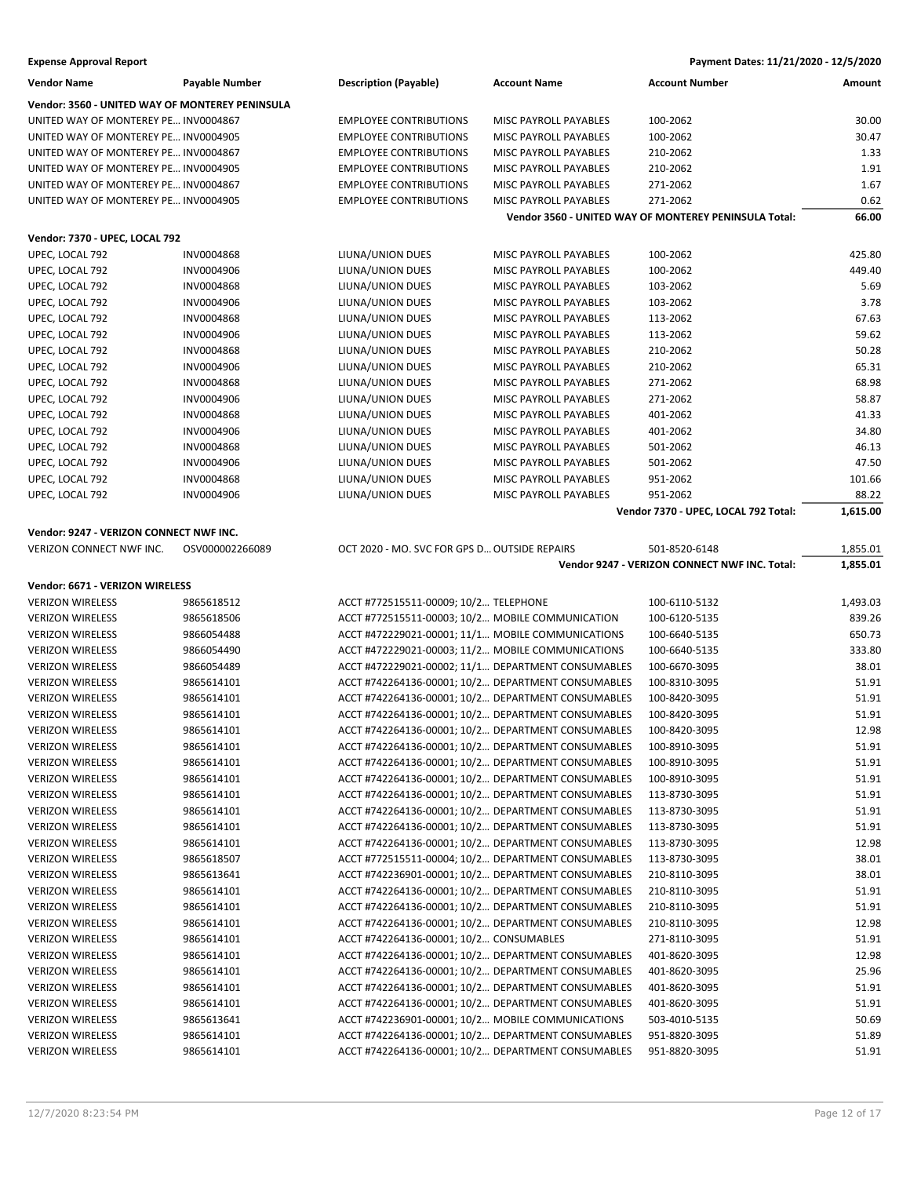**Expense Approval Report** — **Payment Dates: 11/21/2020 - 12/5/2020**

| Vendor Name | Payable Number | Description (Payable) | Account Name | Account Number | Amount |
|---|---|---|---|---|---|
| **Vendor: 3560 - UNITED WAY OF MONTEREY PENINSULA** | | | | | |
| UNITED WAY OF MONTEREY PE... | INV0004867 | EMPLOYEE CONTRIBUTIONS | MISC PAYROLL PAYABLES | 100-2062 | 30.00 |
| UNITED WAY OF MONTEREY PE... | INV0004905 | EMPLOYEE CONTRIBUTIONS | MISC PAYROLL PAYABLES | 100-2062 | 30.47 |
| UNITED WAY OF MONTEREY PE... | INV0004867 | EMPLOYEE CONTRIBUTIONS | MISC PAYROLL PAYABLES | 210-2062 | 1.33 |
| UNITED WAY OF MONTEREY PE... | INV0004905 | EMPLOYEE CONTRIBUTIONS | MISC PAYROLL PAYABLES | 210-2062 | 1.91 |
| UNITED WAY OF MONTEREY PE... | INV0004867 | EMPLOYEE CONTRIBUTIONS | MISC PAYROLL PAYABLES | 271-2062 | 1.67 |
| UNITED WAY OF MONTEREY PE... | INV0004905 | EMPLOYEE CONTRIBUTIONS | MISC PAYROLL PAYABLES | 271-2062 | 0.62 |
| | | | | **Vendor 3560 - UNITED WAY OF MONTEREY PENINSULA Total:** | **66.00** |
| **Vendor: 7370 - UPEC, LOCAL 792** | | | | | |
| UPEC, LOCAL 792 | INV0004868 | LIUNA/UNION DUES | MISC PAYROLL PAYABLES | 100-2062 | 425.80 |
| UPEC, LOCAL 792 | INV0004906 | LIUNA/UNION DUES | MISC PAYROLL PAYABLES | 100-2062 | 449.40 |
| UPEC, LOCAL 792 | INV0004868 | LIUNA/UNION DUES | MISC PAYROLL PAYABLES | 103-2062 | 5.69 |
| UPEC, LOCAL 792 | INV0004906 | LIUNA/UNION DUES | MISC PAYROLL PAYABLES | 103-2062 | 3.78 |
| UPEC, LOCAL 792 | INV0004868 | LIUNA/UNION DUES | MISC PAYROLL PAYABLES | 113-2062 | 67.63 |
| UPEC, LOCAL 792 | INV0004906 | LIUNA/UNION DUES | MISC PAYROLL PAYABLES | 113-2062 | 59.62 |
| UPEC, LOCAL 792 | INV0004868 | LIUNA/UNION DUES | MISC PAYROLL PAYABLES | 210-2062 | 50.28 |
| UPEC, LOCAL 792 | INV0004906 | LIUNA/UNION DUES | MISC PAYROLL PAYABLES | 210-2062 | 65.31 |
| UPEC, LOCAL 792 | INV0004868 | LIUNA/UNION DUES | MISC PAYROLL PAYABLES | 271-2062 | 68.98 |
| UPEC, LOCAL 792 | INV0004906 | LIUNA/UNION DUES | MISC PAYROLL PAYABLES | 271-2062 | 58.87 |
| UPEC, LOCAL 792 | INV0004868 | LIUNA/UNION DUES | MISC PAYROLL PAYABLES | 401-2062 | 41.33 |
| UPEC, LOCAL 792 | INV0004906 | LIUNA/UNION DUES | MISC PAYROLL PAYABLES | 401-2062 | 34.80 |
| UPEC, LOCAL 792 | INV0004868 | LIUNA/UNION DUES | MISC PAYROLL PAYABLES | 501-2062 | 46.13 |
| UPEC, LOCAL 792 | INV0004906 | LIUNA/UNION DUES | MISC PAYROLL PAYABLES | 501-2062 | 47.50 |
| UPEC, LOCAL 792 | INV0004868 | LIUNA/UNION DUES | MISC PAYROLL PAYABLES | 951-2062 | 101.66 |
| UPEC, LOCAL 792 | INV0004906 | LIUNA/UNION DUES | MISC PAYROLL PAYABLES | 951-2062 | 88.22 |
| | | | | **Vendor 7370 - UPEC, LOCAL 792 Total:** | **1,615.00** |
| **Vendor: 9247 - VERIZON CONNECT NWF INC.** | | | | | |
| VERIZON CONNECT NWF INC. | OSV000002266089 | OCT 2020 - MO. SVC FOR GPS D... | OUTSIDE REPAIRS | 501-8520-6148 | 1,855.01 |
| | | | | **Vendor 9247 - VERIZON CONNECT NWF INC. Total:** | **1,855.01** |
| **Vendor: 6671 - VERIZON WIRELESS** | | | | | |
| VERIZON WIRELESS | 9865618512 | ACCT #772515511-00009; 10/2... | TELEPHONE | 100-6110-5132 | 1,493.03 |
| VERIZON WIRELESS | 9865618506 | ACCT #772515511-00003; 10/2... | MOBILE COMMUNICATION | 100-6120-5135 | 839.26 |
| VERIZON WIRELESS | 9866054488 | ACCT #472229021-00001; 11/1... | MOBILE COMMUNICATIONS | 100-6640-5135 | 650.73 |
| VERIZON WIRELESS | 9866054490 | ACCT #472229021-00003; 11/2... | MOBILE COMMUNICATIONS | 100-6640-5135 | 333.80 |
| VERIZON WIRELESS | 9866054489 | ACCT #472229021-00002; 11/1... | DEPARTMENT CONSUMABLES | 100-6670-3095 | 38.01 |
| VERIZON WIRELESS | 9865614101 | ACCT #742264136-00001; 10/2... | DEPARTMENT CONSUMABLES | 100-8310-3095 | 51.91 |
| VERIZON WIRELESS | 9865614101 | ACCT #742264136-00001; 10/2... | DEPARTMENT CONSUMABLES | 100-8420-3095 | 51.91 |
| VERIZON WIRELESS | 9865614101 | ACCT #742264136-00001; 10/2... | DEPARTMENT CONSUMABLES | 100-8420-3095 | 51.91 |
| VERIZON WIRELESS | 9865614101 | ACCT #742264136-00001; 10/2... | DEPARTMENT CONSUMABLES | 100-8420-3095 | 12.98 |
| VERIZON WIRELESS | 9865614101 | ACCT #742264136-00001; 10/2... | DEPARTMENT CONSUMABLES | 100-8910-3095 | 51.91 |
| VERIZON WIRELESS | 9865614101 | ACCT #742264136-00001; 10/2... | DEPARTMENT CONSUMABLES | 100-8910-3095 | 51.91 |
| VERIZON WIRELESS | 9865614101 | ACCT #742264136-00001; 10/2... | DEPARTMENT CONSUMABLES | 100-8910-3095 | 51.91 |
| VERIZON WIRELESS | 9865614101 | ACCT #742264136-00001; 10/2... | DEPARTMENT CONSUMABLES | 113-8730-3095 | 51.91 |
| VERIZON WIRELESS | 9865614101 | ACCT #742264136-00001; 10/2... | DEPARTMENT CONSUMABLES | 113-8730-3095 | 51.91 |
| VERIZON WIRELESS | 9865614101 | ACCT #742264136-00001; 10/2... | DEPARTMENT CONSUMABLES | 113-8730-3095 | 51.91 |
| VERIZON WIRELESS | 9865614101 | ACCT #742264136-00001; 10/2... | DEPARTMENT CONSUMABLES | 113-8730-3095 | 12.98 |
| VERIZON WIRELESS | 9865618507 | ACCT #772515511-00004; 10/2... | DEPARTMENT CONSUMABLES | 113-8730-3095 | 38.01 |
| VERIZON WIRELESS | 9865613641 | ACCT #742236901-00001; 10/2... | DEPARTMENT CONSUMABLES | 210-8110-3095 | 38.01 |
| VERIZON WIRELESS | 9865614101 | ACCT #742264136-00001; 10/2... | DEPARTMENT CONSUMABLES | 210-8110-3095 | 51.91 |
| VERIZON WIRELESS | 9865614101 | ACCT #742264136-00001; 10/2... | DEPARTMENT CONSUMABLES | 210-8110-3095 | 51.91 |
| VERIZON WIRELESS | 9865614101 | ACCT #742264136-00001; 10/2... | DEPARTMENT CONSUMABLES | 210-8110-3095 | 12.98 |
| VERIZON WIRELESS | 9865614101 | ACCT #742264136-00001; 10/2... | CONSUMABLES | 271-8110-3095 | 51.91 |
| VERIZON WIRELESS | 9865614101 | ACCT #742264136-00001; 10/2... | DEPARTMENT CONSUMABLES | 401-8620-3095 | 12.98 |
| VERIZON WIRELESS | 9865614101 | ACCT #742264136-00001; 10/2... | DEPARTMENT CONSUMABLES | 401-8620-3095 | 25.96 |
| VERIZON WIRELESS | 9865614101 | ACCT #742264136-00001; 10/2... | DEPARTMENT CONSUMABLES | 401-8620-3095 | 51.91 |
| VERIZON WIRELESS | 9865614101 | ACCT #742264136-00001; 10/2... | DEPARTMENT CONSUMABLES | 401-8620-3095 | 51.91 |
| VERIZON WIRELESS | 9865613641 | ACCT #742236901-00001; 10/2... | MOBILE COMMUNICATIONS | 503-4010-5135 | 50.69 |
| VERIZON WIRELESS | 9865614101 | ACCT #742264136-00001; 10/2... | DEPARTMENT CONSUMABLES | 951-8820-3095 | 51.89 |
| VERIZON WIRELESS | 9865614101 | ACCT #742264136-00001; 10/2... | DEPARTMENT CONSUMABLES | 951-8820-3095 | 51.91 |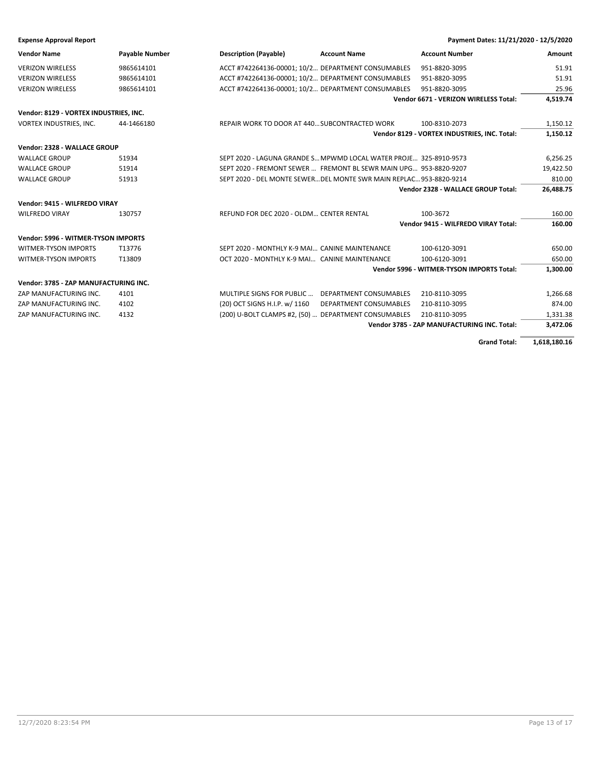**Expense Approval Report** | **Payment Dates: 11/21/2020 - 12/5/2020**

| Vendor Name | Payable Number | Description (Payable) | Account Name | Account Number | Amount |
|---|---|---|---|---|---|
| VERIZON WIRELESS | 9865614101 | ACCT #742264136-00001; 10/2... | DEPARTMENT CONSUMABLES | 951-8820-3095 | 51.91 |
| VERIZON WIRELESS | 9865614101 | ACCT #742264136-00001; 10/2... | DEPARTMENT CONSUMABLES | 951-8820-3095 | 51.91 |
| VERIZON WIRELESS | 9865614101 | ACCT #742264136-00001; 10/2... | DEPARTMENT CONSUMABLES | 951-8820-3095 | 25.96 |
| | | | | **Vendor 6671 - VERIZON WIRELESS Total:** | **4,519.74** |
| **Vendor: 8129 - VORTEX INDUSTRIES, INC.** | | | | | |
| VORTEX INDUSTRIES, INC. | 44-1466180 | REPAIR WORK TO DOOR AT 440... | SUBCONTRACTED WORK | 100-8310-2073 | 1,150.12 |
| | | | | **Vendor 8129 - VORTEX INDUSTRIES, INC. Total:** | **1,150.12** |
| **Vendor: 2328 - WALLACE GROUP** | | | | | |
| WALLACE GROUP | 51934 | SEPT 2020 - LAGUNA GRANDE S... | MPWMD LOCAL WATER PROJE... | 325-8910-9573 | 6,256.25 |
| WALLACE GROUP | 51914 | SEPT 2020 - FREMONT SEWER ... | FREMONT BL SEWR MAIN UPG... | 953-8820-9207 | 19,422.50 |
| WALLACE GROUP | 51913 | SEPT 2020 - DEL MONTE SEWER... | DEL MONTE SWR MAIN REPLAC... | 953-8820-9214 | 810.00 |
| | | | | **Vendor 2328 - WALLACE GROUP Total:** | **26,488.75** |
| **Vendor: 9415 - WILFREDO VIRAY** | | | | | |
| WILFREDO VIRAY | 130757 | REFUND FOR DEC 2020 - OLDM... | CENTER RENTAL | 100-3672 | 160.00 |
| | | | | **Vendor 9415 - WILFREDO VIRAY Total:** | **160.00** |
| **Vendor: 5996 - WITMER-TYSON IMPORTS** | | | | | |
| WITMER-TYSON IMPORTS | T13776 | SEPT 2020 - MONTHLY K-9 MAI... | CANINE MAINTENANCE | 100-6120-3091 | 650.00 |
| WITMER-TYSON IMPORTS | T13809 | OCT 2020 - MONTHLY K-9 MAI... | CANINE MAINTENANCE | 100-6120-3091 | 650.00 |
| | | | | **Vendor 5996 - WITMER-TYSON IMPORTS Total:** | **1,300.00** |
| **Vendor: 3785 - ZAP MANUFACTURING INC.** | | | | | |
| ZAP MANUFACTURING INC. | 4101 | MULTIPLE SIGNS FOR PUBLIC ... | DEPARTMENT CONSUMABLES | 210-8110-3095 | 1,266.68 |
| ZAP MANUFACTURING INC. | 4102 | (20) OCT SIGNS H.I.P. w/ 1160 | DEPARTMENT CONSUMABLES | 210-8110-3095 | 874.00 |
| ZAP MANUFACTURING INC. | 4132 | (200) U-BOLT CLAMPS #2, (50) ... | DEPARTMENT CONSUMABLES | 210-8110-3095 | 1,331.38 |
| | | | | **Vendor 3785 - ZAP MANUFACTURING INC. Total:** | **3,472.06** |
| | | | | **Grand Total:** | **1,618,180.16** |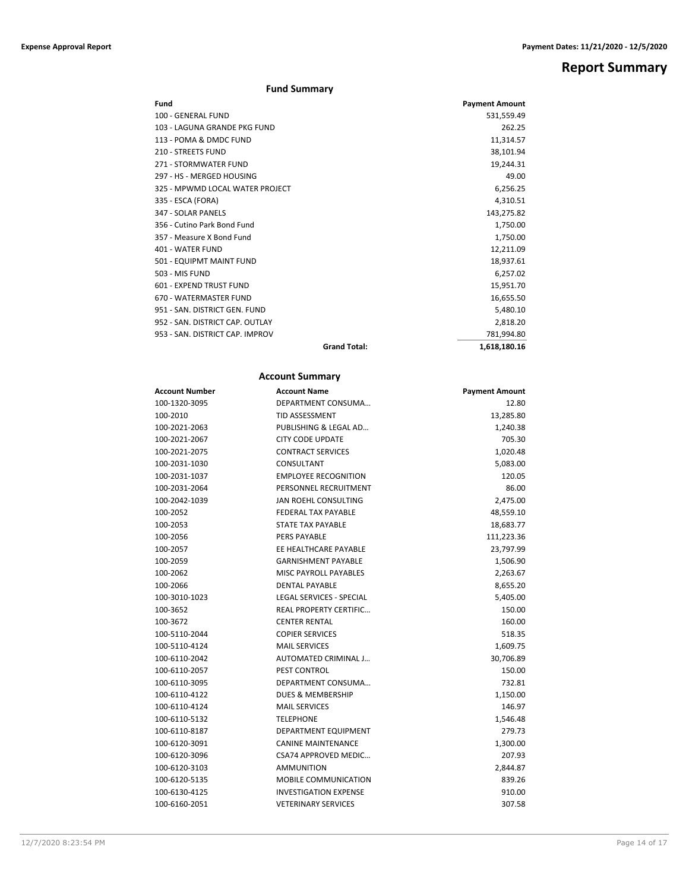# Report Summary

## Fund Summary

| Fund | | Payment Amount |
|---|---|---|
| 100 - GENERAL FUND | | 531,559.49 |
| 103 - LAGUNA GRANDE PKG FUND | | 262.25 |
| 113 - POMA & DMDC FUND | | 11,314.57 |
| 210 - STREETS FUND | | 38,101.94 |
| 271 - STORMWATER FUND | | 19,244.31 |
| 297 - HS - MERGED HOUSING | | 49.00 |
| 325 - MPWMD LOCAL WATER PROJECT | | 6,256.25 |
| 335 - ESCA (FORA) | | 4,310.51 |
| 347 - SOLAR PANELS | | 143,275.82 |
| 356 - Cutino Park Bond Fund | | 1,750.00 |
| 357 - Measure X Bond Fund | | 1,750.00 |
| 401 - WATER FUND | | 12,211.09 |
| 501 - EQUIPMT MAINT FUND | | 18,937.61 |
| 503 - MIS FUND | | 6,257.02 |
| 601 - EXPEND TRUST FUND | | 15,951.70 |
| 670 - WATERMASTER FUND | | 16,655.50 |
| 951 - SAN. DISTRICT GEN. FUND | | 5,480.10 |
| 952 - SAN. DISTRICT CAP. OUTLAY | | 2,818.20 |
| 953 - SAN. DISTRICT CAP. IMPROV | | 781,994.80 |
| | **Grand Total:** | **1,618,180.16** |

## Account Summary

| Account Number | Account Name | Payment Amount |
|---|---|---|
| 100-1320-3095 | DEPARTMENT CONSUMA… | 12.80 |
| 100-2010 | TID ASSESSMENT | 13,285.80 |
| 100-2021-2063 | PUBLISHING & LEGAL AD… | 1,240.38 |
| 100-2021-2067 | CITY CODE UPDATE | 705.30 |
| 100-2021-2075 | CONTRACT SERVICES | 1,020.48 |
| 100-2031-1030 | CONSULTANT | 5,083.00 |
| 100-2031-1037 | EMPLOYEE RECOGNITION | 120.05 |
| 100-2031-2064 | PERSONNEL RECRUITMENT | 86.00 |
| 100-2042-1039 | JAN ROEHL CONSULTING | 2,475.00 |
| 100-2052 | FEDERAL TAX PAYABLE | 48,559.10 |
| 100-2053 | STATE TAX PAYABLE | 18,683.77 |
| 100-2056 | PERS PAYABLE | 111,223.36 |
| 100-2057 | EE HEALTHCARE PAYABLE | 23,797.99 |
| 100-2059 | GARNISHMENT PAYABLE | 1,506.90 |
| 100-2062 | MISC PAYROLL PAYABLES | 2,263.67 |
| 100-2066 | DENTAL PAYABLE | 8,655.20 |
| 100-3010-1023 | LEGAL SERVICES - SPECIAL | 5,405.00 |
| 100-3652 | REAL PROPERTY CERTIFIC… | 150.00 |
| 100-3672 | CENTER RENTAL | 160.00 |
| 100-5110-2044 | COPIER SERVICES | 518.35 |
| 100-5110-4124 | MAIL SERVICES | 1,609.75 |
| 100-6110-2042 | AUTOMATED CRIMINAL J… | 30,706.89 |
| 100-6110-2057 | PEST CONTROL | 150.00 |
| 100-6110-3095 | DEPARTMENT CONSUMA… | 732.81 |
| 100-6110-4122 | DUES & MEMBERSHIP | 1,150.00 |
| 100-6110-4124 | MAIL SERVICES | 146.97 |
| 100-6110-5132 | TELEPHONE | 1,546.48 |
| 100-6110-8187 | DEPARTMENT EQUIPMENT | 279.73 |
| 100-6120-3091 | CANINE MAINTENANCE | 1,300.00 |
| 100-6120-3096 | CSA74 APPROVED MEDIC… | 207.93 |
| 100-6120-3103 | AMMUNITION | 2,844.87 |
| 100-6120-5135 | MOBILE COMMUNICATION | 839.26 |
| 100-6130-4125 | INVESTIGATION EXPENSE | 910.00 |
| 100-6160-2051 | VETERINARY SERVICES | 307.58 |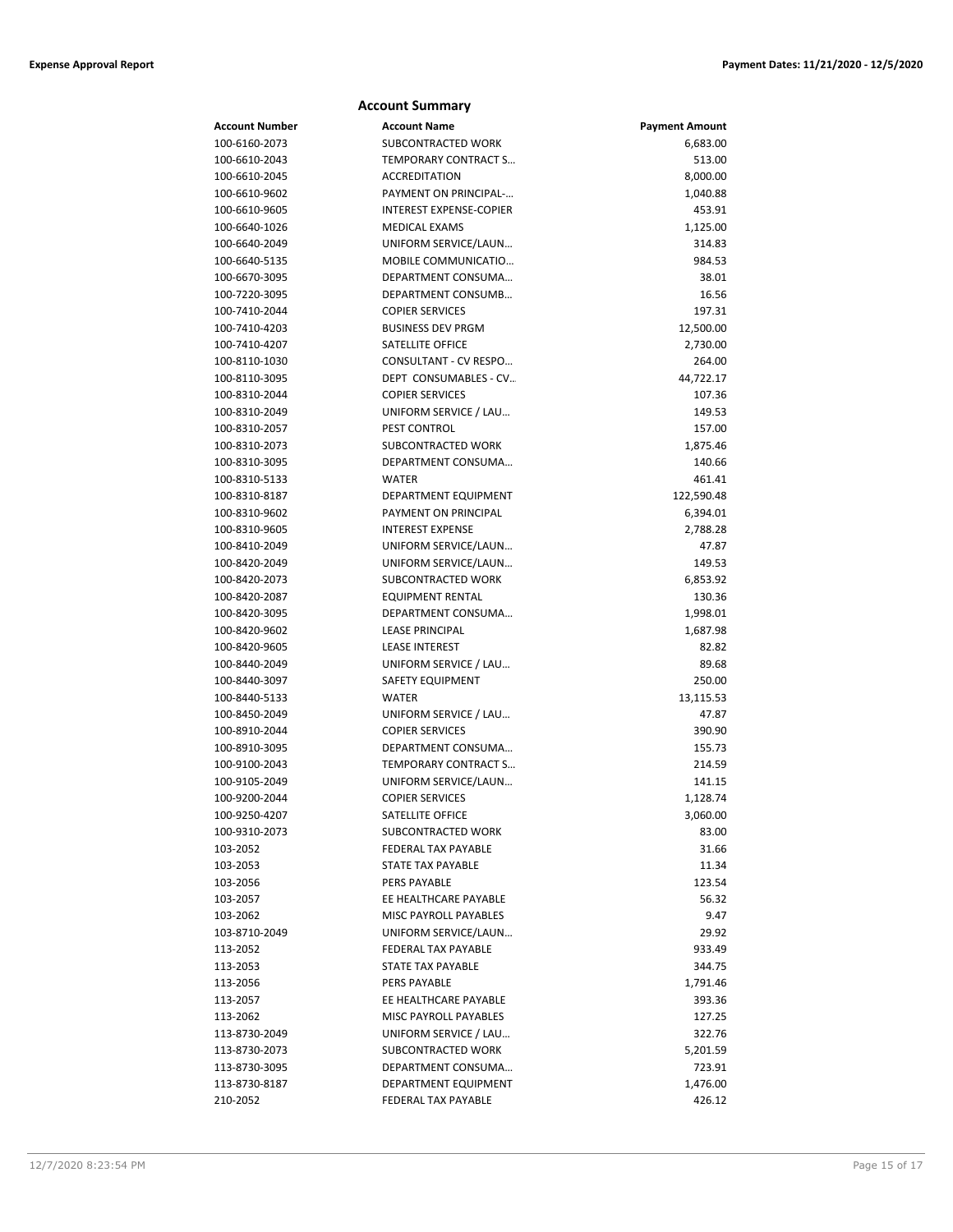## Account Summary

| Account Number | Account Name | Payment Amount |
|---|---|---|
| 100-6160-2073 | SUBCONTRACTED WORK | 6,683.00 |
| 100-6610-2043 | TEMPORARY CONTRACT S… | 513.00 |
| 100-6610-2045 | ACCREDITATION | 8,000.00 |
| 100-6610-9602 | PAYMENT ON PRINCIPAL-… | 1,040.88 |
| 100-6610-9605 | INTEREST EXPENSE-COPIER | 453.91 |
| 100-6640-1026 | MEDICAL EXAMS | 1,125.00 |
| 100-6640-2049 | UNIFORM SERVICE/LAUN… | 314.83 |
| 100-6640-5135 | MOBILE COMMUNICATIO… | 984.53 |
| 100-6670-3095 | DEPARTMENT CONSUMA… | 38.01 |
| 100-7220-3095 | DEPARTMENT CONSUMB… | 16.56 |
| 100-7410-2044 | COPIER SERVICES | 197.31 |
| 100-7410-4203 | BUSINESS DEV PRGM | 12,500.00 |
| 100-7410-4207 | SATELLITE OFFICE | 2,730.00 |
| 100-8110-1030 | CONSULTANT - CV RESPO… | 264.00 |
| 100-8110-3095 | DEPT CONSUMABLES - CV… | 44,722.17 |
| 100-8310-2044 | COPIER SERVICES | 107.36 |
| 100-8310-2049 | UNIFORM SERVICE / LAU… | 149.53 |
| 100-8310-2057 | PEST CONTROL | 157.00 |
| 100-8310-2073 | SUBCONTRACTED WORK | 1,875.46 |
| 100-8310-3095 | DEPARTMENT CONSUMA… | 140.66 |
| 100-8310-5133 | WATER | 461.41 |
| 100-8310-8187 | DEPARTMENT EQUIPMENT | 122,590.48 |
| 100-8310-9602 | PAYMENT ON PRINCIPAL | 6,394.01 |
| 100-8310-9605 | INTEREST EXPENSE | 2,788.28 |
| 100-8410-2049 | UNIFORM SERVICE/LAUN… | 47.87 |
| 100-8420-2049 | UNIFORM SERVICE/LAUN… | 149.53 |
| 100-8420-2073 | SUBCONTRACTED WORK | 6,853.92 |
| 100-8420-2087 | EQUIPMENT RENTAL | 130.36 |
| 100-8420-3095 | DEPARTMENT CONSUMA… | 1,998.01 |
| 100-8420-9602 | LEASE PRINCIPAL | 1,687.98 |
| 100-8420-9605 | LEASE INTEREST | 82.82 |
| 100-8440-2049 | UNIFORM SERVICE / LAU… | 89.68 |
| 100-8440-3097 | SAFETY EQUIPMENT | 250.00 |
| 100-8440-5133 | WATER | 13,115.53 |
| 100-8450-2049 | UNIFORM SERVICE / LAU… | 47.87 |
| 100-8910-2044 | COPIER SERVICES | 390.90 |
| 100-8910-3095 | DEPARTMENT CONSUMA… | 155.73 |
| 100-9100-2043 | TEMPORARY CONTRACT S… | 214.59 |
| 100-9105-2049 | UNIFORM SERVICE/LAUN… | 141.15 |
| 100-9200-2044 | COPIER SERVICES | 1,128.74 |
| 100-9250-4207 | SATELLITE OFFICE | 3,060.00 |
| 100-9310-2073 | SUBCONTRACTED WORK | 83.00 |
| 103-2052 | FEDERAL TAX PAYABLE | 31.66 |
| 103-2053 | STATE TAX PAYABLE | 11.34 |
| 103-2056 | PERS PAYABLE | 123.54 |
| 103-2057 | EE HEALTHCARE PAYABLE | 56.32 |
| 103-2062 | MISC PAYROLL PAYABLES | 9.47 |
| 103-8710-2049 | UNIFORM SERVICE/LAUN… | 29.92 |
| 113-2052 | FEDERAL TAX PAYABLE | 933.49 |
| 113-2053 | STATE TAX PAYABLE | 344.75 |
| 113-2056 | PERS PAYABLE | 1,791.46 |
| 113-2057 | EE HEALTHCARE PAYABLE | 393.36 |
| 113-2062 | MISC PAYROLL PAYABLES | 127.25 |
| 113-8730-2049 | UNIFORM SERVICE / LAU… | 322.76 |
| 113-8730-2073 | SUBCONTRACTED WORK | 5,201.59 |
| 113-8730-3095 | DEPARTMENT CONSUMA… | 723.91 |
| 113-8730-8187 | DEPARTMENT EQUIPMENT | 1,476.00 |
| 210-2052 | FEDERAL TAX PAYABLE | 426.12 |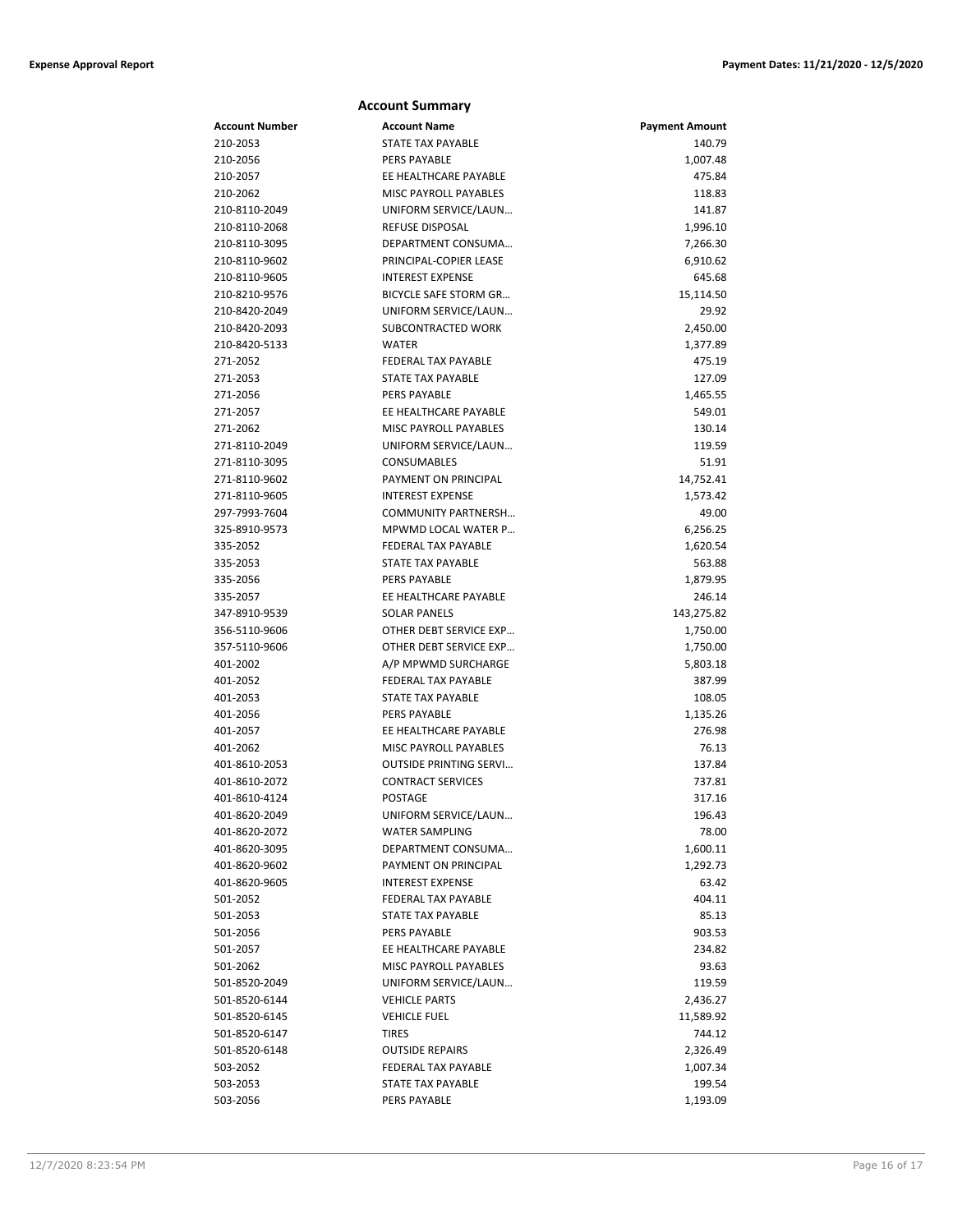## Account Summary

| Account Number | Account Name | Payment Amount |
|---|---|---|
| 210-2053 | STATE TAX PAYABLE | 140.79 |
| 210-2056 | PERS PAYABLE | 1,007.48 |
| 210-2057 | EE HEALTHCARE PAYABLE | 475.84 |
| 210-2062 | MISC PAYROLL PAYABLES | 118.83 |
| 210-8110-2049 | UNIFORM SERVICE/LAUN… | 141.87 |
| 210-8110-2068 | REFUSE DISPOSAL | 1,996.10 |
| 210-8110-3095 | DEPARTMENT CONSUMA… | 7,266.30 |
| 210-8110-9602 | PRINCIPAL-COPIER LEASE | 6,910.62 |
| 210-8110-9605 | INTEREST EXPENSE | 645.68 |
| 210-8210-9576 | BICYCLE SAFE STORM GR… | 15,114.50 |
| 210-8420-2049 | UNIFORM SERVICE/LAUN… | 29.92 |
| 210-8420-2093 | SUBCONTRACTED WORK | 2,450.00 |
| 210-8420-5133 | WATER | 1,377.89 |
| 271-2052 | FEDERAL TAX PAYABLE | 475.19 |
| 271-2053 | STATE TAX PAYABLE | 127.09 |
| 271-2056 | PERS PAYABLE | 1,465.55 |
| 271-2057 | EE HEALTHCARE PAYABLE | 549.01 |
| 271-2062 | MISC PAYROLL PAYABLES | 130.14 |
| 271-8110-2049 | UNIFORM SERVICE/LAUN… | 119.59 |
| 271-8110-3095 | CONSUMABLES | 51.91 |
| 271-8110-9602 | PAYMENT ON PRINCIPAL | 14,752.41 |
| 271-8110-9605 | INTEREST EXPENSE | 1,573.42 |
| 297-7993-7604 | COMMUNITY PARTNERSH… | 49.00 |
| 325-8910-9573 | MPWMD LOCAL WATER P… | 6,256.25 |
| 335-2052 | FEDERAL TAX PAYABLE | 1,620.54 |
| 335-2053 | STATE TAX PAYABLE | 563.88 |
| 335-2056 | PERS PAYABLE | 1,879.95 |
| 335-2057 | EE HEALTHCARE PAYABLE | 246.14 |
| 347-8910-9539 | SOLAR PANELS | 143,275.82 |
| 356-5110-9606 | OTHER DEBT SERVICE EXP… | 1,750.00 |
| 357-5110-9606 | OTHER DEBT SERVICE EXP… | 1,750.00 |
| 401-2002 | A/P MPWMD SURCHARGE | 5,803.18 |
| 401-2052 | FEDERAL TAX PAYABLE | 387.99 |
| 401-2053 | STATE TAX PAYABLE | 108.05 |
| 401-2056 | PERS PAYABLE | 1,135.26 |
| 401-2057 | EE HEALTHCARE PAYABLE | 276.98 |
| 401-2062 | MISC PAYROLL PAYABLES | 76.13 |
| 401-8610-2053 | OUTSIDE PRINTING SERVI… | 137.84 |
| 401-8610-2072 | CONTRACT SERVICES | 737.81 |
| 401-8610-4124 | POSTAGE | 317.16 |
| 401-8620-2049 | UNIFORM SERVICE/LAUN… | 196.43 |
| 401-8620-2072 | WATER SAMPLING | 78.00 |
| 401-8620-3095 | DEPARTMENT CONSUMA… | 1,600.11 |
| 401-8620-9602 | PAYMENT ON PRINCIPAL | 1,292.73 |
| 401-8620-9605 | INTEREST EXPENSE | 63.42 |
| 501-2052 | FEDERAL TAX PAYABLE | 404.11 |
| 501-2053 | STATE TAX PAYABLE | 85.13 |
| 501-2056 | PERS PAYABLE | 903.53 |
| 501-2057 | EE HEALTHCARE PAYABLE | 234.82 |
| 501-2062 | MISC PAYROLL PAYABLES | 93.63 |
| 501-8520-2049 | UNIFORM SERVICE/LAUN… | 119.59 |
| 501-8520-6144 | VEHICLE PARTS | 2,436.27 |
| 501-8520-6145 | VEHICLE FUEL | 11,589.92 |
| 501-8520-6147 | TIRES | 744.12 |
| 501-8520-6148 | OUTSIDE REPAIRS | 2,326.49 |
| 503-2052 | FEDERAL TAX PAYABLE | 1,007.34 |
| 503-2053 | STATE TAX PAYABLE | 199.54 |
| 503-2056 | PERS PAYABLE | 1,193.09 |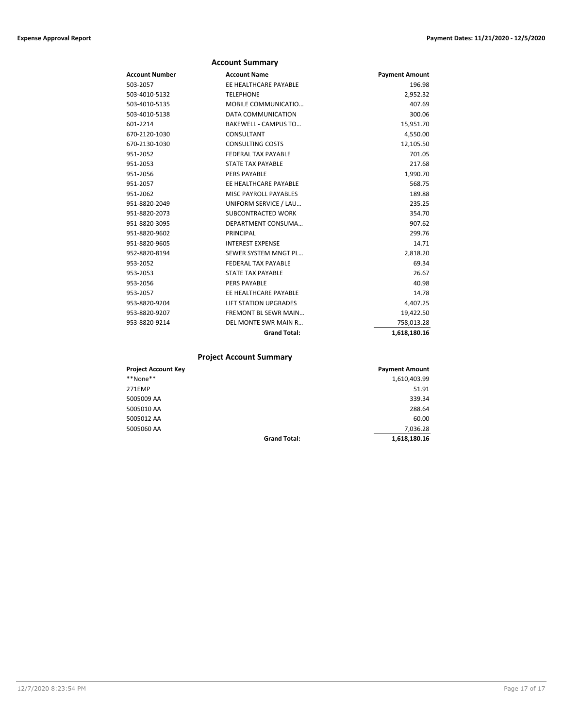## Account Summary

| Account Number | Account Name | Payment Amount |
|---|---|---|
| 503-2057 | EE HEALTHCARE PAYABLE | 196.98 |
| 503-4010-5132 | TELEPHONE | 2,952.32 |
| 503-4010-5135 | MOBILE COMMUNICATIO… | 407.69 |
| 503-4010-5138 | DATA COMMUNICATION | 300.06 |
| 601-2214 | BAKEWELL - CAMPUS TO… | 15,951.70 |
| 670-2120-1030 | CONSULTANT | 4,550.00 |
| 670-2130-1030 | CONSULTING COSTS | 12,105.50 |
| 951-2052 | FEDERAL TAX PAYABLE | 701.05 |
| 951-2053 | STATE TAX PAYABLE | 217.68 |
| 951-2056 | PERS PAYABLE | 1,990.70 |
| 951-2057 | EE HEALTHCARE PAYABLE | 568.75 |
| 951-2062 | MISC PAYROLL PAYABLES | 189.88 |
| 951-8820-2049 | UNIFORM SERVICE / LAU… | 235.25 |
| 951-8820-2073 | SUBCONTRACTED WORK | 354.70 |
| 951-8820-3095 | DEPARTMENT CONSUMA… | 907.62 |
| 951-8820-9602 | PRINCIPAL | 299.76 |
| 951-8820-9605 | INTEREST EXPENSE | 14.71 |
| 952-8820-8194 | SEWER SYSTEM MNGT PL… | 2,818.20 |
| 953-2052 | FEDERAL TAX PAYABLE | 69.34 |
| 953-2053 | STATE TAX PAYABLE | 26.67 |
| 953-2056 | PERS PAYABLE | 40.98 |
| 953-2057 | EE HEALTHCARE PAYABLE | 14.78 |
| 953-8820-9204 | LIFT STATION UPGRADES | 4,407.25 |
| 953-8820-9207 | FREMONT BL SEWR MAIN… | 19,422.50 |
| 953-8820-9214 | DEL MONTE SWR MAIN R… | 758,013.28 |
| | **Grand Total:** | **1,618,180.16** |

## Project Account Summary

| Project Account Key | | Payment Amount |
|---|---|---|
| **None** | | 1,610,403.99 |
| 271EMP | | 51.91 |
| 5005009 AA | | 339.34 |
| 5005010 AA | | 288.64 |
| 5005012 AA | | 60.00 |
| 5005060 AA | | 7,036.28 |
| | **Grand Total:** | **1,618,180.16** |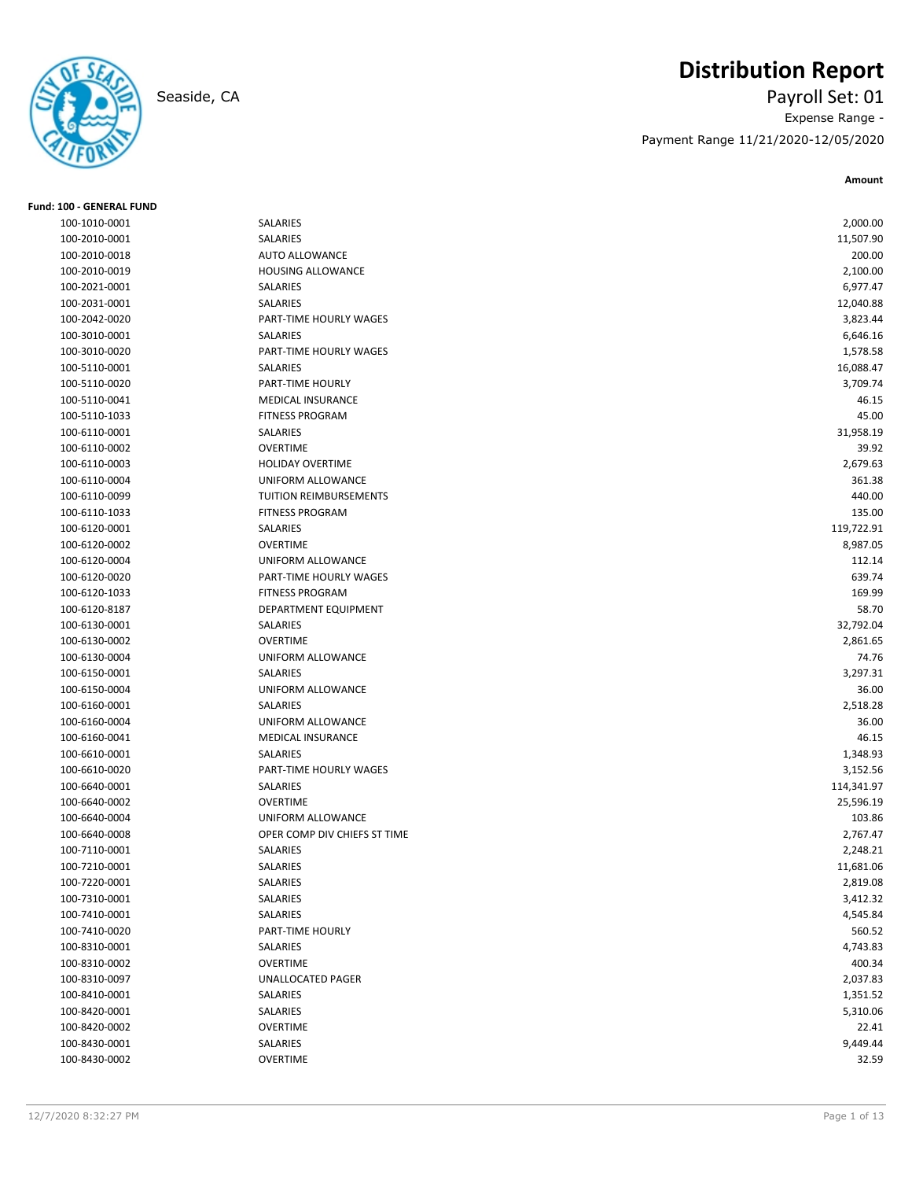# Distribution Report

Seaside, CA

Payroll Set: 01

Expense Range -

Payment Range 11/21/2020-12/05/2020

**Fund: 100 - GENERAL FUND**

| Account | Description | Amount |
|---|---|---|
| 100-1010-0001 | SALARIES | 2,000.00 |
| 100-2010-0001 | SALARIES | 11,507.90 |
| 100-2010-0018 | AUTO ALLOWANCE | 200.00 |
| 100-2010-0019 | HOUSING ALLOWANCE | 2,100.00 |
| 100-2021-0001 | SALARIES | 6,977.47 |
| 100-2031-0001 | SALARIES | 12,040.88 |
| 100-2042-0020 | PART-TIME HOURLY WAGES | 3,823.44 |
| 100-3010-0001 | SALARIES | 6,646.16 |
| 100-3010-0020 | PART-TIME HOURLY WAGES | 1,578.58 |
| 100-5110-0001 | SALARIES | 16,088.47 |
| 100-5110-0020 | PART-TIME HOURLY | 3,709.74 |
| 100-5110-0041 | MEDICAL INSURANCE | 46.15 |
| 100-5110-1033 | FITNESS PROGRAM | 45.00 |
| 100-6110-0001 | SALARIES | 31,958.19 |
| 100-6110-0002 | OVERTIME | 39.92 |
| 100-6110-0003 | HOLIDAY OVERTIME | 2,679.63 |
| 100-6110-0004 | UNIFORM ALLOWANCE | 361.38 |
| 100-6110-0099 | TUITION REIMBURSEMENTS | 440.00 |
| 100-6110-1033 | FITNESS PROGRAM | 135.00 |
| 100-6120-0001 | SALARIES | 119,722.91 |
| 100-6120-0002 | OVERTIME | 8,987.05 |
| 100-6120-0004 | UNIFORM ALLOWANCE | 112.14 |
| 100-6120-0020 | PART-TIME HOURLY WAGES | 639.74 |
| 100-6120-1033 | FITNESS PROGRAM | 169.99 |
| 100-6120-8187 | DEPARTMENT EQUIPMENT | 58.70 |
| 100-6130-0001 | SALARIES | 32,792.04 |
| 100-6130-0002 | OVERTIME | 2,861.65 |
| 100-6130-0004 | UNIFORM ALLOWANCE | 74.76 |
| 100-6150-0001 | SALARIES | 3,297.31 |
| 100-6150-0004 | UNIFORM ALLOWANCE | 36.00 |
| 100-6160-0001 | SALARIES | 2,518.28 |
| 100-6160-0004 | UNIFORM ALLOWANCE | 36.00 |
| 100-6160-0041 | MEDICAL INSURANCE | 46.15 |
| 100-6610-0001 | SALARIES | 1,348.93 |
| 100-6610-0020 | PART-TIME HOURLY WAGES | 3,152.56 |
| 100-6640-0001 | SALARIES | 114,341.97 |
| 100-6640-0002 | OVERTIME | 25,596.19 |
| 100-6640-0004 | UNIFORM ALLOWANCE | 103.86 |
| 100-6640-0008 | OPER COMP DIV CHIEFS ST TIME | 2,767.47 |
| 100-7110-0001 | SALARIES | 2,248.21 |
| 100-7210-0001 | SALARIES | 11,681.06 |
| 100-7220-0001 | SALARIES | 2,819.08 |
| 100-7310-0001 | SALARIES | 3,412.32 |
| 100-7410-0001 | SALARIES | 4,545.84 |
| 100-7410-0020 | PART-TIME HOURLY | 560.52 |
| 100-8310-0001 | SALARIES | 4,743.83 |
| 100-8310-0002 | OVERTIME | 400.34 |
| 100-8310-0097 | UNALLOCATED PAGER | 2,037.83 |
| 100-8410-0001 | SALARIES | 1,351.52 |
| 100-8420-0001 | SALARIES | 5,310.06 |
| 100-8420-0002 | OVERTIME | 22.41 |
| 100-8430-0001 | SALARIES | 9,449.44 |
| 100-8430-0002 | OVERTIME | 32.59 |

12/7/2020 8:32:27 PM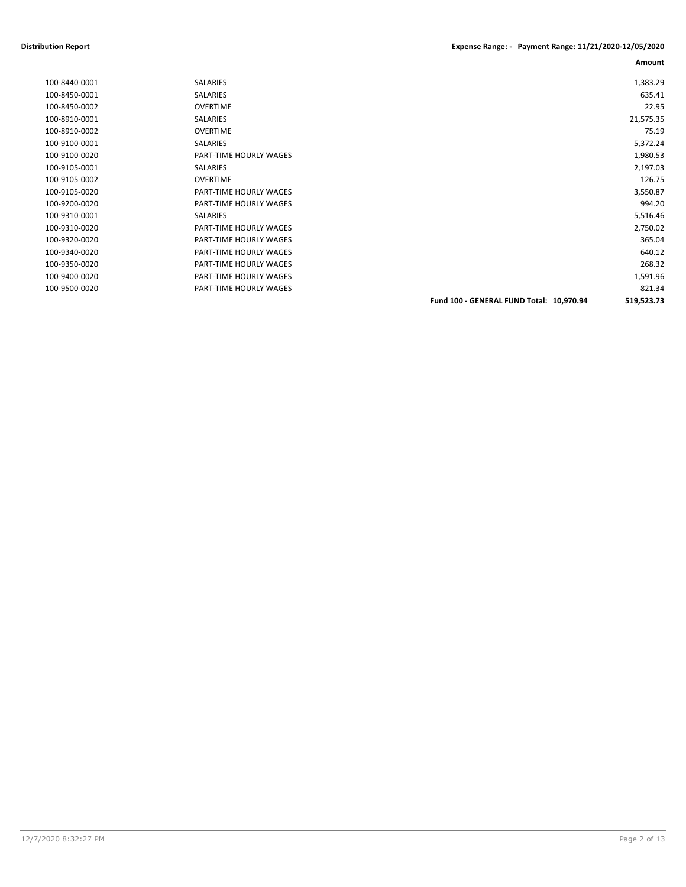**Distribution Report** **Expense Range: - Payment Range: 11/21/2020-12/05/2020**

| | | Amount |
|---|---|---|
| 100-8440-0001 | SALARIES | 1,383.29 |
| 100-8450-0001 | SALARIES | 635.41 |
| 100-8450-0002 | OVERTIME | 22.95 |
| 100-8910-0001 | SALARIES | 21,575.35 |
| 100-8910-0002 | OVERTIME | 75.19 |
| 100-9100-0001 | SALARIES | 5,372.24 |
| 100-9100-0020 | PART-TIME HOURLY WAGES | 1,980.53 |
| 100-9105-0001 | SALARIES | 2,197.03 |
| 100-9105-0002 | OVERTIME | 126.75 |
| 100-9105-0020 | PART-TIME HOURLY WAGES | 3,550.87 |
| 100-9200-0020 | PART-TIME HOURLY WAGES | 994.20 |
| 100-9310-0001 | SALARIES | 5,516.46 |
| 100-9310-0020 | PART-TIME HOURLY WAGES | 2,750.02 |
| 100-9320-0020 | PART-TIME HOURLY WAGES | 365.04 |
| 100-9340-0020 | PART-TIME HOURLY WAGES | 640.12 |
| 100-9350-0020 | PART-TIME HOURLY WAGES | 268.32 |
| 100-9400-0020 | PART-TIME HOURLY WAGES | 1,591.96 |
| 100-9500-0020 | PART-TIME HOURLY WAGES | 821.34 |
| | **Fund 100 - GENERAL FUND Total: 10,970.94** | **519,523.73** |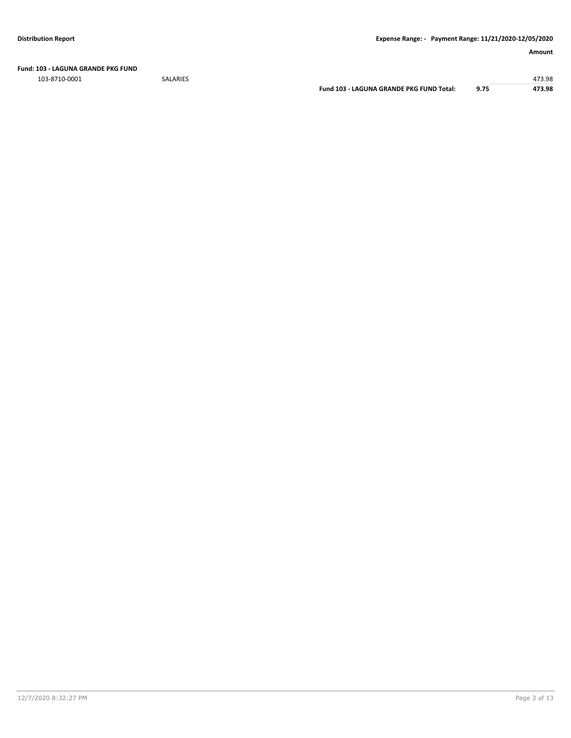**Fund: 103 - LAGUNA GRANDE PKG FUND**

| Account | Description | | Hours | Amount |
|---|---|---|---|---|
| 103-8710-0001 | SALARIES | | | 473.98 |
| | | **Fund 103 - LAGUNA GRANDE PKG FUND Total:** | **9.75** | **473.98** |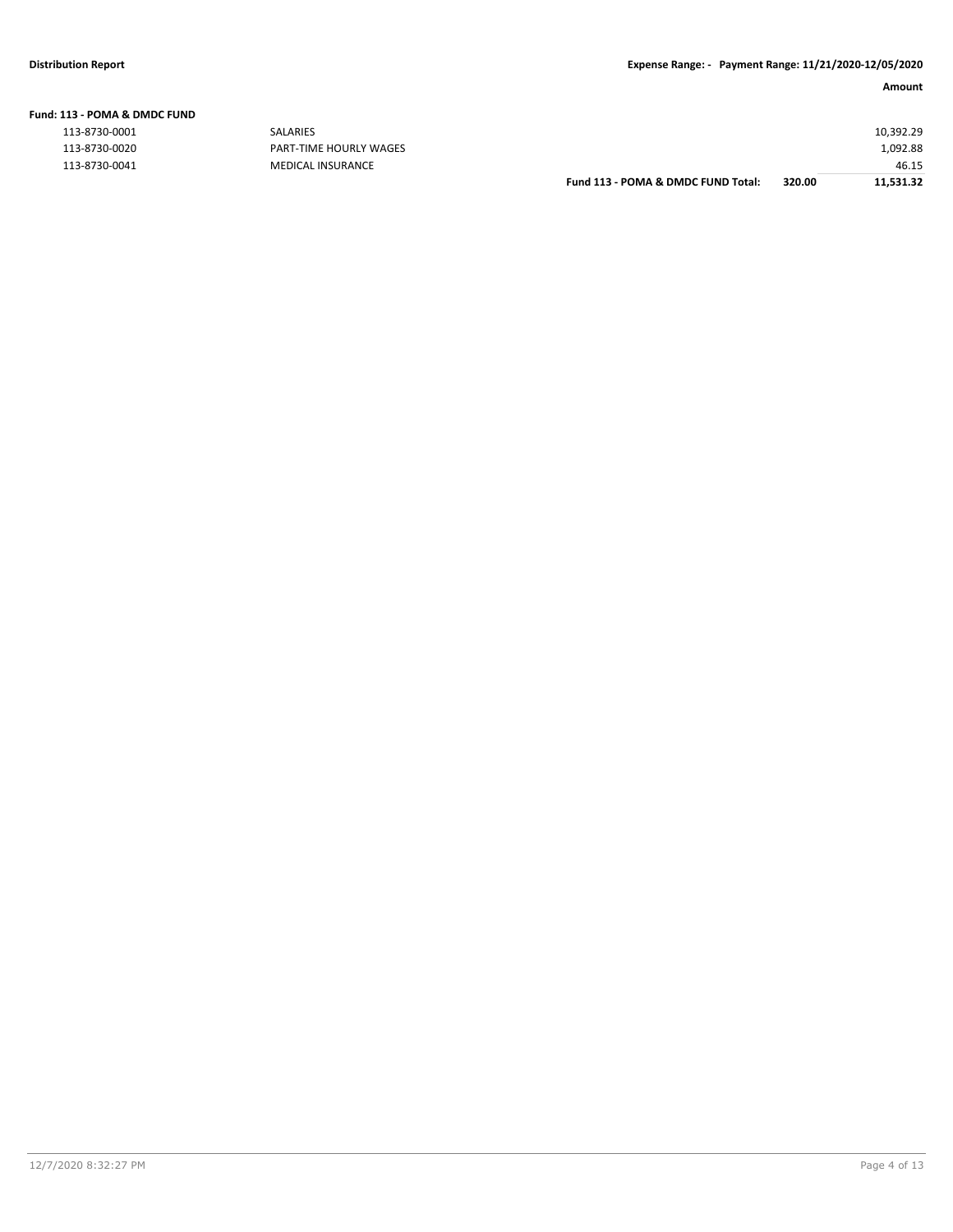| | | | Amount |
|---|---|---|---|
| **Fund: 113 - POMA & DMDC FUND** | | | |
| 113-8730-0001 | SALARIES | | 10,392.29 |
| 113-8730-0020 | PART-TIME HOURLY WAGES | | 1,092.88 |
| 113-8730-0041 | MEDICAL INSURANCE | | 46.15 |
| | **Fund 113 - POMA & DMDC FUND Total:** | **320.00** | **11,531.32** |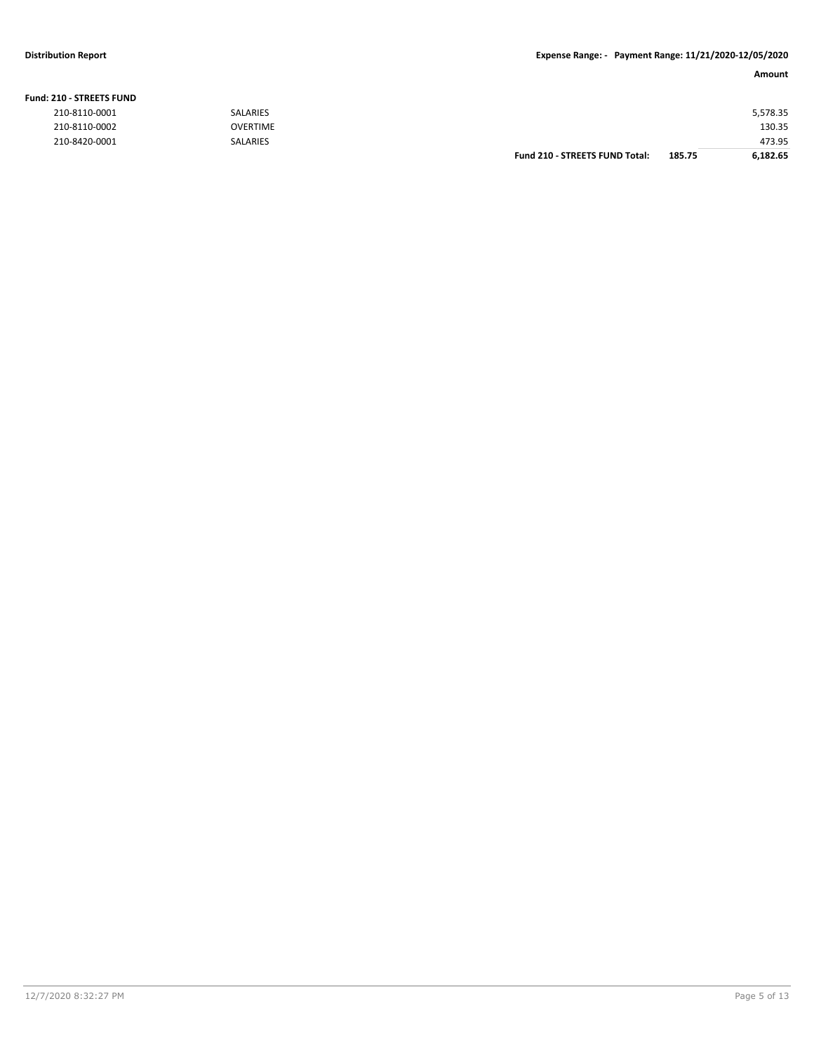**Distribution Report** | **Expense Range: - Payment Range: 11/21/2020-12/05/2020**

| | | | | Amount |
|---|---|---|---|---|
| **Fund: 210 - STREETS FUND** | | | | |
| 210-8110-0001 | SALARIES | | | 5,578.35 |
| 210-8110-0002 | OVERTIME | | | 130.35 |
| 210-8420-0001 | SALARIES | | | 473.95 |
| | | **Fund 210 - STREETS FUND Total:** | **185.75** | **6,182.65** |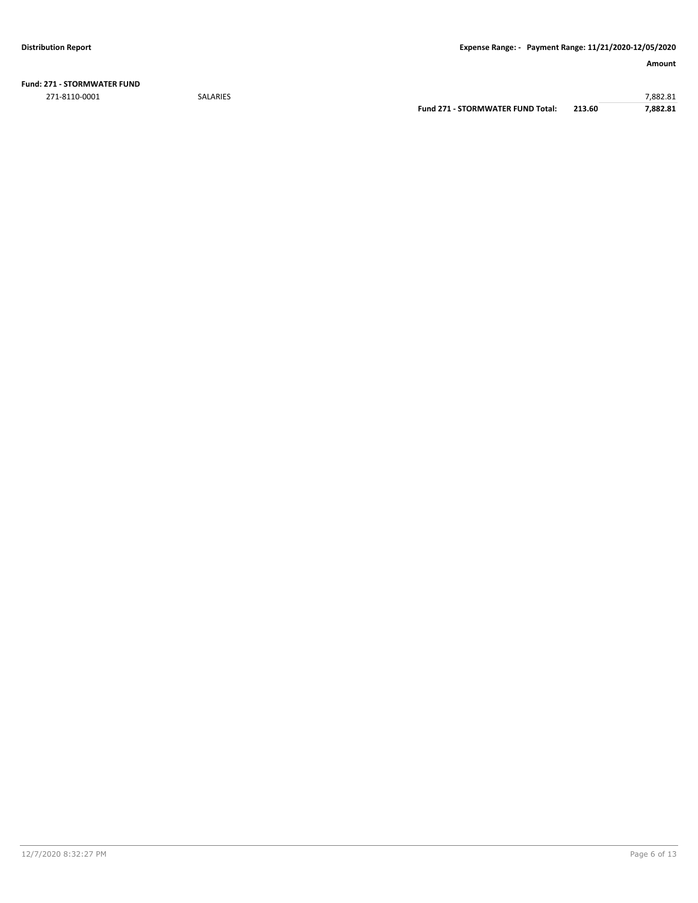**Fund: 271 - STORMWATER FUND**

| Account | Description | | | Amount |
|---|---|---|---|---|
| 271-8110-0001 | SALARIES | | | 7,882.81 |
| | | **Fund 271 - STORMWATER FUND Total:** | **213.60** | **7,882.81** |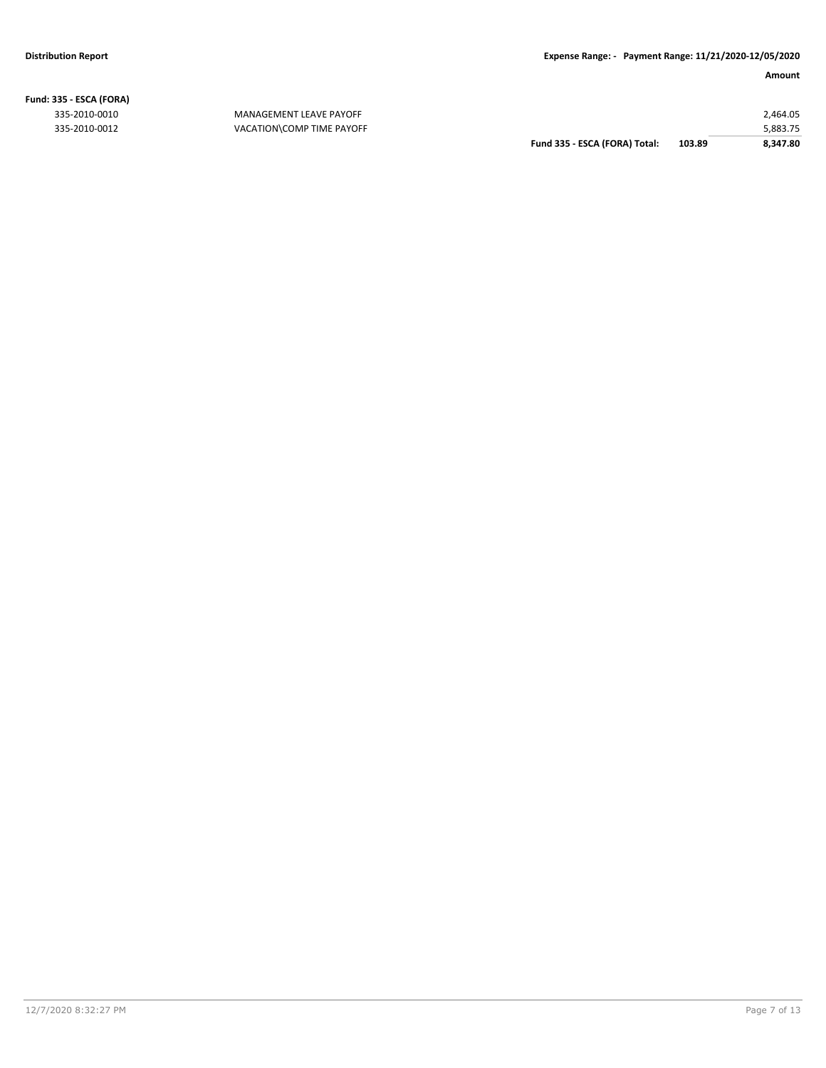**Distribution Report**

**Expense Range: - Payment Range: 11/21/2020-12/05/2020**

| | | | | **Amount** |
|---|---|---|---|---|
| **Fund: 335 - ESCA (FORA)** | | | | |
| 335-2010-0010 | MANAGEMENT LEAVE PAYOFF | | | 2,464.05 |
| 335-2010-0012 | VACATION\COMP TIME PAYOFF | | | 5,883.75 |
| | | **Fund 335 - ESCA (FORA) Total:** | **103.89** | **8,347.80** |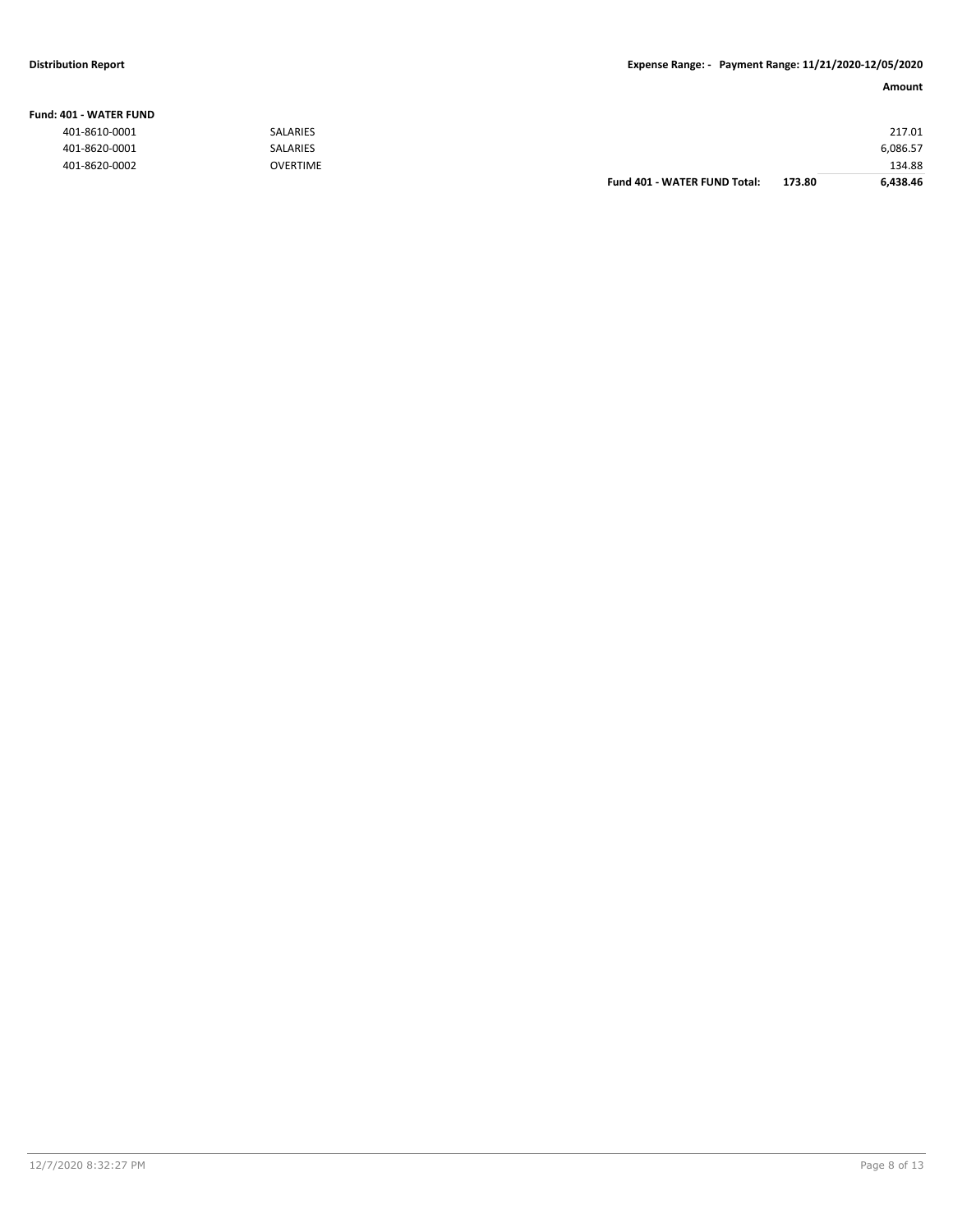**Distribution Report** **Expense Range: - Payment Range: 11/21/2020-12/05/2020**

| | | | | Amount |
|---|---|---|---|---|
| **Fund: 401 - WATER FUND** | | | | |
| 401-8610-0001 | SALARIES | | | 217.01 |
| 401-8620-0001 | SALARIES | | | 6,086.57 |
| 401-8620-0002 | OVERTIME | | | 134.88 |
| | | **Fund 401 - WATER FUND Total:** | **173.80** | **6,438.46** |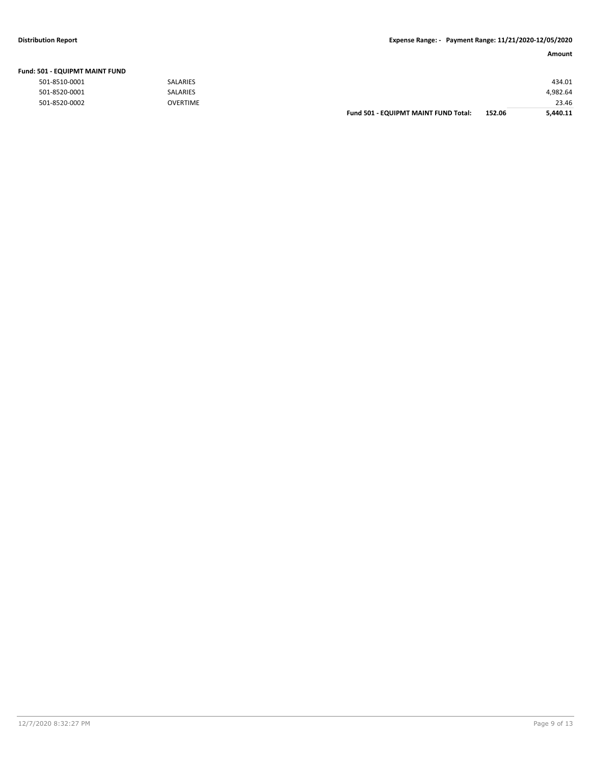**Fund: 501 - EQUIPMT MAINT FUND**

| Account | Description | | | Amount |
|---|---|---|---|---|
| 501-8510-0001 | SALARIES | | | 434.01 |
| 501-8520-0001 | SALARIES | | | 4,982.64 |
| 501-8520-0002 | OVERTIME | | | 23.46 |
| | | **Fund 501 - EQUIPMT MAINT FUND Total:** | **152.06** | **5,440.11** |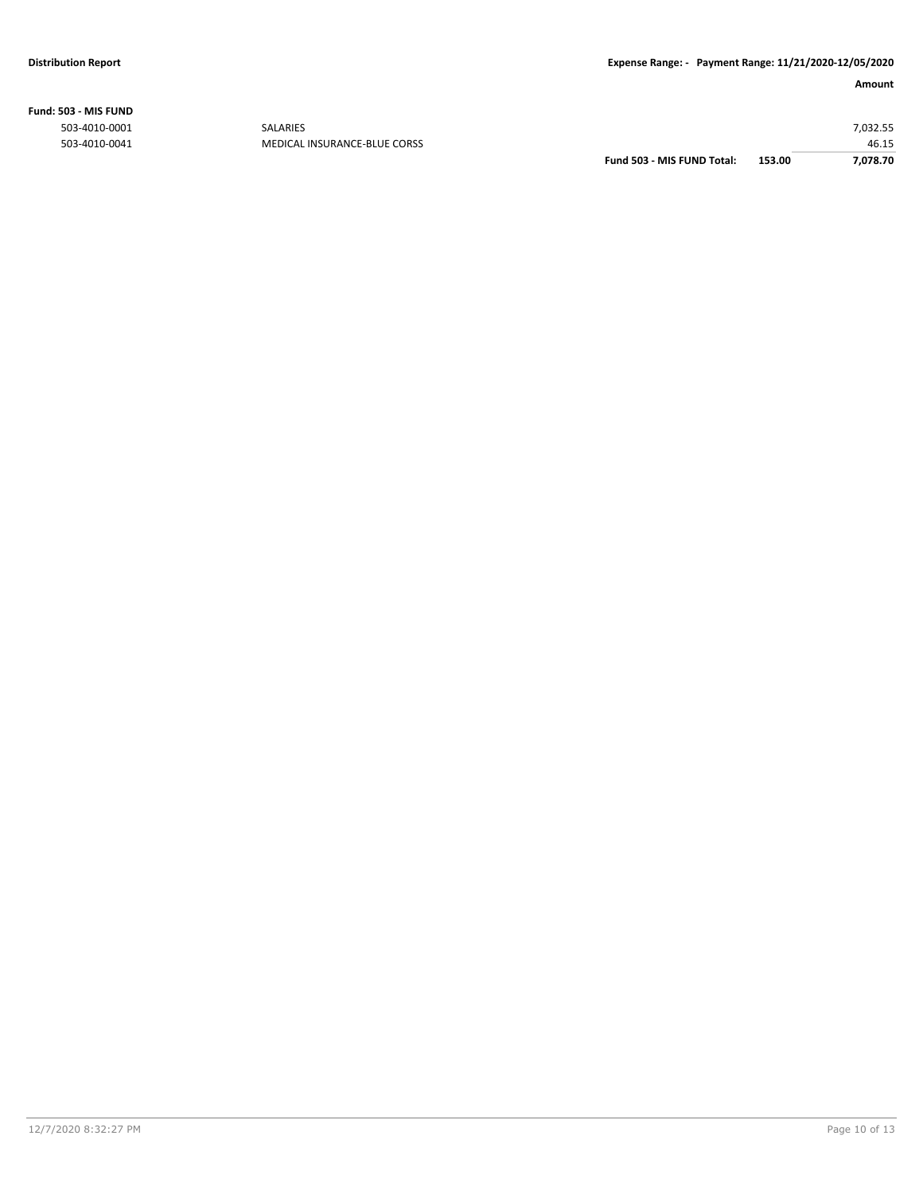**Fund: 503 - MIS FUND**

| Account | Description | | | Amount |
|---|---|---|---|---|
| 503-4010-0001 | SALARIES | | | 7,032.55 |
| 503-4010-0041 | MEDICAL INSURANCE-BLUE CORSS | | | 46.15 |
| | | **Fund 503 - MIS FUND Total:** | **153.00** | **7,078.70** |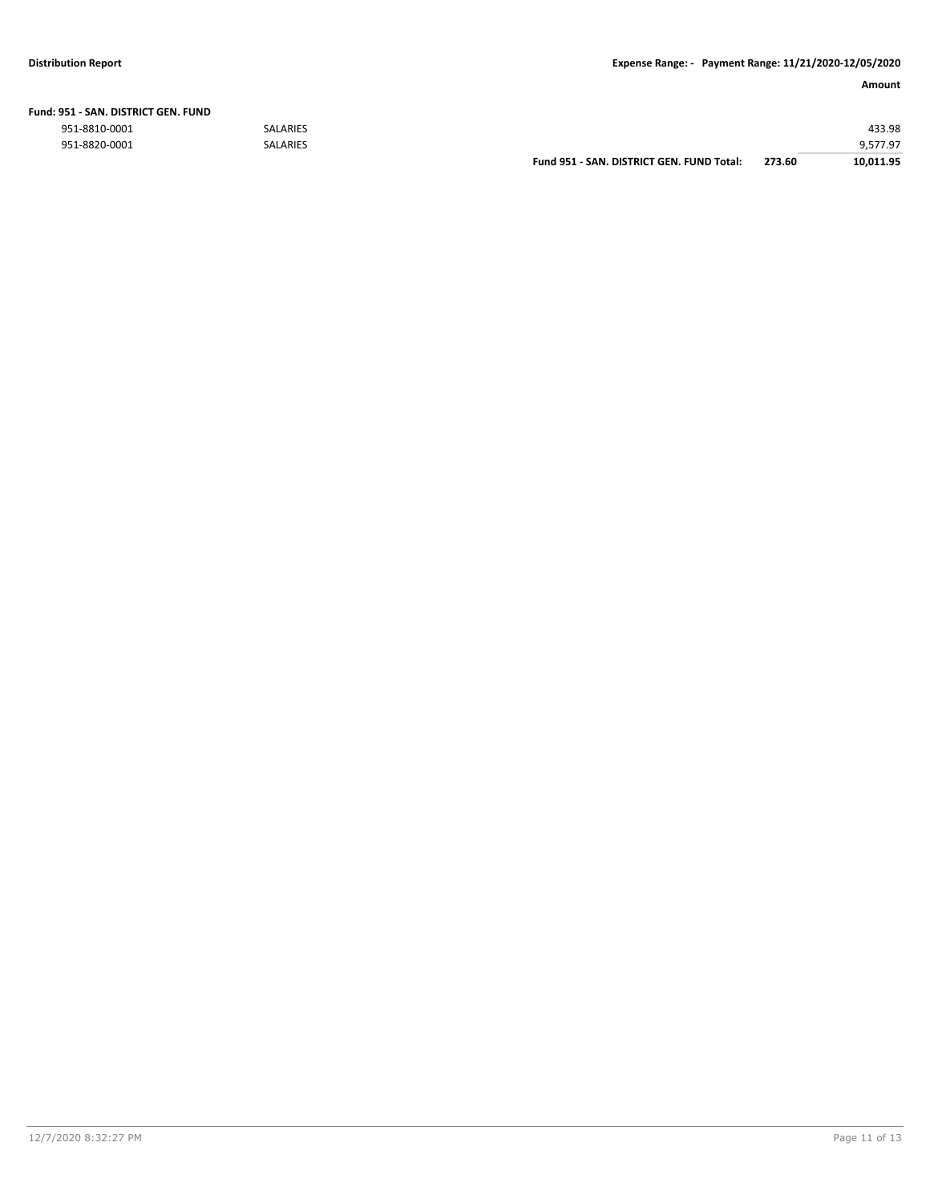| | | | Amount |
|---|---|---|---|
| **Fund: 951 - SAN. DISTRICT GEN. FUND** | | | |
| 951-8810-0001 | SALARIES | | 433.98 |
| 951-8820-0001 | SALARIES | | 9,577.97 |
| | **Fund 951 - SAN. DISTRICT GEN. FUND Total:** | **273.60** | **10,011.95** |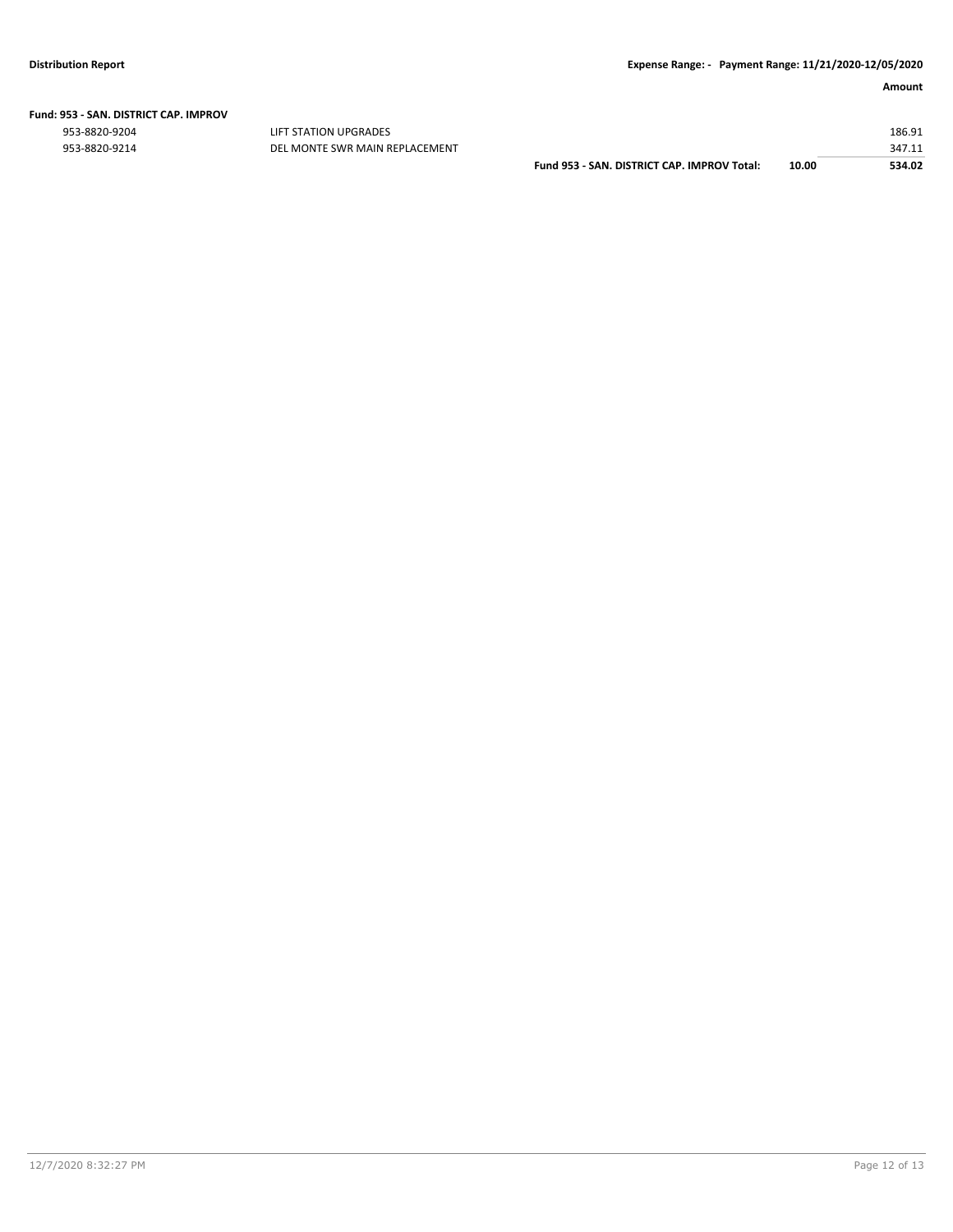**Fund: 953 - SAN. DISTRICT CAP. IMPROV**

| | | | | Amount |
|---|---|---|---|---|
| 953-8820-9204 | LIFT STATION UPGRADES | | | 186.91 |
| 953-8820-9214 | DEL MONTE SWR MAIN REPLACEMENT | | | 347.11 |
| | | **Fund 953 - SAN. DISTRICT CAP. IMPROV Total:** | **10.00** | **534.02** |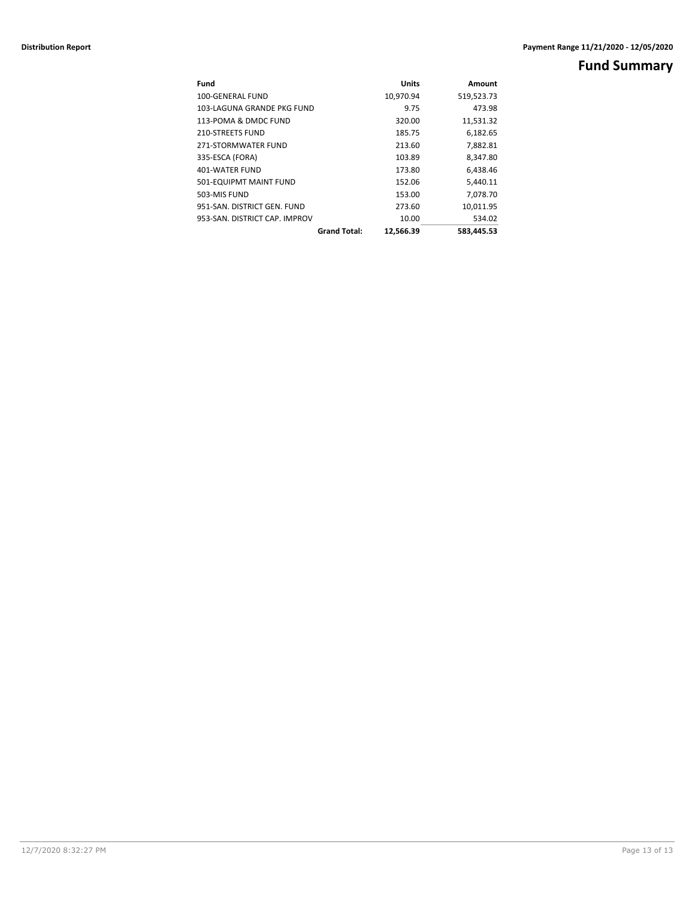# Fund Summary

| Fund | Units | Amount |
|---|---|---|
| 100-GENERAL FUND | 10,970.94 | 519,523.73 |
| 103-LAGUNA GRANDE PKG FUND | 9.75 | 473.98 |
| 113-POMA & DMDC FUND | 320.00 | 11,531.32 |
| 210-STREETS FUND | 185.75 | 6,182.65 |
| 271-STORMWATER FUND | 213.60 | 7,882.81 |
| 335-ESCA (FORA) | 103.89 | 8,347.80 |
| 401-WATER FUND | 173.80 | 6,438.46 |
| 501-EQUIPMT MAINT FUND | 152.06 | 5,440.11 |
| 503-MIS FUND | 153.00 | 7,078.70 |
| 951-SAN. DISTRICT GEN. FUND | 273.60 | 10,011.95 |
| 953-SAN. DISTRICT CAP. IMPROV | 10.00 | 534.02 |
| **Grand Total:** | **12,566.39** | **583,445.53** |